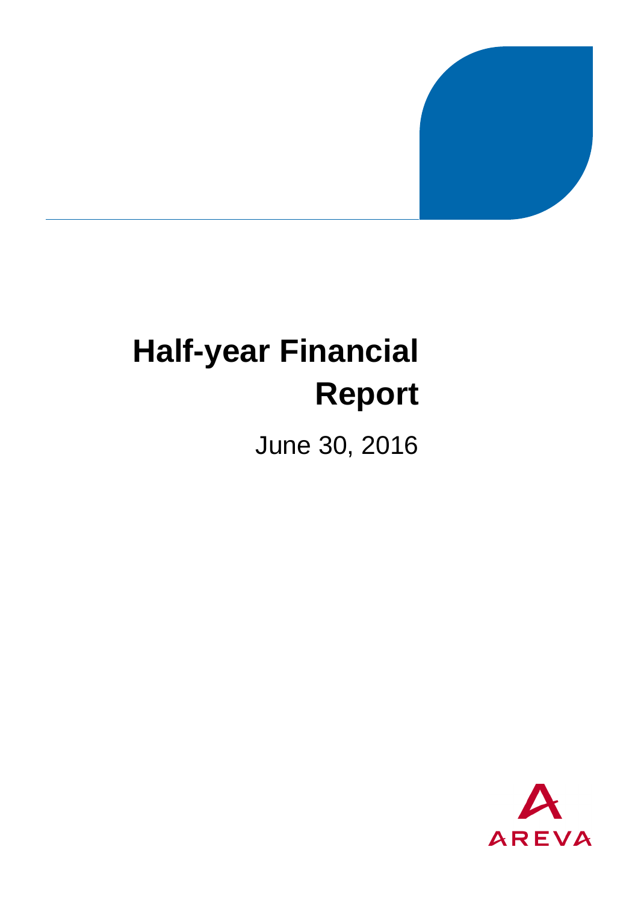# Half-year Financial Report

June 30, 2016

AREVA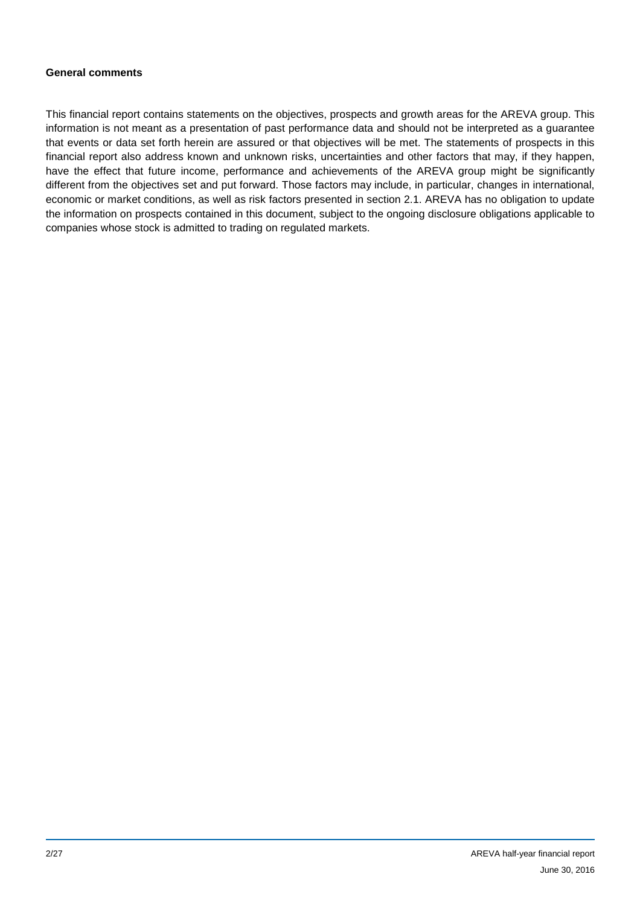**General comments**

This financial report contains statements on the objectives, prospects and growth areas for the AREVA group. This information is not meant as a presentation of past performance data and should not be interpreted as a guarantee that events or data set forth herein are assured or that objectives will be met. The statements of prospects in this financial report also address known and unknown risks, uncertainties and other factors that may, if they happen, have the effect that future income, performance and achievements of the AREVA group might be significantly different from the objectives set and put forward. Those factors may include, in particular, changes in international, economic or market conditions, as well as risk factors presented in section 2.1. AREVA has no obligation to update the information on prospects contained in this document, subject to the ongoing disclosure obligations applicable to companies whose stock is admitted to trading on regulated markets.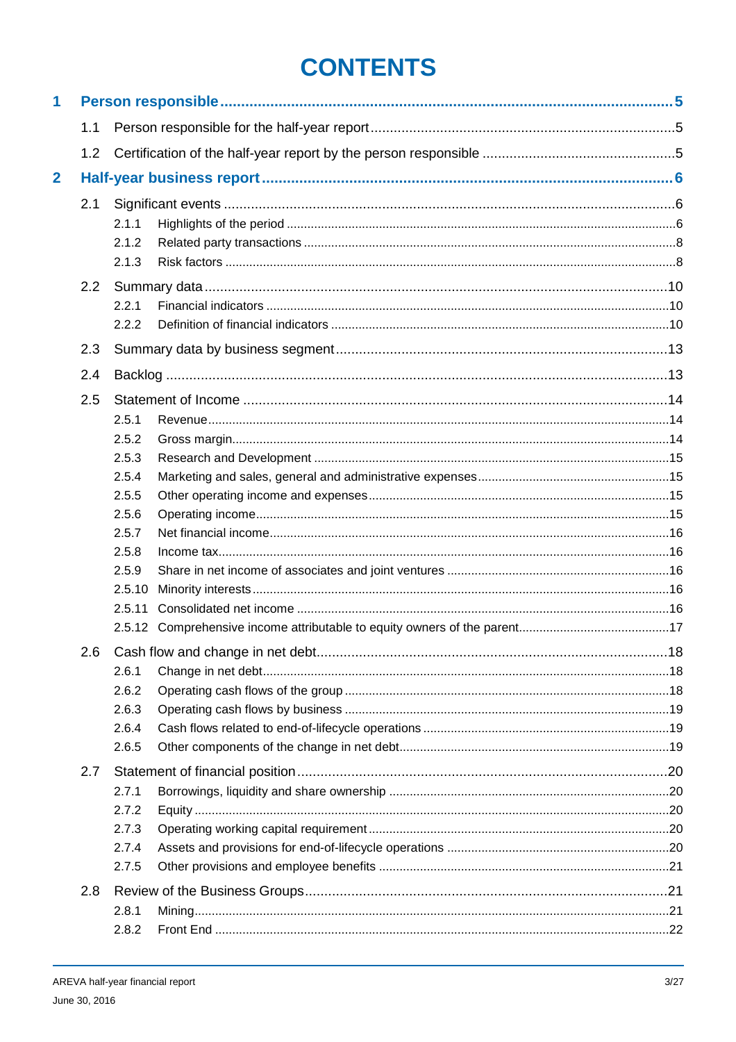# CONTENTS

**1 Person responsible ..... 5**

- 1.1 Person responsible for the half-year report ..... 5
- 1.2 Certification of the half-year report by the person responsible ..... 5

**2 Half-year business report ..... 6**

- 2.1 Significant events ..... 6
  - 2.1.1 Highlights of the period ..... 6
  - 2.1.2 Related party transactions ..... 8
  - 2.1.3 Risk factors ..... 8
- 2.2 Summary data ..... 10
  - 2.2.1 Financial indicators ..... 10
  - 2.2.2 Definition of financial indicators ..... 10
- 2.3 Summary data by business segment ..... 13
- 2.4 Backlog ..... 13
- 2.5 Statement of Income ..... 14
  - 2.5.1 Revenue ..... 14
  - 2.5.2 Gross margin ..... 14
  - 2.5.3 Research and Development ..... 15
  - 2.5.4 Marketing and sales, general and administrative expenses ..... 15
  - 2.5.5 Other operating income and expenses ..... 15
  - 2.5.6 Operating income ..... 15
  - 2.5.7 Net financial income ..... 16
  - 2.5.8 Income tax ..... 16
  - 2.5.9 Share in net income of associates and joint ventures ..... 16
  - 2.5.10 Minority interests ..... 16
  - 2.5.11 Consolidated net income ..... 16
  - 2.5.12 Comprehensive income attributable to equity owners of the parent ..... 17
- 2.6 Cash flow and change in net debt ..... 18
  - 2.6.1 Change in net debt ..... 18
  - 2.6.2 Operating cash flows of the group ..... 18
  - 2.6.3 Operating cash flows by business ..... 19
  - 2.6.4 Cash flows related to end-of-lifecycle operations ..... 19
  - 2.6.5 Other components of the change in net debt ..... 19
- 2.7 Statement of financial position ..... 20
  - 2.7.1 Borrowings, liquidity and share ownership ..... 20
  - 2.7.2 Equity ..... 20
  - 2.7.3 Operating working capital requirement ..... 20
  - 2.7.4 Assets and provisions for end-of-lifecycle operations ..... 20
  - 2.7.5 Other provisions and employee benefits ..... 21
- 2.8 Review of the Business Groups ..... 21
  - 2.8.1 Mining ..... 21
  - 2.8.2 Front End ..... 22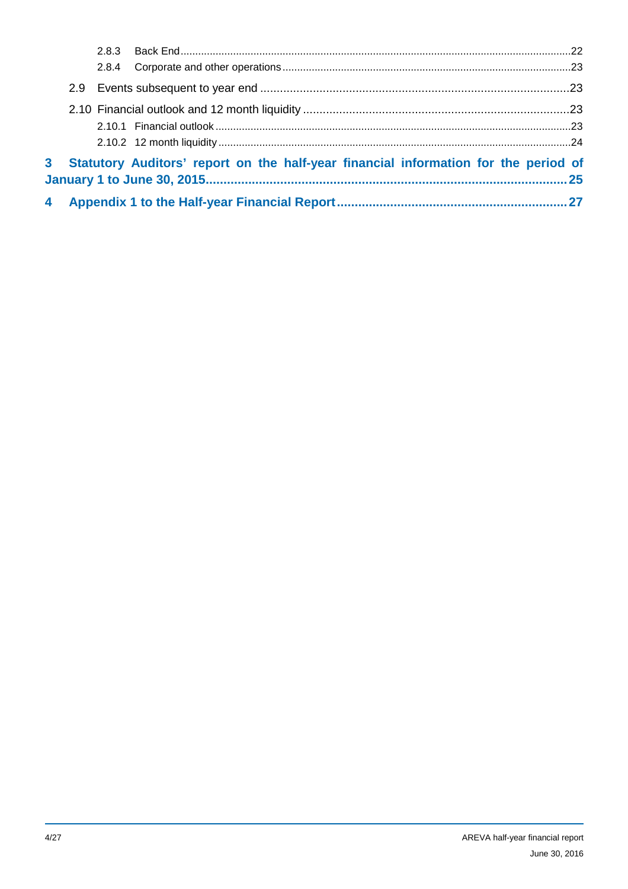2.8.3 Back End .......................................................................................................................22

2.8.4 Corporate and other operations ....................................................................................23

2.9 Events subsequent to year end ..............................................................................................23

2.10 Financial outlook and 12 month liquidity ...............................................................................23

2.10.1 Financial outlook ........................................................................................................23

2.10.2 12 month liquidity .......................................................................................................24

**3 Statutory Auditors' report on the half-year financial information for the period of January 1 to June 30, 2015 ..................................................................................................25**

**4 Appendix 1 to the Half-year Financial Report ...........................................................................27**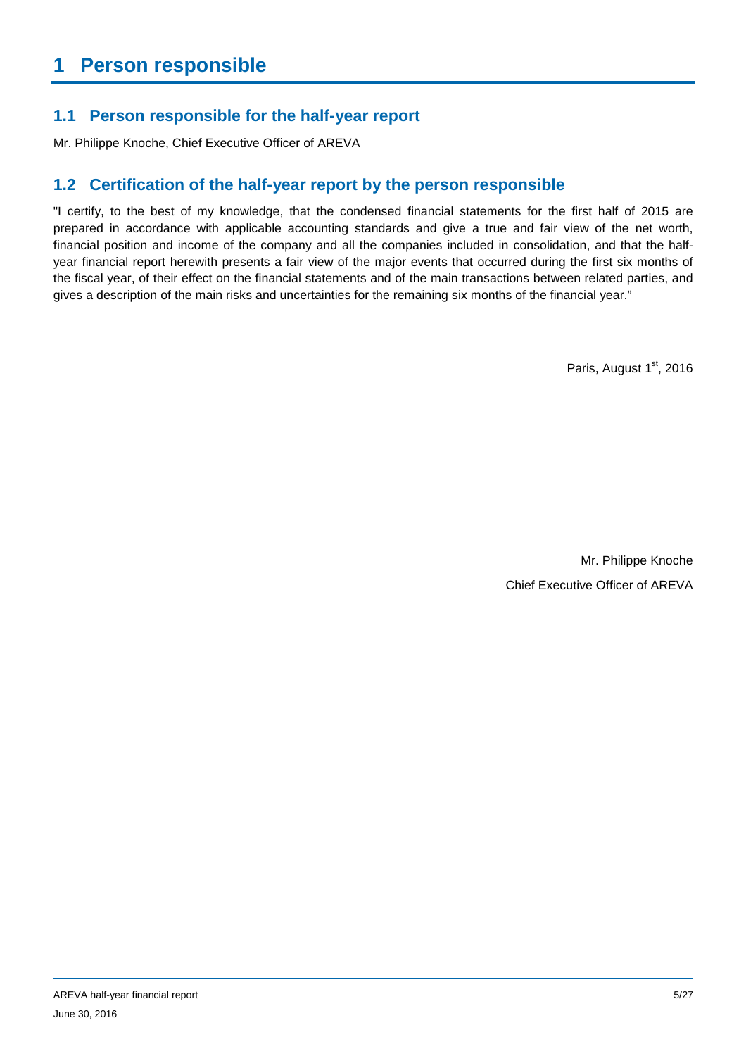# 1 Person responsible

## 1.1 Person responsible for the half-year report

Mr. Philippe Knoche, Chief Executive Officer of AREVA

## 1.2 Certification of the half-year report by the person responsible

"I certify, to the best of my knowledge, that the condensed financial statements for the first half of 2015 are prepared in accordance with applicable accounting standards and give a true and fair view of the net worth, financial position and income of the company and all the companies included in consolidation, and that the half-year financial report herewith presents a fair view of the major events that occurred during the first six months of the fiscal year, of their effect on the financial statements and of the main transactions between related parties, and gives a description of the main risks and uncertainties for the remaining six months of the financial year."

Paris, August 1st, 2016

Mr. Philippe Knoche

Chief Executive Officer of AREVA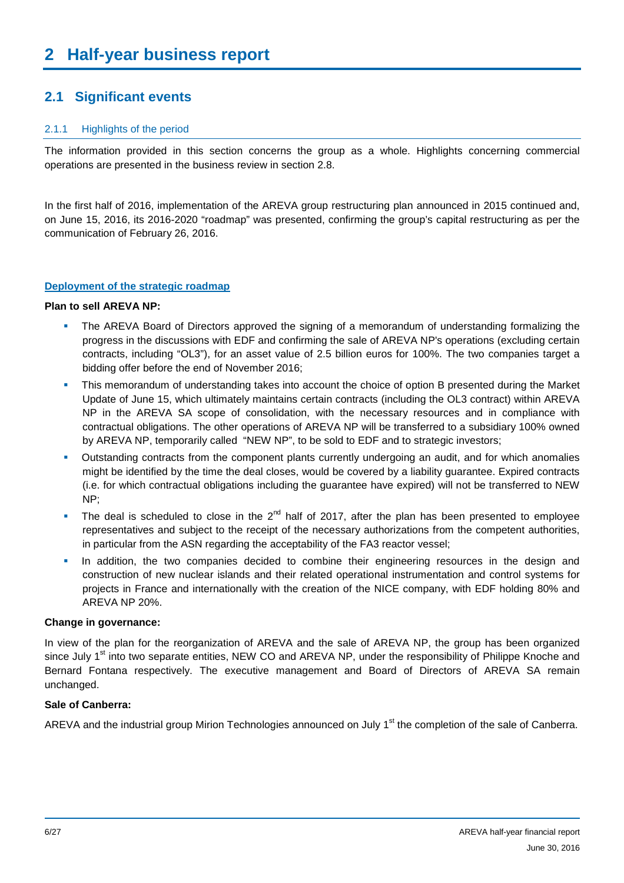# 2 Half-year business report

## 2.1 Significant events

### 2.1.1 Highlights of the period

The information provided in this section concerns the group as a whole. Highlights concerning commercial operations are presented in the business review in section 2.8.

In the first half of 2016, implementation of the AREVA group restructuring plan announced in 2015 continued and, on June 15, 2016, its 2016-2020 "roadmap" was presented, confirming the group's capital restructuring as per the communication of February 26, 2016.

**Deployment of the strategic roadmap**

**Plan to sell AREVA NP:**

- The AREVA Board of Directors approved the signing of a memorandum of understanding formalizing the progress in the discussions with EDF and confirming the sale of AREVA NP's operations (excluding certain contracts, including "OL3"), for an asset value of 2.5 billion euros for 100%. The two companies target a bidding offer before the end of November 2016;
- This memorandum of understanding takes into account the choice of option B presented during the Market Update of June 15, which ultimately maintains certain contracts (including the OL3 contract) within AREVA NP in the AREVA SA scope of consolidation, with the necessary resources and in compliance with contractual obligations. The other operations of AREVA NP will be transferred to a subsidiary 100% owned by AREVA NP, temporarily called "NEW NP", to be sold to EDF and to strategic investors;
- Outstanding contracts from the component plants currently undergoing an audit, and for which anomalies might be identified by the time the deal closes, would be covered by a liability guarantee. Expired contracts (i.e. for which contractual obligations including the guarantee have expired) will not be transferred to NEW NP;
- The deal is scheduled to close in the 2nd half of 2017, after the plan has been presented to employee representatives and subject to the receipt of the necessary authorizations from the competent authorities, in particular from the ASN regarding the acceptability of the FA3 reactor vessel;
- In addition, the two companies decided to combine their engineering resources in the design and construction of new nuclear islands and their related operational instrumentation and control systems for projects in France and internationally with the creation of the NICE company, with EDF holding 80% and AREVA NP 20%.

**Change in governance:**

In view of the plan for the reorganization of AREVA and the sale of AREVA NP, the group has been organized since July 1st into two separate entities, NEW CO and AREVA NP, under the responsibility of Philippe Knoche and Bernard Fontana respectively. The executive management and Board of Directors of AREVA SA remain unchanged.

**Sale of Canberra:**

AREVA and the industrial group Mirion Technologies announced on July 1st the completion of the sale of Canberra.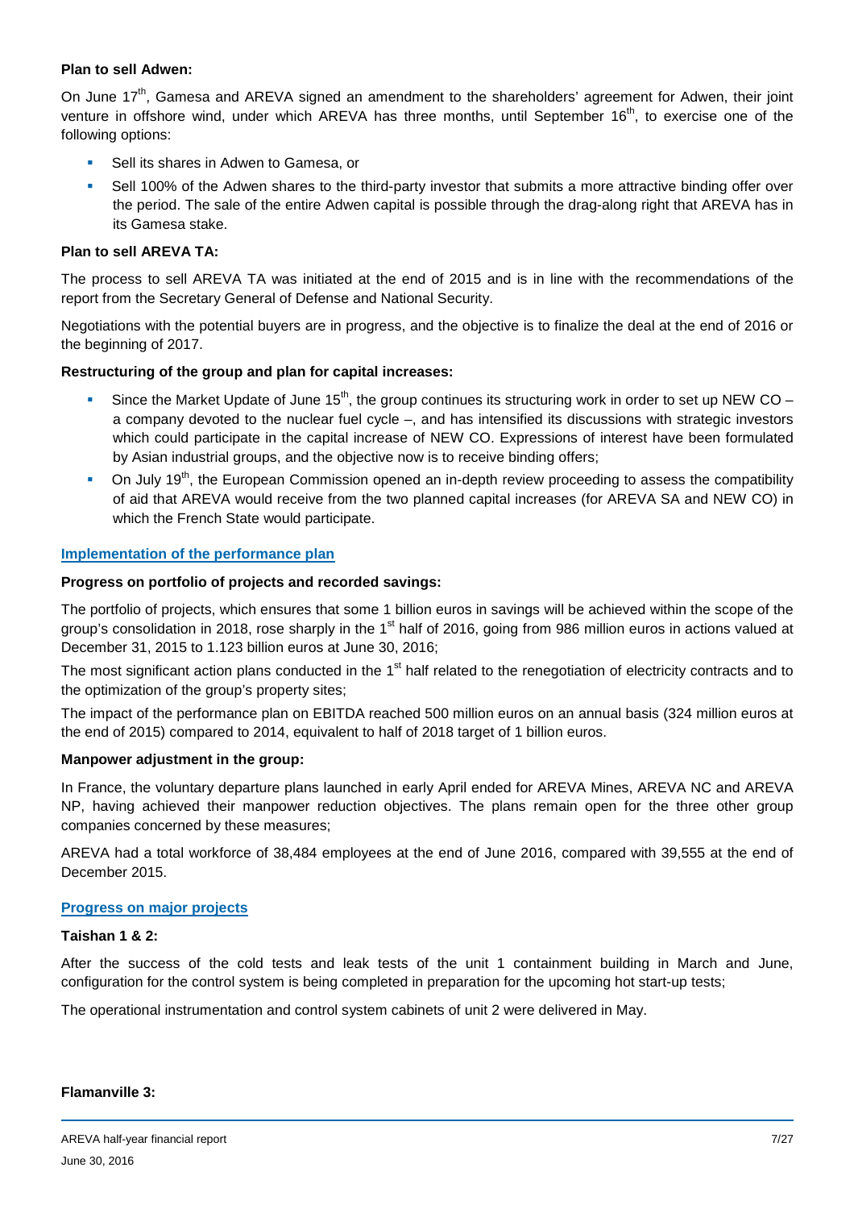**Plan to sell Adwen:**

On June 17th, Gamesa and AREVA signed an amendment to the shareholders' agreement for Adwen, their joint venture in offshore wind, under which AREVA has three months, until September 16th, to exercise one of the following options:

- Sell its shares in Adwen to Gamesa, or
- Sell 100% of the Adwen shares to the third-party investor that submits a more attractive binding offer over the period. The sale of the entire Adwen capital is possible through the drag-along right that AREVA has in its Gamesa stake.

**Plan to sell AREVA TA:**

The process to sell AREVA TA was initiated at the end of 2015 and is in line with the recommendations of the report from the Secretary General of Defense and National Security.

Negotiations with the potential buyers are in progress, and the objective is to finalize the deal at the end of 2016 or the beginning of 2017.

**Restructuring of the group and plan for capital increases:**

- Since the Market Update of June 15th, the group continues its structuring work in order to set up NEW CO – a company devoted to the nuclear fuel cycle –, and has intensified its discussions with strategic investors which could participate in the capital increase of NEW CO. Expressions of interest have been formulated by Asian industrial groups, and the objective now is to receive binding offers;
- On July 19th, the European Commission opened an in-depth review proceeding to assess the compatibility of aid that AREVA would receive from the two planned capital increases (for AREVA SA and NEW CO) in which the French State would participate.

## Implementation of the performance plan

**Progress on portfolio of projects and recorded savings:**

The portfolio of projects, which ensures that some 1 billion euros in savings will be achieved within the scope of the group's consolidation in 2018, rose sharply in the 1st half of 2016, going from 986 million euros in actions valued at December 31, 2015 to 1.123 billion euros at June 30, 2016;

The most significant action plans conducted in the 1st half related to the renegotiation of electricity contracts and to the optimization of the group's property sites;

The impact of the performance plan on EBITDA reached 500 million euros on an annual basis (324 million euros at the end of 2015) compared to 2014, equivalent to half of 2018 target of 1 billion euros.

**Manpower adjustment in the group:**

In France, the voluntary departure plans launched in early April ended for AREVA Mines, AREVA NC and AREVA NP, having achieved their manpower reduction objectives. The plans remain open for the three other group companies concerned by these measures;

AREVA had a total workforce of 38,484 employees at the end of June 2016, compared with 39,555 at the end of December 2015.

## Progress on major projects

**Taishan 1 & 2:**

After the success of the cold tests and leak tests of the unit 1 containment building in March and June, configuration for the control system is being completed in preparation for the upcoming hot start-up tests;

The operational instrumentation and control system cabinets of unit 2 were delivered in May.

**Flamanville 3:**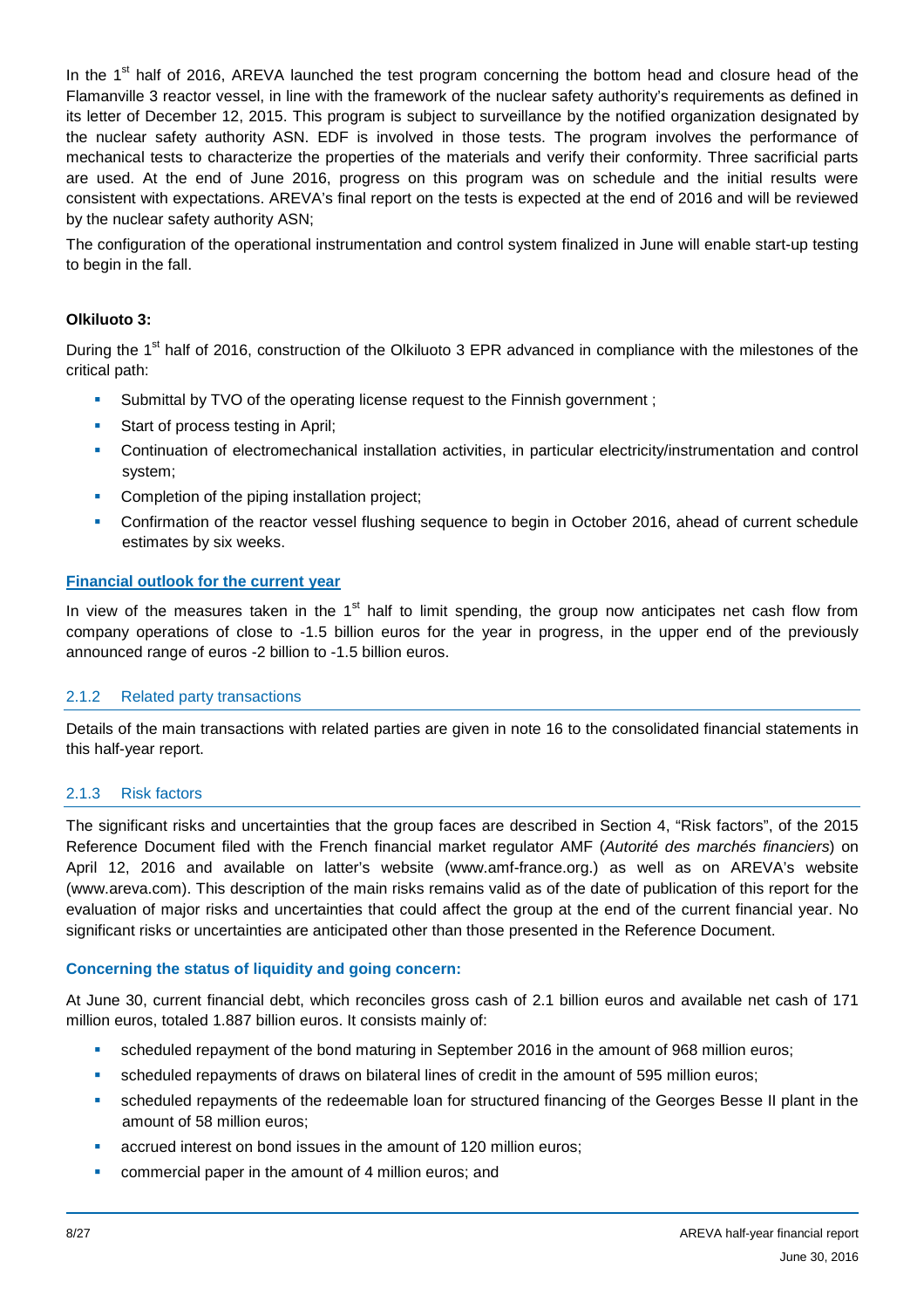In the 1st half of 2016, AREVA launched the test program concerning the bottom head and closure head of the Flamanville 3 reactor vessel, in line with the framework of the nuclear safety authority's requirements as defined in its letter of December 12, 2015. This program is subject to surveillance by the notified organization designated by the nuclear safety authority ASN. EDF is involved in those tests. The program involves the performance of mechanical tests to characterize the properties of the materials and verify their conformity. Three sacrificial parts are used. At the end of June 2016, progress on this program was on schedule and the initial results were consistent with expectations. AREVA's final report on the tests is expected at the end of 2016 and will be reviewed by the nuclear safety authority ASN;

The configuration of the operational instrumentation and control system finalized in June will enable start-up testing to begin in the fall.

**Olkiluoto 3:**

During the 1st half of 2016, construction of the Olkiluoto 3 EPR advanced in compliance with the milestones of the critical path:

- Submittal by TVO of the operating license request to the Finnish government ;
- Start of process testing in April;
- Continuation of electromechanical installation activities, in particular electricity/instrumentation and control system;
- Completion of the piping installation project;
- Confirmation of the reactor vessel flushing sequence to begin in October 2016, ahead of current schedule estimates by six weeks.

**Financial outlook for the current year**

In view of the measures taken in the 1st half to limit spending, the group now anticipates net cash flow from company operations of close to -1.5 billion euros for the year in progress, in the upper end of the previously announced range of euros -2 billion to -1.5 billion euros.

### 2.1.2 Related party transactions

Details of the main transactions with related parties are given in note 16 to the consolidated financial statements in this half-year report.

### 2.1.3 Risk factors

The significant risks and uncertainties that the group faces are described in Section 4, "Risk factors", of the 2015 Reference Document filed with the French financial market regulator AMF (*Autorité des marchés financiers*) on April 12, 2016 and available on latter's website (www.amf-france.org.) as well as on AREVA's website (www.areva.com). This description of the main risks remains valid as of the date of publication of this report for the evaluation of major risks and uncertainties that could affect the group at the end of the current financial year. No significant risks or uncertainties are anticipated other than those presented in the Reference Document.

**Concerning the status of liquidity and going concern:**

At June 30, current financial debt, which reconciles gross cash of 2.1 billion euros and available net cash of 171 million euros, totaled 1.887 billion euros. It consists mainly of:

- scheduled repayment of the bond maturing in September 2016 in the amount of 968 million euros;
- scheduled repayments of draws on bilateral lines of credit in the amount of 595 million euros;
- scheduled repayments of the redeemable loan for structured financing of the Georges Besse II plant in the amount of 58 million euros;
- accrued interest on bond issues in the amount of 120 million euros;
- commercial paper in the amount of 4 million euros; and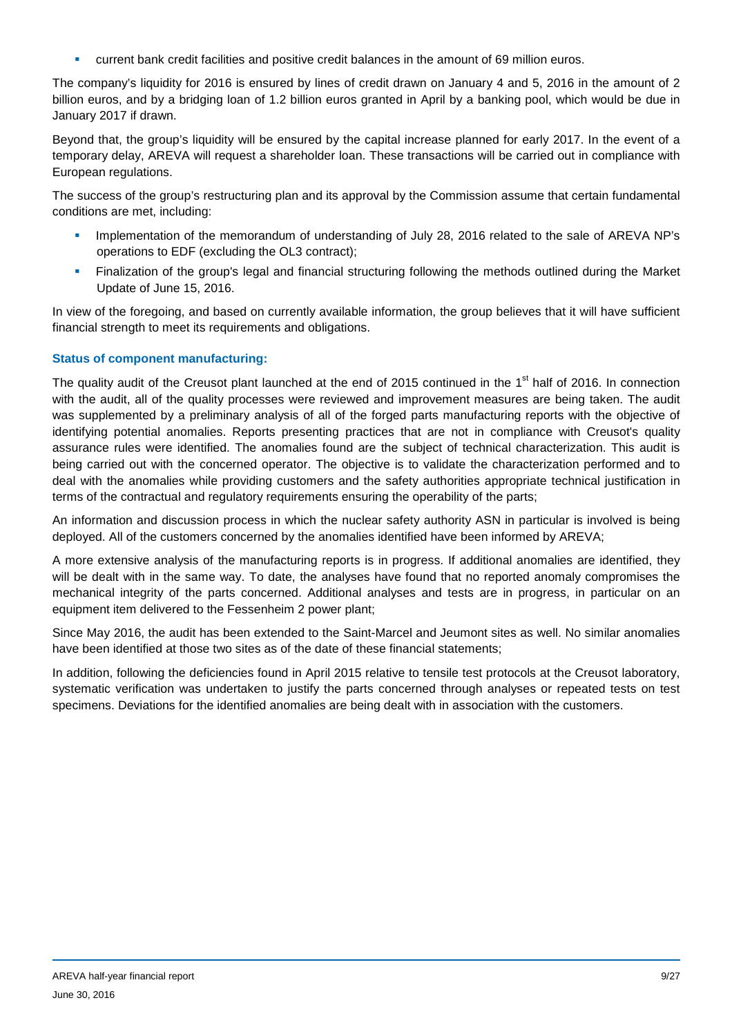- current bank credit facilities and positive credit balances in the amount of 69 million euros.

The company's liquidity for 2016 is ensured by lines of credit drawn on January 4 and 5, 2016 in the amount of 2 billion euros, and by a bridging loan of 1.2 billion euros granted in April by a banking pool, which would be due in January 2017 if drawn.

Beyond that, the group's liquidity will be ensured by the capital increase planned for early 2017. In the event of a temporary delay, AREVA will request a shareholder loan. These transactions will be carried out in compliance with European regulations.

The success of the group's restructuring plan and its approval by the Commission assume that certain fundamental conditions are met, including:

- Implementation of the memorandum of understanding of July 28, 2016 related to the sale of AREVA NP's operations to EDF (excluding the OL3 contract);
- Finalization of the group's legal and financial structuring following the methods outlined during the Market Update of June 15, 2016.

In view of the foregoing, and based on currently available information, the group believes that it will have sufficient financial strength to meet its requirements and obligations.

**Status of component manufacturing:**

The quality audit of the Creusot plant launched at the end of 2015 continued in the 1st half of 2016. In connection with the audit, all of the quality processes were reviewed and improvement measures are being taken. The audit was supplemented by a preliminary analysis of all of the forged parts manufacturing reports with the objective of identifying potential anomalies. Reports presenting practices that are not in compliance with Creusot's quality assurance rules were identified. The anomalies found are the subject of technical characterization. This audit is being carried out with the concerned operator. The objective is to validate the characterization performed and to deal with the anomalies while providing customers and the safety authorities appropriate technical justification in terms of the contractual and regulatory requirements ensuring the operability of the parts;

An information and discussion process in which the nuclear safety authority ASN in particular is involved is being deployed. All of the customers concerned by the anomalies identified have been informed by AREVA;

A more extensive analysis of the manufacturing reports is in progress. If additional anomalies are identified, they will be dealt with in the same way. To date, the analyses have found that no reported anomaly compromises the mechanical integrity of the parts concerned. Additional analyses and tests are in progress, in particular on an equipment item delivered to the Fessenheim 2 power plant;

Since May 2016, the audit has been extended to the Saint-Marcel and Jeumont sites as well. No similar anomalies have been identified at those two sites as of the date of these financial statements;

In addition, following the deficiencies found in April 2015 relative to tensile test protocols at the Creusot laboratory, systematic verification was undertaken to justify the parts concerned through analyses or repeated tests on test specimens. Deviations for the identified anomalies are being dealt with in association with the customers.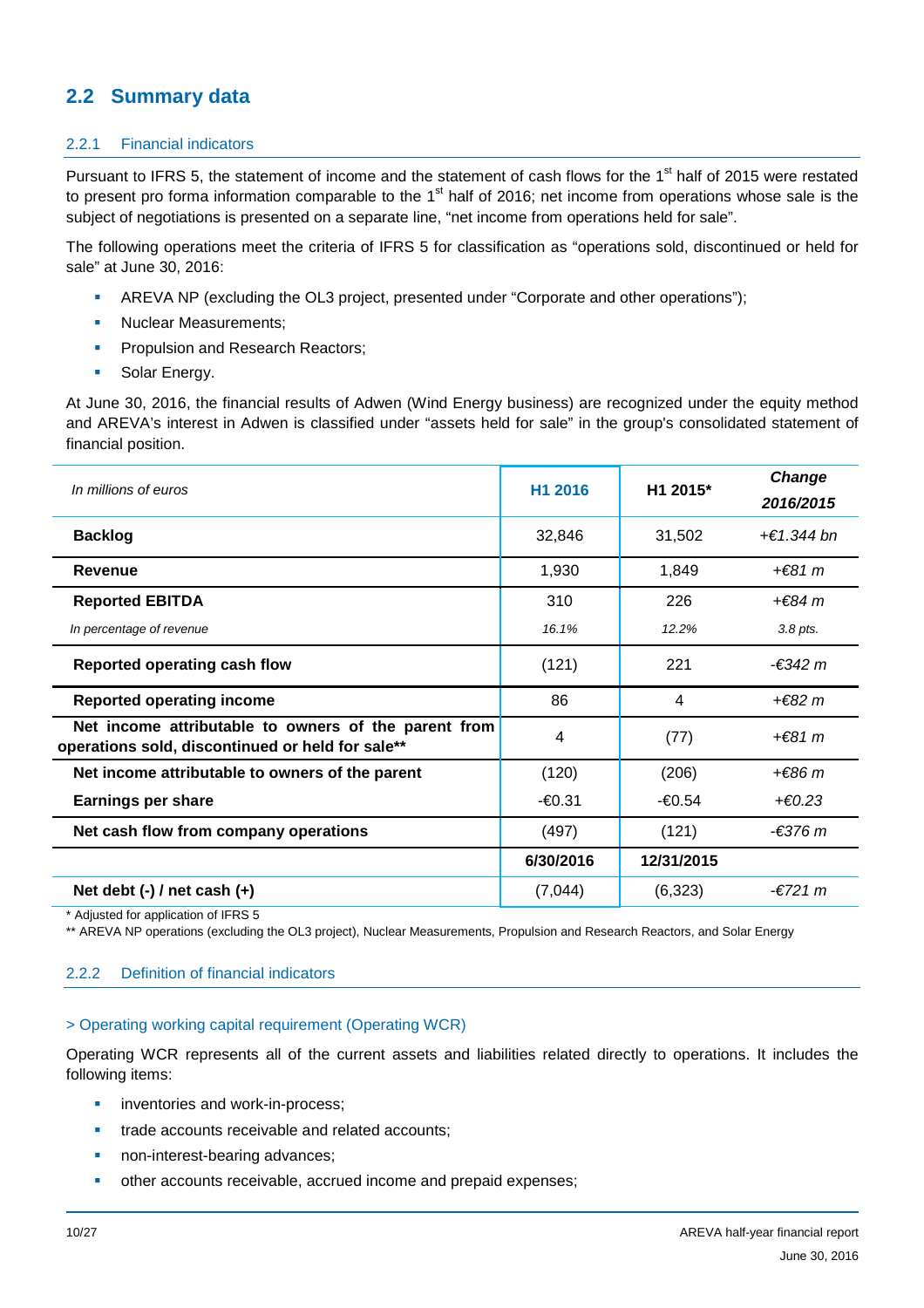## 2.2 Summary data

### 2.2.1 Financial indicators

Pursuant to IFRS 5, the statement of income and the statement of cash flows for the 1st half of 2015 were restated to present pro forma information comparable to the 1st half of 2016; net income from operations whose sale is the subject of negotiations is presented on a separate line, "net income from operations held for sale".

The following operations meet the criteria of IFRS 5 for classification as "operations sold, discontinued or held for sale" at June 30, 2016:

- AREVA NP (excluding the OL3 project, presented under "Corporate and other operations");
- Nuclear Measurements;
- Propulsion and Research Reactors;
- Solar Energy.

At June 30, 2016, the financial results of Adwen (Wind Energy business) are recognized under the equity method and AREVA's interest in Adwen is classified under "assets held for sale" in the group's consolidated statement of financial position.

| *In millions of euros* | **H1 2016** | **H1 2015*** | ***Change 2016/2015*** |
|---|---|---|---|
| **Backlog** | 32,846 | 31,502 | *+€1.344 bn* |
| **Revenue** | 1,930 | 1,849 | *+€81 m* |
| **Reported EBITDA** | 310 | 226 | *+€84 m* |
| *In percentage of revenue* | *16.1%* | *12.2%* | *3.8 pts.* |
| **Reported operating cash flow** | (121) | 221 | *-€342 m* |
| **Reported operating income** | 86 | 4 | *+€82 m* |
| **Net income attributable to owners of the parent from operations sold, discontinued or held for sale**** | 4 | (77) | *+€81 m* |
| **Net income attributable to owners of the parent** | (120) | (206) | *+€86 m* |
| **Earnings per share** | -€0.31 | -€0.54 | *+€0.23* |
| **Net cash flow from company operations** | (497) | (121) | *-€376 m* |
| | **6/30/2016** | **12/31/2015** | |
| **Net debt (-) / net cash (+)** | (7,044) | (6,323) | *-€721 m* |

\* Adjusted for application of IFRS 5

\*\* AREVA NP operations (excluding the OL3 project), Nuclear Measurements, Propulsion and Research Reactors, and Solar Energy

### 2.2.2 Definition of financial indicators

#### > Operating working capital requirement (Operating WCR)

Operating WCR represents all of the current assets and liabilities related directly to operations. It includes the following items:

- inventories and work-in-process;
- trade accounts receivable and related accounts;
- non-interest-bearing advances;
- other accounts receivable, accrued income and prepaid expenses;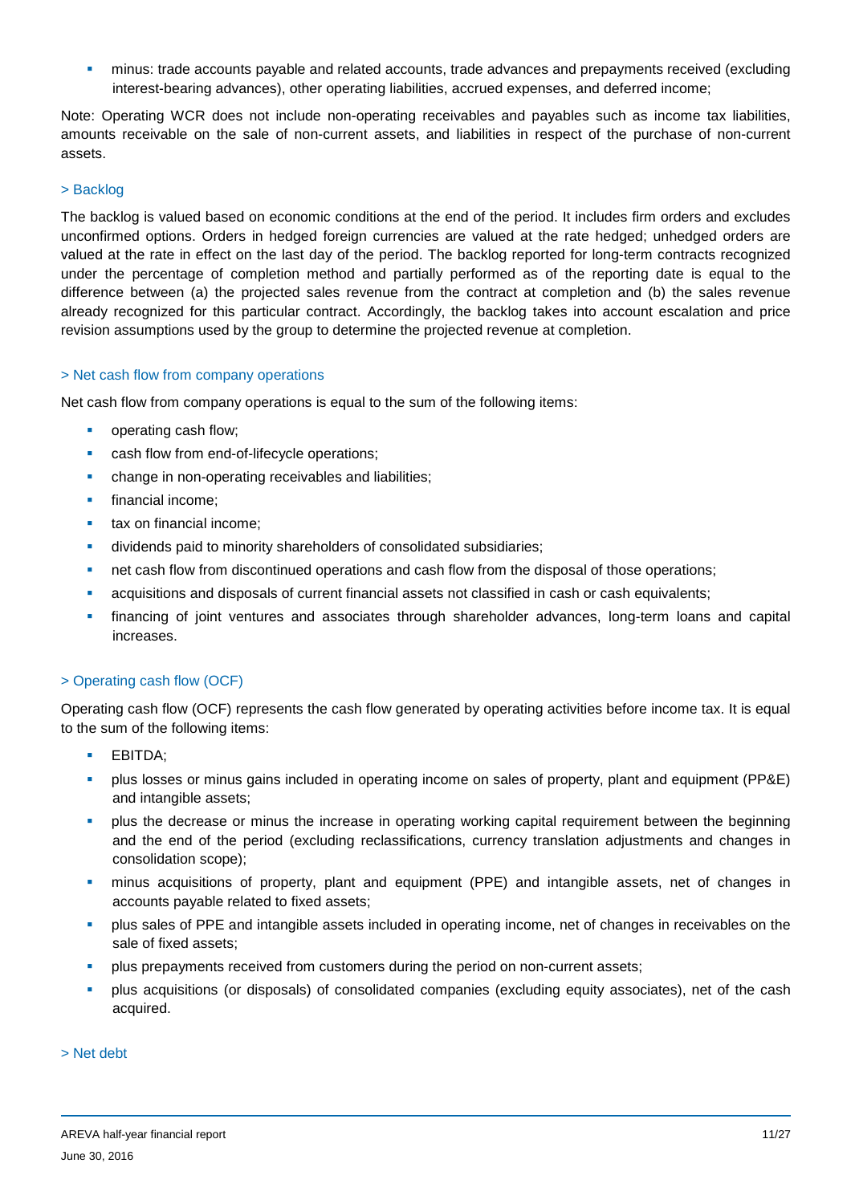- minus: trade accounts payable and related accounts, trade advances and prepayments received (excluding interest-bearing advances), other operating liabilities, accrued expenses, and deferred income;

Note: Operating WCR does not include non-operating receivables and payables such as income tax liabilities, amounts receivable on the sale of non-current assets, and liabilities in respect of the purchase of non-current assets.

### > Backlog

The backlog is valued based on economic conditions at the end of the period. It includes firm orders and excludes unconfirmed options. Orders in hedged foreign currencies are valued at the rate hedged; unhedged orders are valued at the rate in effect on the last day of the period. The backlog reported for long-term contracts recognized under the percentage of completion method and partially performed as of the reporting date is equal to the difference between (a) the projected sales revenue from the contract at completion and (b) the sales revenue already recognized for this particular contract. Accordingly, the backlog takes into account escalation and price revision assumptions used by the group to determine the projected revenue at completion.

### > Net cash flow from company operations

Net cash flow from company operations is equal to the sum of the following items:

- operating cash flow;
- cash flow from end-of-lifecycle operations;
- change in non-operating receivables and liabilities;
- financial income;
- tax on financial income;
- dividends paid to minority shareholders of consolidated subsidiaries;
- net cash flow from discontinued operations and cash flow from the disposal of those operations;
- acquisitions and disposals of current financial assets not classified in cash or cash equivalents;
- financing of joint ventures and associates through shareholder advances, long-term loans and capital increases.

### > Operating cash flow (OCF)

Operating cash flow (OCF) represents the cash flow generated by operating activities before income tax. It is equal to the sum of the following items:

- EBITDA;
- plus losses or minus gains included in operating income on sales of property, plant and equipment (PP&E) and intangible assets;
- plus the decrease or minus the increase in operating working capital requirement between the beginning and the end of the period (excluding reclassifications, currency translation adjustments and changes in consolidation scope);
- minus acquisitions of property, plant and equipment (PPE) and intangible assets, net of changes in accounts payable related to fixed assets;
- plus sales of PPE and intangible assets included in operating income, net of changes in receivables on the sale of fixed assets;
- plus prepayments received from customers during the period on non-current assets;
- plus acquisitions (or disposals) of consolidated companies (excluding equity associates), net of the cash acquired.

### > Net debt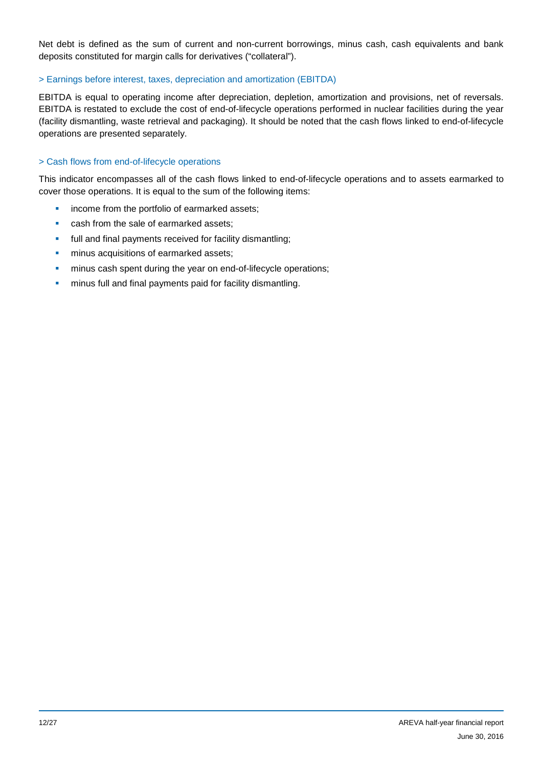Net debt is defined as the sum of current and non-current borrowings, minus cash, cash equivalents and bank deposits constituted for margin calls for derivatives ("collateral").

### > Earnings before interest, taxes, depreciation and amortization (EBITDA)

EBITDA is equal to operating income after depreciation, depletion, amortization and provisions, net of reversals. EBITDA is restated to exclude the cost of end-of-lifecycle operations performed in nuclear facilities during the year (facility dismantling, waste retrieval and packaging). It should be noted that the cash flows linked to end-of-lifecycle operations are presented separately.

### > Cash flows from end-of-lifecycle operations

This indicator encompasses all of the cash flows linked to end-of-lifecycle operations and to assets earmarked to cover those operations. It is equal to the sum of the following items:

- income from the portfolio of earmarked assets;
- cash from the sale of earmarked assets;
- full and final payments received for facility dismantling;
- minus acquisitions of earmarked assets;
- minus cash spent during the year on end-of-lifecycle operations;
- minus full and final payments paid for facility dismantling.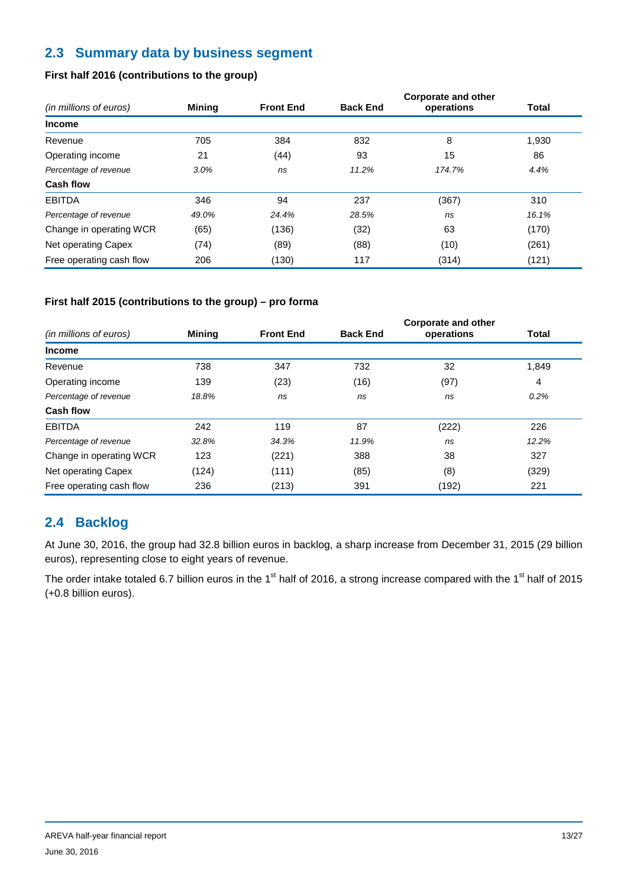## 2.3 Summary data by business segment

**First half 2016 (contributions to the group)**

| *(in millions of euros)* | Mining | Front End | Back End | Corporate and other operations | Total |
|---|---|---|---|---|---|
| **Income** | | | | | |
| Revenue | 705 | 384 | 832 | 8 | 1,930 |
| Operating income | 21 | (44) | 93 | 15 | 86 |
| *Percentage of revenue* | *3.0%* | *ns* | *11.2%* | *174.7%* | *4.4%* |
| **Cash flow** | | | | | |
| EBITDA | 346 | 94 | 237 | (367) | 310 |
| *Percentage of revenue* | *49.0%* | *24.4%* | *28.5%* | *ns* | *16.1%* |
| Change in operating WCR | (65) | (136) | (32) | 63 | (170) |
| Net operating Capex | (74) | (89) | (88) | (10) | (261) |
| Free operating cash flow | 206 | (130) | 117 | (314) | (121) |

**First half 2015 (contributions to the group) – pro forma**

| *(in millions of euros)* | Mining | Front End | Back End | Corporate and other operations | Total |
|---|---|---|---|---|---|
| **Income** | | | | | |
| Revenue | 738 | 347 | 732 | 32 | 1,849 |
| Operating income | 139 | (23) | (16) | (97) | 4 |
| *Percentage of revenue* | *18.8%* | *ns* | *ns* | *ns* | *0.2%* |
| **Cash flow** | | | | | |
| EBITDA | 242 | 119 | 87 | (222) | 226 |
| *Percentage of revenue* | *32.8%* | *34.3%* | *11.9%* | *ns* | *12.2%* |
| Change in operating WCR | 123 | (221) | 388 | 38 | 327 |
| Net operating Capex | (124) | (111) | (85) | (8) | (329) |
| Free operating cash flow | 236 | (213) | 391 | (192) | 221 |

## 2.4 Backlog

At June 30, 2016, the group had 32.8 billion euros in backlog, a sharp increase from December 31, 2015 (29 billion euros), representing close to eight years of revenue.

The order intake totaled 6.7 billion euros in the 1st half of 2016, a strong increase compared with the 1st half of 2015 (+0.8 billion euros).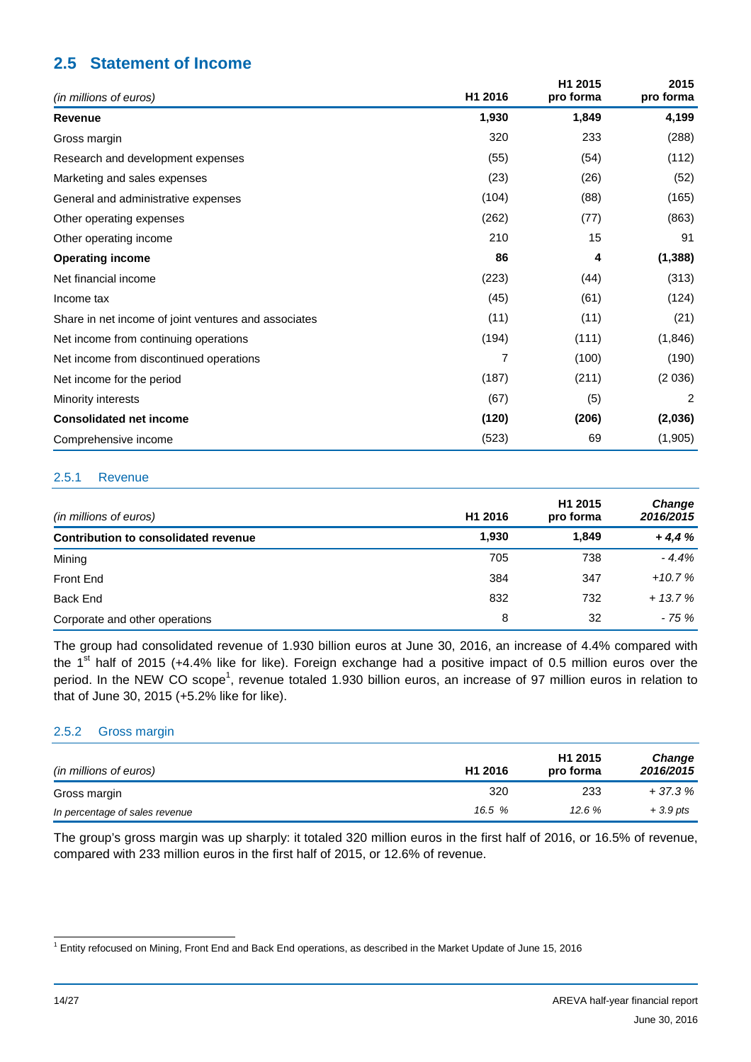## 2.5 Statement of Income

| *(in millions of euros)* | H1 2016 | H1 2015 pro forma | 2015 pro forma |
|---|---|---|---|
| **Revenue** | **1,930** | **1,849** | **4,199** |
| Gross margin | 320 | 233 | (288) |
| Research and development expenses | (55) | (54) | (112) |
| Marketing and sales expenses | (23) | (26) | (52) |
| General and administrative expenses | (104) | (88) | (165) |
| Other operating expenses | (262) | (77) | (863) |
| Other operating income | 210 | 15 | 91 |
| **Operating income** | **86** | **4** | **(1,388)** |
| Net financial income | (223) | (44) | (313) |
| Income tax | (45) | (61) | (124) |
| Share in net income of joint ventures and associates | (11) | (11) | (21) |
| Net income from continuing operations | (194) | (111) | (1,846) |
| Net income from discontinued operations | 7 | (100) | (190) |
| Net income for the period | (187) | (211) | (2 036) |
| Minority interests | (67) | (5) | 2 |
| **Consolidated net income** | **(120)** | **(206)** | **(2,036)** |
| Comprehensive income | (523) | 69 | (1,905) |

### 2.5.1 Revenue

| *(in millions of euros)* | H1 2016 | H1 2015 pro forma | *Change 2016/2015* |
|---|---|---|---|
| **Contribution to consolidated revenue** | **1,930** | **1,849** | ***+ 4,4 %*** |
| Mining | 705 | 738 | *- 4.4%* |
| Front End | 384 | 347 | *+10.7 %* |
| Back End | 832 | 732 | *+ 13.7 %* |
| Corporate and other operations | 8 | 32 | *- 75 %* |

The group had consolidated revenue of 1.930 billion euros at June 30, 2016, an increase of 4.4% compared with the 1st half of 2015 (+4.4% like for like). Foreign exchange had a positive impact of 0.5 million euros over the period. In the NEW CO scope[1], revenue totaled 1.930 billion euros, an increase of 97 million euros in relation to that of June 30, 2015 (+5.2% like for like).

### 2.5.2 Gross margin

| *(in millions of euros)* | H1 2016 | H1 2015 pro forma | *Change 2016/2015* |
|---|---|---|---|
| Gross margin | 320 | 233 | *+ 37.3 %* |
| *In percentage of sales revenue* | *16.5 %* | *12.6 %* | *+ 3.9 pts* |

The group's gross margin was up sharply: it totaled 320 million euros in the first half of 2016, or 16.5% of revenue, compared with 233 million euros in the first half of 2015, or 12.6% of revenue.

[1] Entity refocused on Mining, Front End and Back End operations, as described in the Market Update of June 15, 2016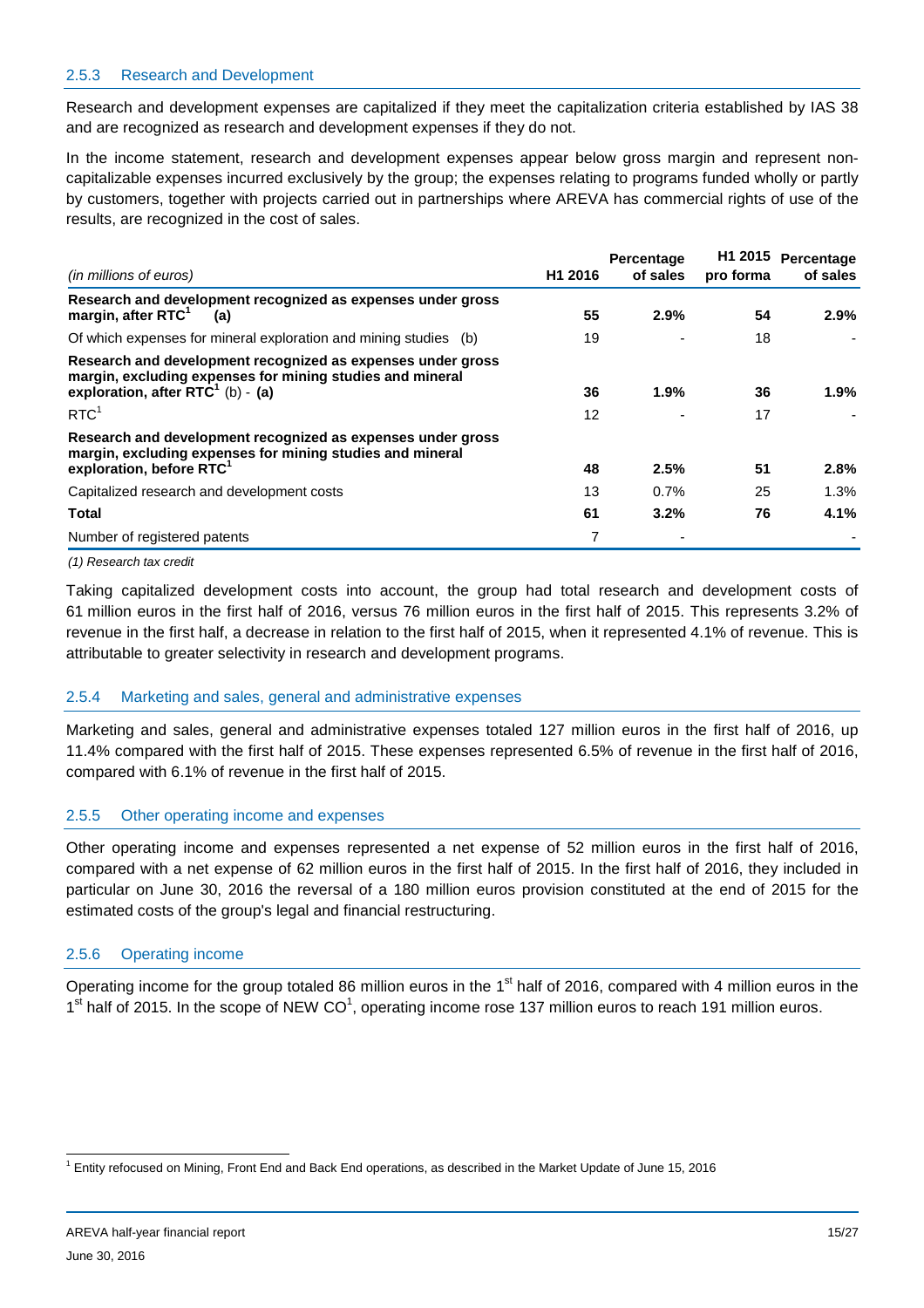### 2.5.3 Research and Development

Research and development expenses are capitalized if they meet the capitalization criteria established by IAS 38 and are recognized as research and development expenses if they do not.

In the income statement, research and development expenses appear below gross margin and represent non-capitalizable expenses incurred exclusively by the group; the expenses relating to programs funded wholly or partly by customers, together with projects carried out in partnerships where AREVA has commercial rights of use of the results, are recognized in the cost of sales.

| *(in millions of euros)* | H1 2016 | Percentage of sales | H1 2015 pro forma | Percentage of sales |
|---|---|---|---|---|
| **Research and development recognized as expenses under gross margin, after RTC[1] (a)** | **55** | **2.9%** | **54** | **2.9%** |
| Of which expenses for mineral exploration and mining studies (b) | 19 | - | 18 | - |
| **Research and development recognized as expenses under gross margin, excluding expenses for mining studies and mineral exploration, after RTC[1] (b) - (a)** | **36** | **1.9%** | **36** | **1.9%** |
| RTC[1] | 12 | - | 17 | - |
| **Research and development recognized as expenses under gross margin, excluding expenses for mining studies and mineral exploration, before RTC[1]** | **48** | **2.5%** | **51** | **2.8%** |
| Capitalized research and development costs | 13 | 0.7% | 25 | 1.3% |
| **Total** | **61** | **3.2%** | **76** | **4.1%** |
| Number of registered patents | 7 | - | | - |

*(1) Research tax credit*

Taking capitalized development costs into account, the group had total research and development costs of 61 million euros in the first half of 2016, versus 76 million euros in the first half of 2015. This represents 3.2% of revenue in the first half, a decrease in relation to the first half of 2015, when it represented 4.1% of revenue. This is attributable to greater selectivity in research and development programs.

### 2.5.4 Marketing and sales, general and administrative expenses

Marketing and sales, general and administrative expenses totaled 127 million euros in the first half of 2016, up 11.4% compared with the first half of 2015. These expenses represented 6.5% of revenue in the first half of 2016, compared with 6.1% of revenue in the first half of 2015.

### 2.5.5 Other operating income and expenses

Other operating income and expenses represented a net expense of 52 million euros in the first half of 2016, compared with a net expense of 62 million euros in the first half of 2015. In the first half of 2016, they included in particular on June 30, 2016 the reversal of a 180 million euros provision constituted at the end of 2015 for the estimated costs of the group's legal and financial restructuring.

### 2.5.6 Operating income

Operating income for the group totaled 86 million euros in the 1st half of 2016, compared with 4 million euros in the 1st half of 2015. In the scope of NEW CO[1], operating income rose 137 million euros to reach 191 million euros.

[1] Entity refocused on Mining, Front End and Back End operations, as described in the Market Update of June 15, 2016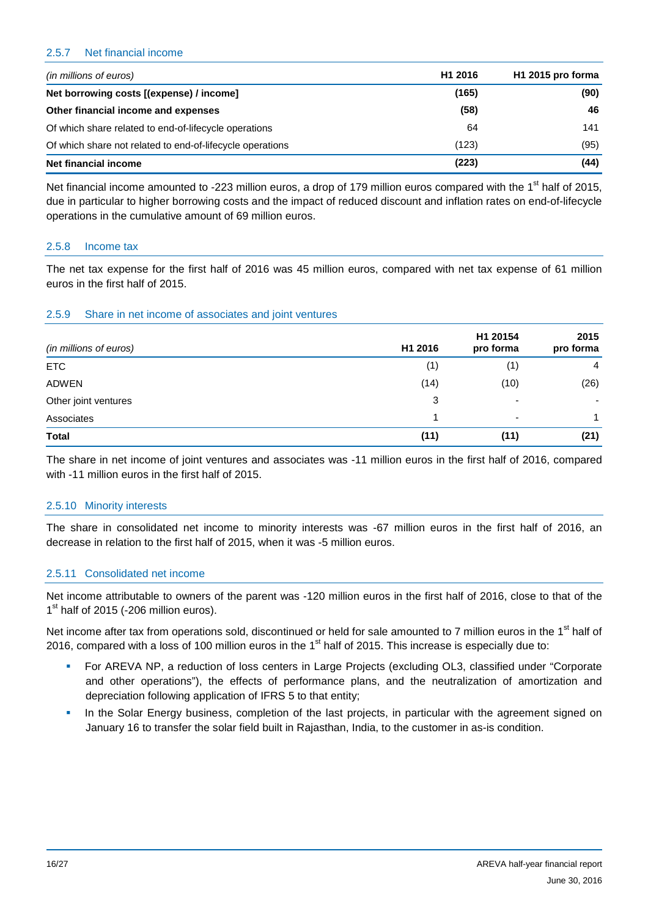### 2.5.7 Net financial income

| *(in millions of euros)* | H1 2016 | H1 2015 pro forma |
|---|---|---|
| **Net borrowing costs [(expense) / income]** | **(165)** | **(90)** |
| **Other financial income and expenses** | **(58)** | **46** |
| Of which share related to end-of-lifecycle operations | 64 | 141 |
| Of which share not related to end-of-lifecycle operations | (123) | (95) |
| **Net financial income** | **(223)** | **(44)** |

Net financial income amounted to -223 million euros, a drop of 179 million euros compared with the 1st half of 2015, due in particular to higher borrowing costs and the impact of reduced discount and inflation rates on end-of-lifecycle operations in the cumulative amount of 69 million euros.

### 2.5.8 Income tax

The net tax expense for the first half of 2016 was 45 million euros, compared with net tax expense of 61 million euros in the first half of 2015.

### 2.5.9 Share in net income of associates and joint ventures

| *(in millions of euros)* | H1 2016 | H1 20154 pro forma | 2015 pro forma |
|---|---|---|---|
| ETC | (1) | (1) | 4 |
| ADWEN | (14) | (10) | (26) |
| Other joint ventures | 3 | - | - |
| Associates | 1 | - | 1 |
| **Total** | **(11)** | **(11)** | **(21)** |

The share in net income of joint ventures and associates was -11 million euros in the first half of 2016, compared with -11 million euros in the first half of 2015.

### 2.5.10 Minority interests

The share in consolidated net income to minority interests was -67 million euros in the first half of 2016, an decrease in relation to the first half of 2015, when it was -5 million euros.

### 2.5.11 Consolidated net income

Net income attributable to owners of the parent was -120 million euros in the first half of 2016, close to that of the 1st half of 2015 (-206 million euros).

Net income after tax from operations sold, discontinued or held for sale amounted to 7 million euros in the 1st half of 2016, compared with a loss of 100 million euros in the 1st half of 2015. This increase is especially due to:

- For AREVA NP, a reduction of loss centers in Large Projects (excluding OL3, classified under "Corporate and other operations"), the effects of performance plans, and the neutralization of amortization and depreciation following application of IFRS 5 to that entity;
- In the Solar Energy business, completion of the last projects, in particular with the agreement signed on January 16 to transfer the solar field built in Rajasthan, India, to the customer in as-is condition.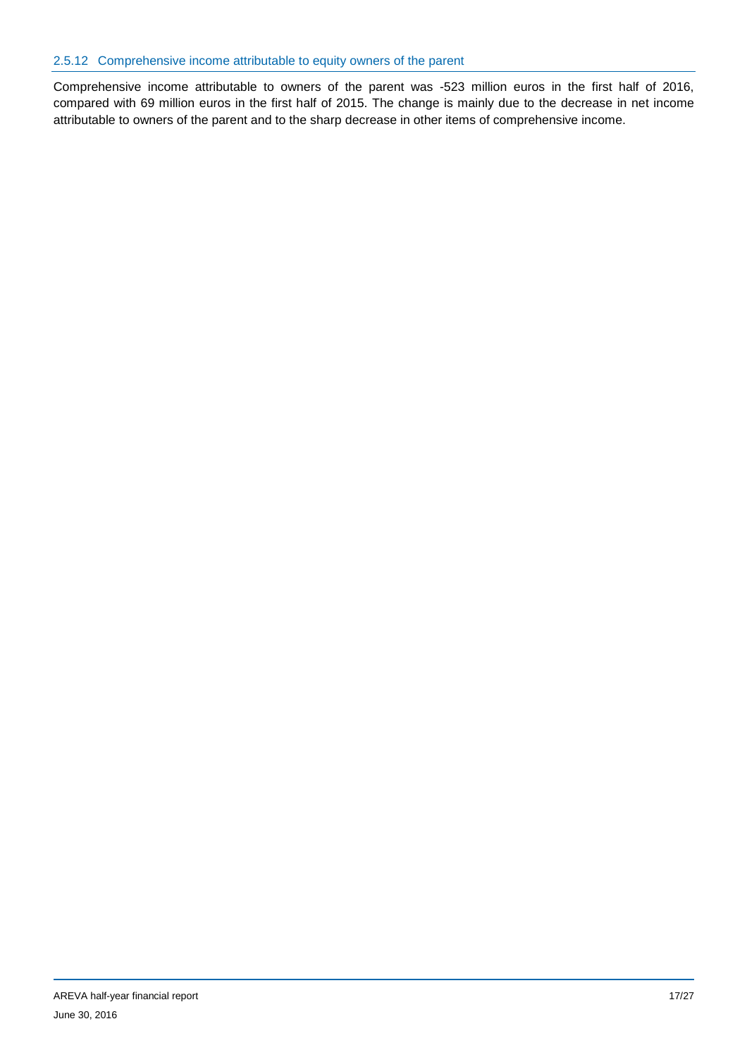### 2.5.12 Comprehensive income attributable to equity owners of the parent

Comprehensive income attributable to owners of the parent was -523 million euros in the first half of 2016, compared with 69 million euros in the first half of 2015. The change is mainly due to the decrease in net income attributable to owners of the parent and to the sharp decrease in other items of comprehensive income.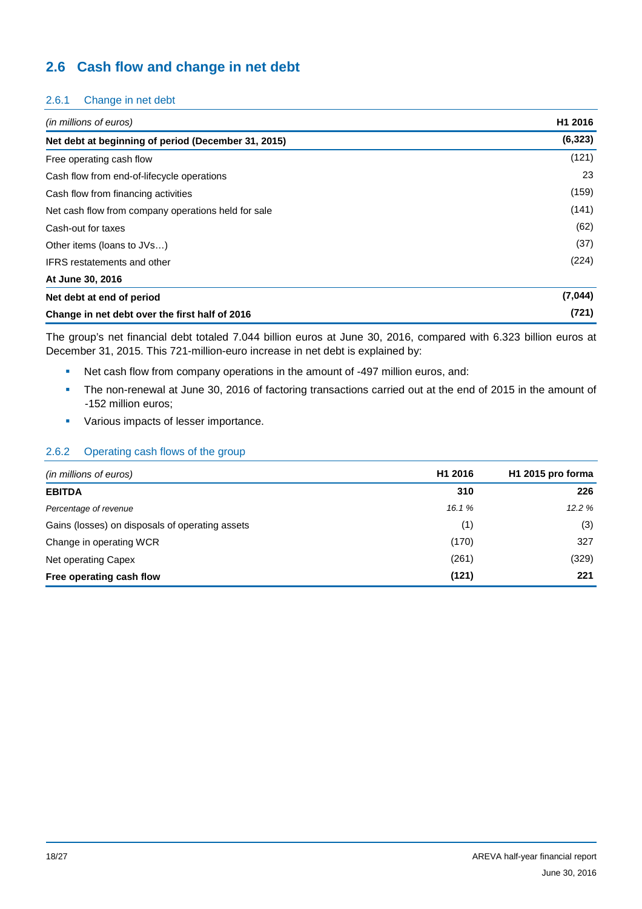## 2.6 Cash flow and change in net debt

### 2.6.1 Change in net debt

| *(in millions of euros)* | H1 2016 |
|---|---|
| **Net debt at beginning of period (December 31, 2015)** | **(6,323)** |
| Free operating cash flow | (121) |
| Cash flow from end-of-lifecycle operations | 23 |
| Cash flow from financing activities | (159) |
| Net cash flow from company operations held for sale | (141) |
| Cash-out for taxes | (62) |
| Other items (loans to JVs…) | (37) |
| IFRS restatements and other | (224) |
| **At June 30, 2016** | |
| **Net debt at end of period** | **(7,044)** |
| **Change in net debt over the first half of 2016** | **(721)** |

The group's net financial debt totaled 7.044 billion euros at June 30, 2016, compared with 6.323 billion euros at December 31, 2015. This 721-million-euro increase in net debt is explained by:

- Net cash flow from company operations in the amount of -497 million euros, and:
- The non-renewal at June 30, 2016 of factoring transactions carried out at the end of 2015 in the amount of -152 million euros;
- Various impacts of lesser importance.

### 2.6.2 Operating cash flows of the group

| *(in millions of euros)* | H1 2016 | H1 2015 pro forma |
|---|---|---|
| **EBITDA** | **310** | **226** |
| *Percentage of revenue* | *16.1 %* | *12.2 %* |
| Gains (losses) on disposals of operating assets | (1) | (3) |
| Change in operating WCR | (170) | 327 |
| Net operating Capex | (261) | (329) |
| **Free operating cash flow** | **(121)** | **221** |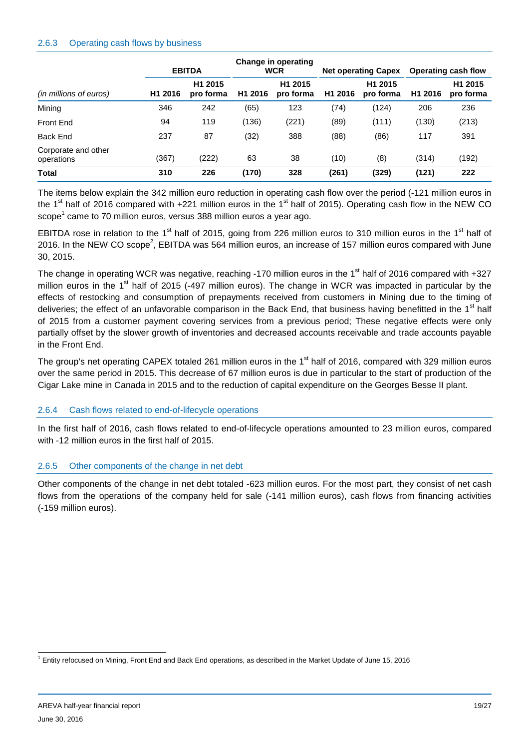### 2.6.3 Operating cash flows by business

| *(in millions of euros)* | EBITDA | | Change in operating WCR | | Net operating Capex | | Operating cash flow | |
|---|---|---|---|---|---|---|---|---|
| | H1 2016 | H1 2015 pro forma | H1 2016 | H1 2015 pro forma | H1 2016 | H1 2015 pro forma | H1 2016 | H1 2015 pro forma |
| Mining | 346 | 242 | (65) | 123 | (74) | (124) | 206 | 236 |
| Front End | 94 | 119 | (136) | (221) | (89) | (111) | (130) | (213) |
| Back End | 237 | 87 | (32) | 388 | (88) | (86) | 117 | 391 |
| Corporate and other operations | (367) | (222) | 63 | 38 | (10) | (8) | (314) | (192) |
| **Total** | **310** | **226** | **(170)** | **328** | **(261)** | **(329)** | **(121)** | **222** |

The items below explain the 342 million euro reduction in operating cash flow over the period (-121 million euros in the 1st half of 2016 compared with +221 million euros in the 1st half of 2015). Operating cash flow in the NEW CO scope[1] came to 70 million euros, versus 388 million euros a year ago.

EBITDA rose in relation to the 1st half of 2015, going from 226 million euros to 310 million euros in the 1st half of 2016. In the NEW CO scope[2], EBITDA was 564 million euros, an increase of 157 million euros compared with June 30, 2015.

The change in operating WCR was negative, reaching -170 million euros in the 1st half of 2016 compared with +327 million euros in the 1st half of 2015 (-497 million euros). The change in WCR was impacted in particular by the effects of restocking and consumption of prepayments received from customers in Mining due to the timing of deliveries; the effect of an unfavorable comparison in the Back End, that business having benefitted in the 1st half of 2015 from a customer payment covering services from a previous period; These negative effects were only partially offset by the slower growth of inventories and decreased accounts receivable and trade accounts payable in the Front End.

The group's net operating CAPEX totaled 261 million euros in the 1st half of 2016, compared with 329 million euros over the same period in 2015. This decrease of 67 million euros is due in particular to the start of production of the Cigar Lake mine in Canada in 2015 and to the reduction of capital expenditure on the Georges Besse II plant.

### 2.6.4 Cash flows related to end-of-lifecycle operations

In the first half of 2016, cash flows related to end-of-lifecycle operations amounted to 23 million euros, compared with -12 million euros in the first half of 2015.

### 2.6.5 Other components of the change in net debt

Other components of the change in net debt totaled -623 million euros. For the most part, they consist of net cash flows from the operations of the company held for sale (-141 million euros), cash flows from financing activities (-159 million euros).

[1] Entity refocused on Mining, Front End and Back End operations, as described in the Market Update of June 15, 2016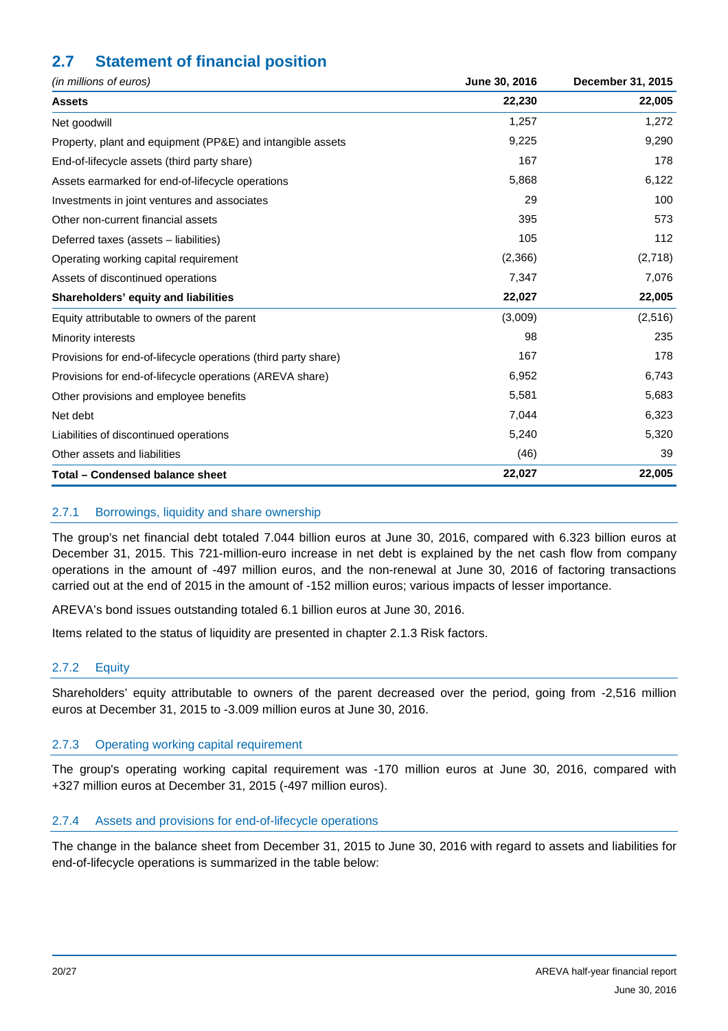## 2.7 Statement of financial position

| *(in millions of euros)* | June 30, 2016 | December 31, 2015 |
|---|---|---|
| **Assets** | **22,230** | **22,005** |
| Net goodwill | 1,257 | 1,272 |
| Property, plant and equipment (PP&E) and intangible assets | 9,225 | 9,290 |
| End-of-lifecycle assets (third party share) | 167 | 178 |
| Assets earmarked for end-of-lifecycle operations | 5,868 | 6,122 |
| Investments in joint ventures and associates | 29 | 100 |
| Other non-current financial assets | 395 | 573 |
| Deferred taxes (assets – liabilities) | 105 | 112 |
| Operating working capital requirement | (2,366) | (2,718) |
| Assets of discontinued operations | 7,347 | 7,076 |
| **Shareholders' equity and liabilities** | **22,027** | **22,005** |
| Equity attributable to owners of the parent | (3,009) | (2,516) |
| Minority interests | 98 | 235 |
| Provisions for end-of-lifecycle operations (third party share) | 167 | 178 |
| Provisions for end-of-lifecycle operations (AREVA share) | 6,952 | 6,743 |
| Other provisions and employee benefits | 5,581 | 5,683 |
| Net debt | 7,044 | 6,323 |
| Liabilities of discontinued operations | 5,240 | 5,320 |
| Other assets and liabilities | (46) | 39 |
| **Total – Condensed balance sheet** | **22,027** | **22,005** |

### 2.7.1 Borrowings, liquidity and share ownership

The group's net financial debt totaled 7.044 billion euros at June 30, 2016, compared with 6.323 billion euros at December 31, 2015. This 721-million-euro increase in net debt is explained by the net cash flow from company operations in the amount of -497 million euros, and the non-renewal at June 30, 2016 of factoring transactions carried out at the end of 2015 in the amount of -152 million euros; various impacts of lesser importance.

AREVA's bond issues outstanding totaled 6.1 billion euros at June 30, 2016.

Items related to the status of liquidity are presented in chapter 2.1.3 Risk factors.

### 2.7.2 Equity

Shareholders' equity attributable to owners of the parent decreased over the period, going from -2,516 million euros at December 31, 2015 to -3.009 million euros at June 30, 2016.

### 2.7.3 Operating working capital requirement

The group's operating working capital requirement was -170 million euros at June 30, 2016, compared with +327 million euros at December 31, 2015 (-497 million euros).

### 2.7.4 Assets and provisions for end-of-lifecycle operations

The change in the balance sheet from December 31, 2015 to June 30, 2016 with regard to assets and liabilities for end-of-lifecycle operations is summarized in the table below: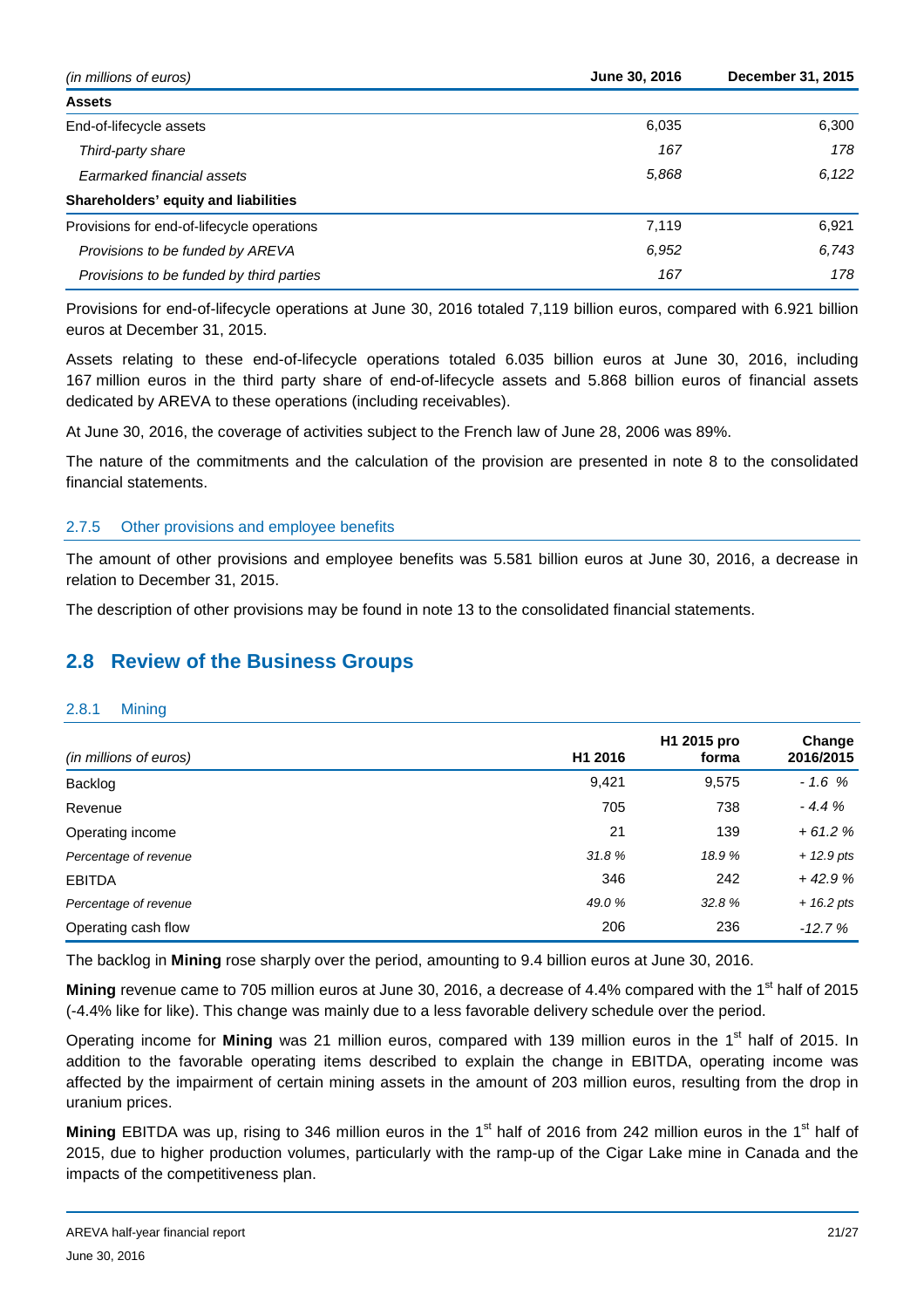| *(in millions of euros)* | June 30, 2016 | December 31, 2015 |
|---|---|---|
| **Assets** | | |
| End-of-lifecycle assets | 6,035 | 6,300 |
| *Third-party share* | *167* | *178* |
| *Earmarked financial assets* | *5,868* | *6,122* |
| **Shareholders' equity and liabilities** | | |
| Provisions for end-of-lifecycle operations | 7,119 | 6,921 |
| *Provisions to be funded by AREVA* | *6,952* | *6,743* |
| *Provisions to be funded by third parties* | *167* | *178* |

Provisions for end-of-lifecycle operations at June 30, 2016 totaled 7,119 billion euros, compared with 6.921 billion euros at December 31, 2015.

Assets relating to these end-of-lifecycle operations totaled 6.035 billion euros at June 30, 2016, including 167 million euros in the third party share of end-of-lifecycle assets and 5.868 billion euros of financial assets dedicated by AREVA to these operations (including receivables).

At June 30, 2016, the coverage of activities subject to the French law of June 28, 2006 was 89%.

The nature of the commitments and the calculation of the provision are presented in note 8 to the consolidated financial statements.

### 2.7.5 Other provisions and employee benefits

The amount of other provisions and employee benefits was 5.581 billion euros at June 30, 2016, a decrease in relation to December 31, 2015.

The description of other provisions may be found in note 13 to the consolidated financial statements.

## 2.8 Review of the Business Groups

### 2.8.1 Mining

| *(in millions of euros)* | H1 2016 | H1 2015 pro forma | Change 2016/2015 |
|---|---|---|---|
| Backlog | 9,421 | 9,575 | *- 1.6 %* |
| Revenue | 705 | 738 | *- 4.4 %* |
| Operating income | 21 | 139 | *+ 61.2 %* |
| *Percentage of revenue* | *31.8 %* | *18.9 %* | *+ 12.9 pts* |
| EBITDA | 346 | 242 | *+ 42.9 %* |
| *Percentage of revenue* | *49.0 %* | *32.8 %* | *+ 16.2 pts* |
| Operating cash flow | 206 | 236 | *-12.7 %* |

The backlog in **Mining** rose sharply over the period, amounting to 9.4 billion euros at June 30, 2016.

**Mining** revenue came to 705 million euros at June 30, 2016, a decrease of 4.4% compared with the 1st half of 2015 (-4.4% like for like). This change was mainly due to a less favorable delivery schedule over the period.

Operating income for **Mining** was 21 million euros, compared with 139 million euros in the 1st half of 2015. In addition to the favorable operating items described to explain the change in EBITDA, operating income was affected by the impairment of certain mining assets in the amount of 203 million euros, resulting from the drop in uranium prices.

**Mining** EBITDA was up, rising to 346 million euros in the 1st half of 2016 from 242 million euros in the 1st half of 2015, due to higher production volumes, particularly with the ramp-up of the Cigar Lake mine in Canada and the impacts of the competitiveness plan.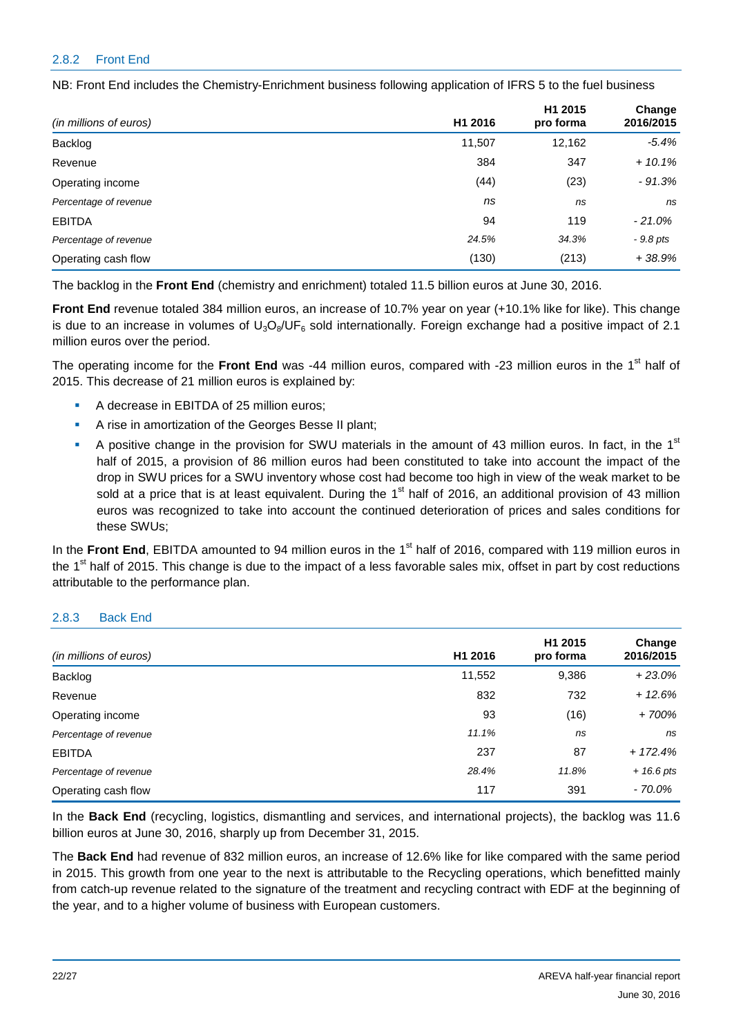### 2.8.2 Front End

NB: Front End includes the Chemistry-Enrichment business following application of IFRS 5 to the fuel business

| *(in millions of euros)* | H1 2016 | H1 2015 pro forma | Change 2016/2015 |
|---|---|---|---|
| Backlog | 11,507 | 12,162 | *-5.4%* |
| Revenue | 384 | 347 | *+ 10.1%* |
| Operating income | (44) | (23) | *- 91.3%* |
| *Percentage of revenue* | *ns* | *ns* | *ns* |
| EBITDA | 94 | 119 | *- 21.0%* |
| *Percentage of revenue* | *24.5%* | *34.3%* | *- 9.8 pts* |
| Operating cash flow | (130) | (213) | *+ 38.9%* |

The backlog in the **Front End** (chemistry and enrichment) totaled 11.5 billion euros at June 30, 2016.

**Front End** revenue totaled 384 million euros, an increase of 10.7% year on year (+10.1% like for like). This change is due to an increase in volumes of $U_3O_8/UF_6$ sold internationally. Foreign exchange had a positive impact of 2.1 million euros over the period.

The operating income for the **Front End** was -44 million euros, compared with -23 million euros in the 1st half of 2015. This decrease of 21 million euros is explained by:

- A decrease in EBITDA of 25 million euros;
- A rise in amortization of the Georges Besse II plant;
- A positive change in the provision for SWU materials in the amount of 43 million euros. In fact, in the 1st half of 2015, a provision of 86 million euros had been constituted to take into account the impact of the drop in SWU prices for a SWU inventory whose cost had become too high in view of the weak market to be sold at a price that is at least equivalent. During the 1st half of 2016, an additional provision of 43 million euros was recognized to take into account the continued deterioration of prices and sales conditions for these SWUs;

In the **Front End**, EBITDA amounted to 94 million euros in the 1st half of 2016, compared with 119 million euros in the 1st half of 2015. This change is due to the impact of a less favorable sales mix, offset in part by cost reductions attributable to the performance plan.

### 2.8.3 Back End

| *(in millions of euros)* | H1 2016 | H1 2015 pro forma | Change 2016/2015 |
|---|---|---|---|
| Backlog | 11,552 | 9,386 | *+ 23.0%* |
| Revenue | 832 | 732 | *+ 12.6%* |
| Operating income | 93 | (16) | *+ 700%* |
| *Percentage of revenue* | *11.1%* | *ns* | *ns* |
| EBITDA | 237 | 87 | *+ 172.4%* |
| *Percentage of revenue* | *28.4%* | *11.8%* | *+ 16.6 pts* |
| Operating cash flow | 117 | 391 | *- 70.0%* |

In the **Back End** (recycling, logistics, dismantling and services, and international projects), the backlog was 11.6 billion euros at June 30, 2016, sharply up from December 31, 2015.

The **Back End** had revenue of 832 million euros, an increase of 12.6% like for like compared with the same period in 2015. This growth from one year to the next is attributable to the Recycling operations, which benefitted mainly from catch-up revenue related to the signature of the treatment and recycling contract with EDF at the beginning of the year, and to a higher volume of business with European customers.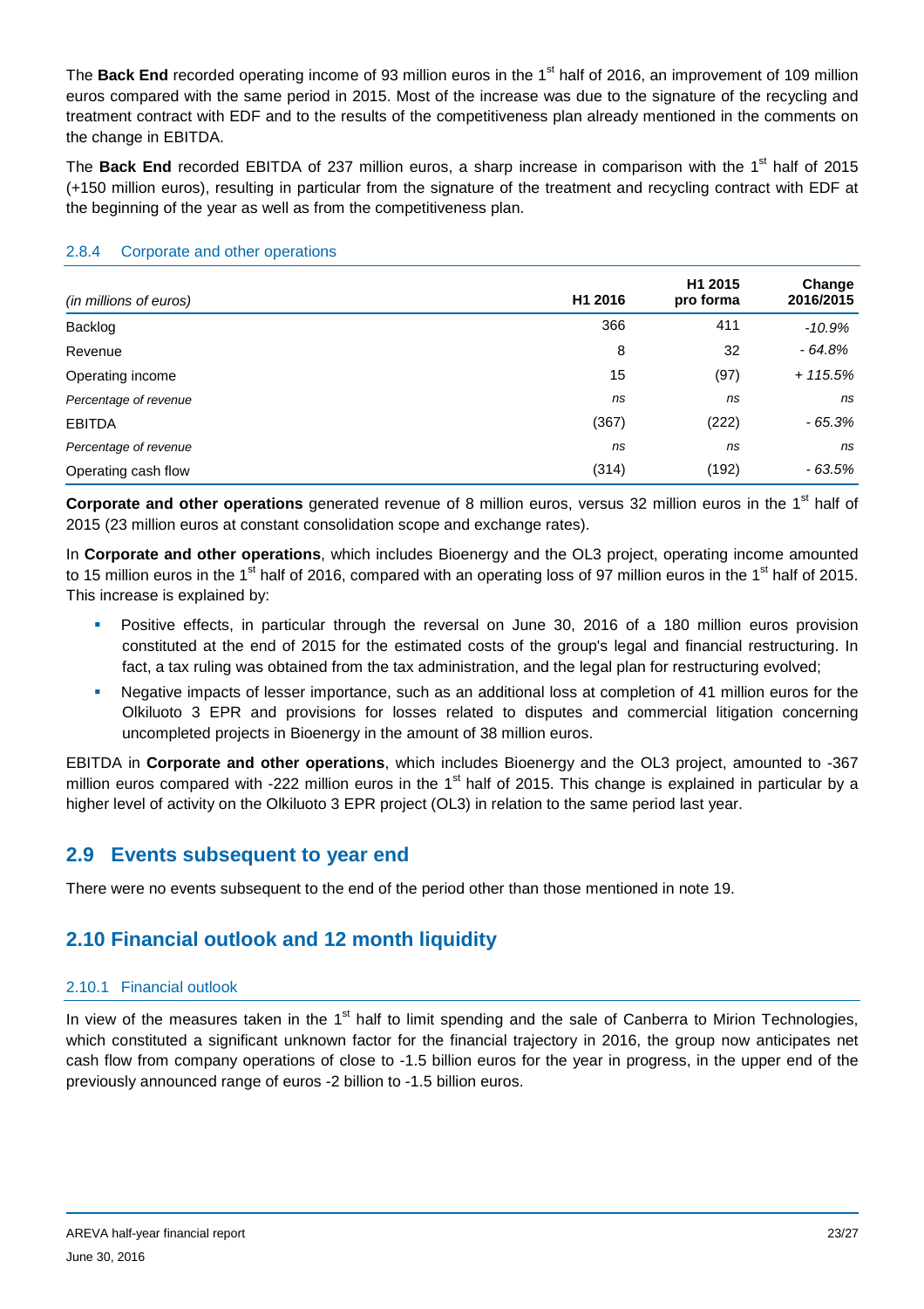The **Back End** recorded operating income of 93 million euros in the 1st half of 2016, an improvement of 109 million euros compared with the same period in 2015. Most of the increase was due to the signature of the recycling and treatment contract with EDF and to the results of the competitiveness plan already mentioned in the comments on the change in EBITDA.

The **Back End** recorded EBITDA of 237 million euros, a sharp increase in comparison with the 1st half of 2015 (+150 million euros), resulting in particular from the signature of the treatment and recycling contract with EDF at the beginning of the year as well as from the competitiveness plan.

### 2.8.4 Corporate and other operations

| *(in millions of euros)* | H1 2016 | H1 2015 pro forma | Change 2016/2015 |
|---|---|---|---|
| Backlog | 366 | 411 | *-10.9%* |
| Revenue | 8 | 32 | *- 64.8%* |
| Operating income | 15 | (97) | *+ 115.5%* |
| *Percentage of revenue* | *ns* | *ns* | *ns* |
| EBITDA | (367) | (222) | *- 65.3%* |
| *Percentage of revenue* | *ns* | *ns* | *ns* |
| Operating cash flow | (314) | (192) | *- 63.5%* |

**Corporate and other operations** generated revenue of 8 million euros, versus 32 million euros in the 1st half of 2015 (23 million euros at constant consolidation scope and exchange rates).

In **Corporate and other operations**, which includes Bioenergy and the OL3 project, operating income amounted to 15 million euros in the 1st half of 2016, compared with an operating loss of 97 million euros in the 1st half of 2015. This increase is explained by:

- Positive effects, in particular through the reversal on June 30, 2016 of a 180 million euros provision constituted at the end of 2015 for the estimated costs of the group's legal and financial restructuring. In fact, a tax ruling was obtained from the tax administration, and the legal plan for restructuring evolved;
- Negative impacts of lesser importance, such as an additional loss at completion of 41 million euros for the Olkiluoto 3 EPR and provisions for losses related to disputes and commercial litigation concerning uncompleted projects in Bioenergy in the amount of 38 million euros.

EBITDA in **Corporate and other operations**, which includes Bioenergy and the OL3 project, amounted to -367 million euros compared with -222 million euros in the 1st half of 2015. This change is explained in particular by a higher level of activity on the Olkiluoto 3 EPR project (OL3) in relation to the same period last year.

## 2.9 Events subsequent to year end

There were no events subsequent to the end of the period other than those mentioned in note 19.

## 2.10 Financial outlook and 12 month liquidity

### 2.10.1 Financial outlook

In view of the measures taken in the 1st half to limit spending and the sale of Canberra to Mirion Technologies, which constituted a significant unknown factor for the financial trajectory in 2016, the group now anticipates net cash flow from company operations of close to -1.5 billion euros for the year in progress, in the upper end of the previously announced range of euros -2 billion to -1.5 billion euros.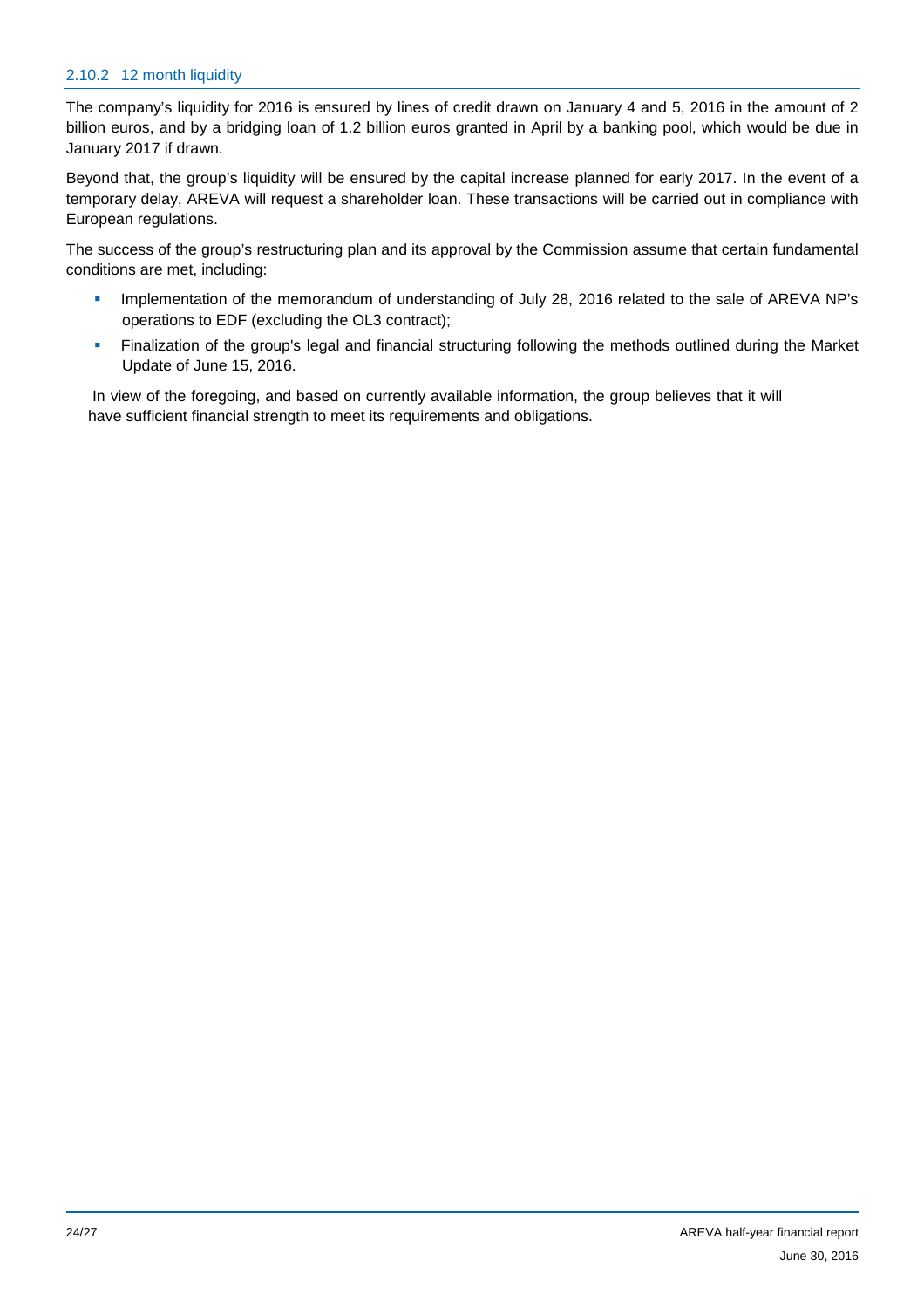### 2.10.2 12 month liquidity

The company's liquidity for 2016 is ensured by lines of credit drawn on January 4 and 5, 2016 in the amount of 2 billion euros, and by a bridging loan of 1.2 billion euros granted in April by a banking pool, which would be due in January 2017 if drawn.

Beyond that, the group's liquidity will be ensured by the capital increase planned for early 2017. In the event of a temporary delay, AREVA will request a shareholder loan. These transactions will be carried out in compliance with European regulations.

The success of the group's restructuring plan and its approval by the Commission assume that certain fundamental conditions are met, including:

- Implementation of the memorandum of understanding of July 28, 2016 related to the sale of AREVA NP's operations to EDF (excluding the OL3 contract);
- Finalization of the group's legal and financial structuring following the methods outlined during the Market Update of June 15, 2016.

In view of the foregoing, and based on currently available information, the group believes that it will have sufficient financial strength to meet its requirements and obligations.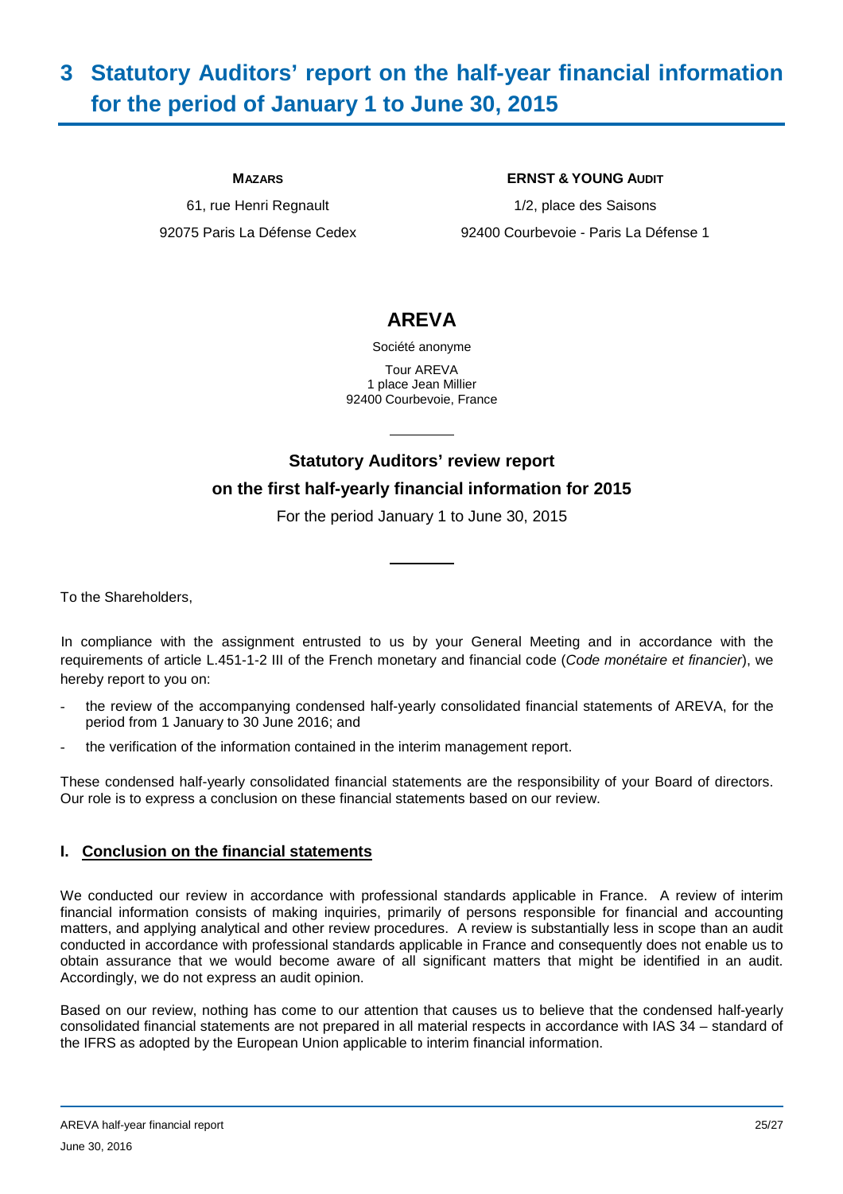# 3 Statutory Auditors' report on the half-year financial information for the period of January 1 to June 30, 2015

**MAZARS**

61, rue Henri Regnault

92075 Paris La Défense Cedex

**ERNST & YOUNG AUDIT**

1/2, place des Saisons

92400 Courbevoie - Paris La Défense 1

## AREVA

Société anonyme

Tour AREVA
1 place Jean Millier
92400 Courbevoie, France

---

**Statutory Auditors' review report**

**on the first half-yearly financial information for 2015**

For the period January 1 to June 30, 2015

---

To the Shareholders,

In compliance with the assignment entrusted to us by your General Meeting and in accordance with the requirements of article L.451-1-2 III of the French monetary and financial code (*Code monétaire et financier*), we hereby report to you on:

- the review of the accompanying condensed half-yearly consolidated financial statements of AREVA, for the period from 1 January to 30 June 2016; and
- the verification of the information contained in the interim management report.

These condensed half-yearly consolidated financial statements are the responsibility of your Board of directors. Our role is to express a conclusion on these financial statements based on our review.

### I. Conclusion on the financial statements

We conducted our review in accordance with professional standards applicable in France. A review of interim financial information consists of making inquiries, primarily of persons responsible for financial and accounting matters, and applying analytical and other review procedures. A review is substantially less in scope than an audit conducted in accordance with professional standards applicable in France and consequently does not enable us to obtain assurance that we would become aware of all significant matters that might be identified in an audit. Accordingly, we do not express an audit opinion.

Based on our review, nothing has come to our attention that causes us to believe that the condensed half-yearly consolidated financial statements are not prepared in all material respects in accordance with IAS 34 – standard of the IFRS as adopted by the European Union applicable to interim financial information.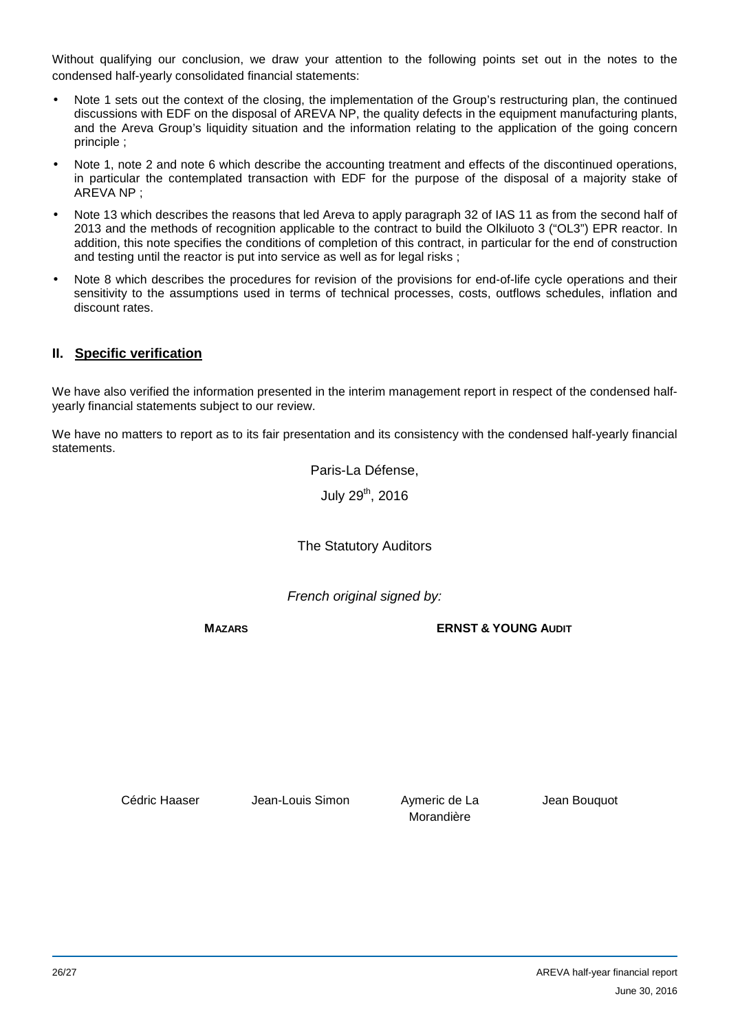Without qualifying our conclusion, we draw your attention to the following points set out in the notes to the condensed half-yearly consolidated financial statements:

- Note 1 sets out the context of the closing, the implementation of the Group's restructuring plan, the continued discussions with EDF on the disposal of AREVA NP, the quality defects in the equipment manufacturing plants, and the Areva Group's liquidity situation and the information relating to the application of the going concern principle ;
- Note 1, note 2 and note 6 which describe the accounting treatment and effects of the discontinued operations, in particular the contemplated transaction with EDF for the purpose of the disposal of a majority stake of AREVA NP ;
- Note 13 which describes the reasons that led Areva to apply paragraph 32 of IAS 11 as from the second half of 2013 and the methods of recognition applicable to the contract to build the Olkiluoto 3 ("OL3") EPR reactor. In addition, this note specifies the conditions of completion of this contract, in particular for the end of construction and testing until the reactor is put into service as well as for legal risks ;
- Note 8 which describes the procedures for revision of the provisions for end-of-life cycle operations and their sensitivity to the assumptions used in terms of technical processes, costs, outflows schedules, inflation and discount rates.

## II. Specific verification

We have also verified the information presented in the interim management report in respect of the condensed half-yearly financial statements subject to our review.

We have no matters to report as to its fair presentation and its consistency with the condensed half-yearly financial statements.

Paris-La Défense,

July 29th, 2016

The Statutory Auditors

*French original signed by:*

| **MAZARS** | | **ERNST & YOUNG AUDIT** | |
|---|---|---|---|
| Cédric Haaser | Jean-Louis Simon | Aymeric de La Morandière | Jean Bouquot |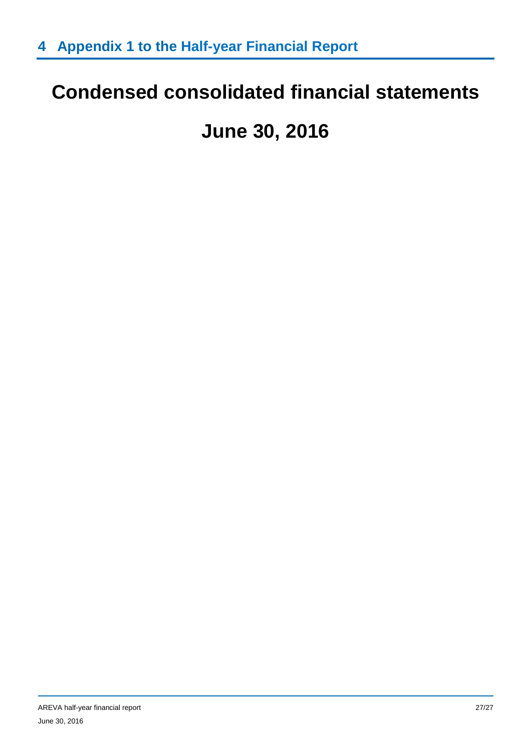# 4 Appendix 1 to the Half-year Financial Report

# Condensed consolidated financial statements

# June 30, 2016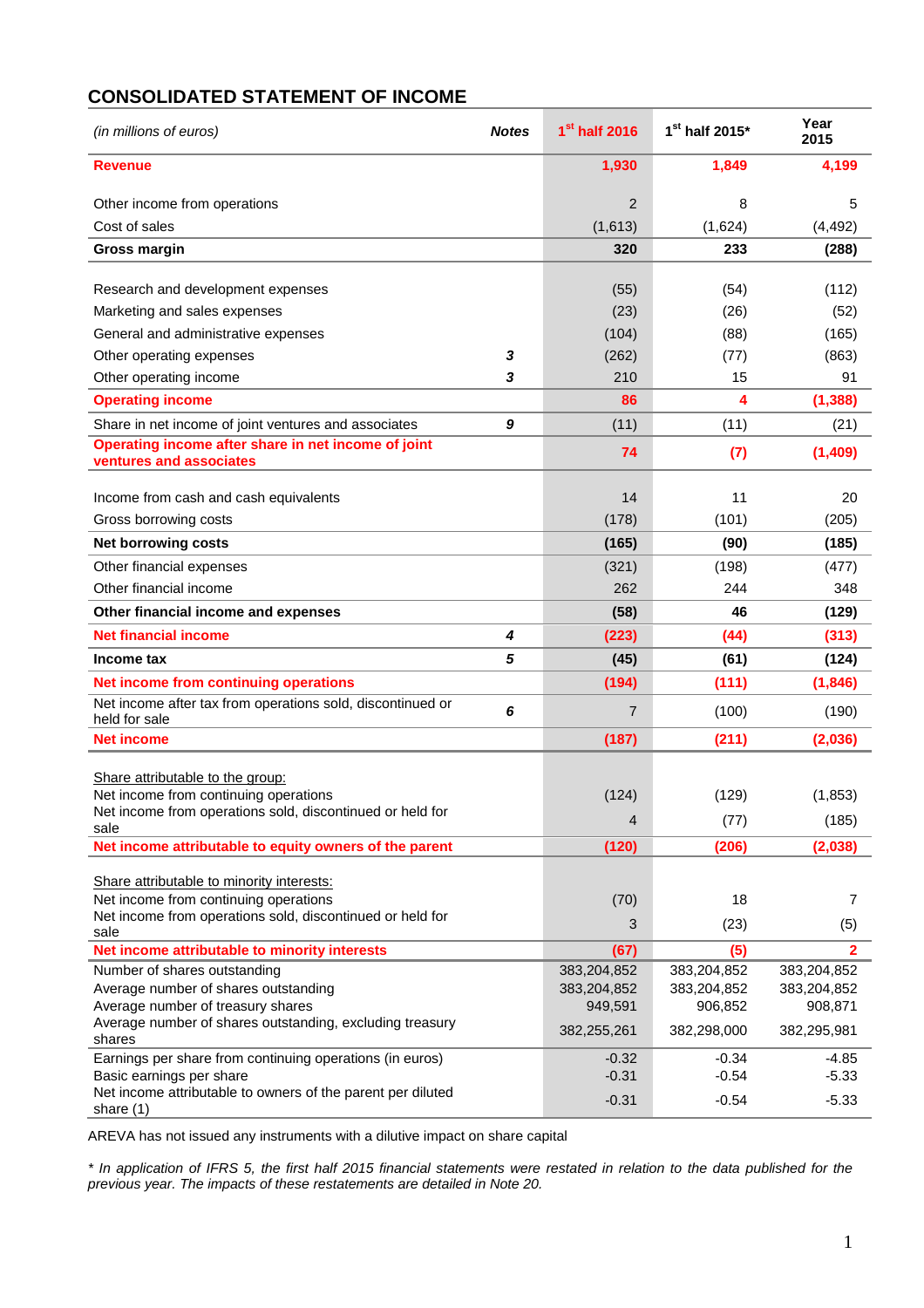## CONSOLIDATED STATEMENT OF INCOME

| *(in millions of euros)* | *Notes* | 1st half 2016 | 1st half 2015* | Year 2015 |
|---|---|---|---|---|
| **Revenue** | | **1,930** | **1,849** | **4,199** |
| Other income from operations | | 2 | 8 | 5 |
| Cost of sales | | (1,613) | (1,624) | (4,492) |
| **Gross margin** | | **320** | **233** | **(288)** |
| Research and development expenses | | (55) | (54) | (112) |
| Marketing and sales expenses | | (23) | (26) | (52) |
| General and administrative expenses | | (104) | (88) | (165) |
| Other operating expenses | *3* | (262) | (77) | (863) |
| Other operating income | *3* | 210 | 15 | 91 |
| **Operating income** | | **86** | **4** | **(1,388)** |
| Share in net income of joint ventures and associates | *9* | (11) | (11) | (21) |
| **Operating income after share in net income of joint ventures and associates** | | **74** | **(7)** | **(1,409)** |
| Income from cash and cash equivalents | | 14 | 11 | 20 |
| Gross borrowing costs | | (178) | (101) | (205) |
| **Net borrowing costs** | | **(165)** | **(90)** | **(185)** |
| Other financial expenses | | (321) | (198) | (477) |
| Other financial income | | 262 | 244 | 348 |
| **Other financial income and expenses** | | **(58)** | **46** | **(129)** |
| **Net financial income** | *4* | **(223)** | **(44)** | **(313)** |
| **Income tax** | *5* | **(45)** | **(61)** | **(124)** |
| **Net income from continuing operations** | | **(194)** | **(111)** | **(1,846)** |
| Net income after tax from operations sold, discontinued or held for sale | *6* | 7 | (100) | (190) |
| **Net income** | | **(187)** | **(211)** | **(2,036)** |
| Share attributable to the group: | | | | |
| Net income from continuing operations | | (124) | (129) | (1,853) |
| Net income from operations sold, discontinued or held for sale | | 4 | (77) | (185) |
| **Net income attributable to equity owners of the parent** | | **(120)** | **(206)** | **(2,038)** |
| Share attributable to minority interests: | | | | |
| Net income from continuing operations | | (70) | 18 | 7 |
| Net income from operations sold, discontinued or held for sale | | 3 | (23) | (5) |
| **Net income attributable to minority interests** | | **(67)** | **(5)** | **2** |
| Number of shares outstanding | | 383,204,852 | 383,204,852 | 383,204,852 |
| Average number of shares outstanding | | 383,204,852 | 383,204,852 | 383,204,852 |
| Average number of treasury shares | | 949,591 | 906,852 | 908,871 |
| Average number of shares outstanding, excluding treasury shares | | 382,255,261 | 382,298,000 | 382,295,981 |
| Earnings per share from continuing operations (in euros) | | -0.32 | -0.34 | -4.85 |
| Basic earnings per share | | -0.31 | -0.54 | -5.33 |
| Net income attributable to owners of the parent per diluted share (1) | | -0.31 | -0.54 | -5.33 |

AREVA has not issued any instruments with a dilutive impact on share capital

*\* In application of IFRS 5, the first half 2015 financial statements were restated in relation to the data published for the previous year. The impacts of these restatements are detailed in Note 20.*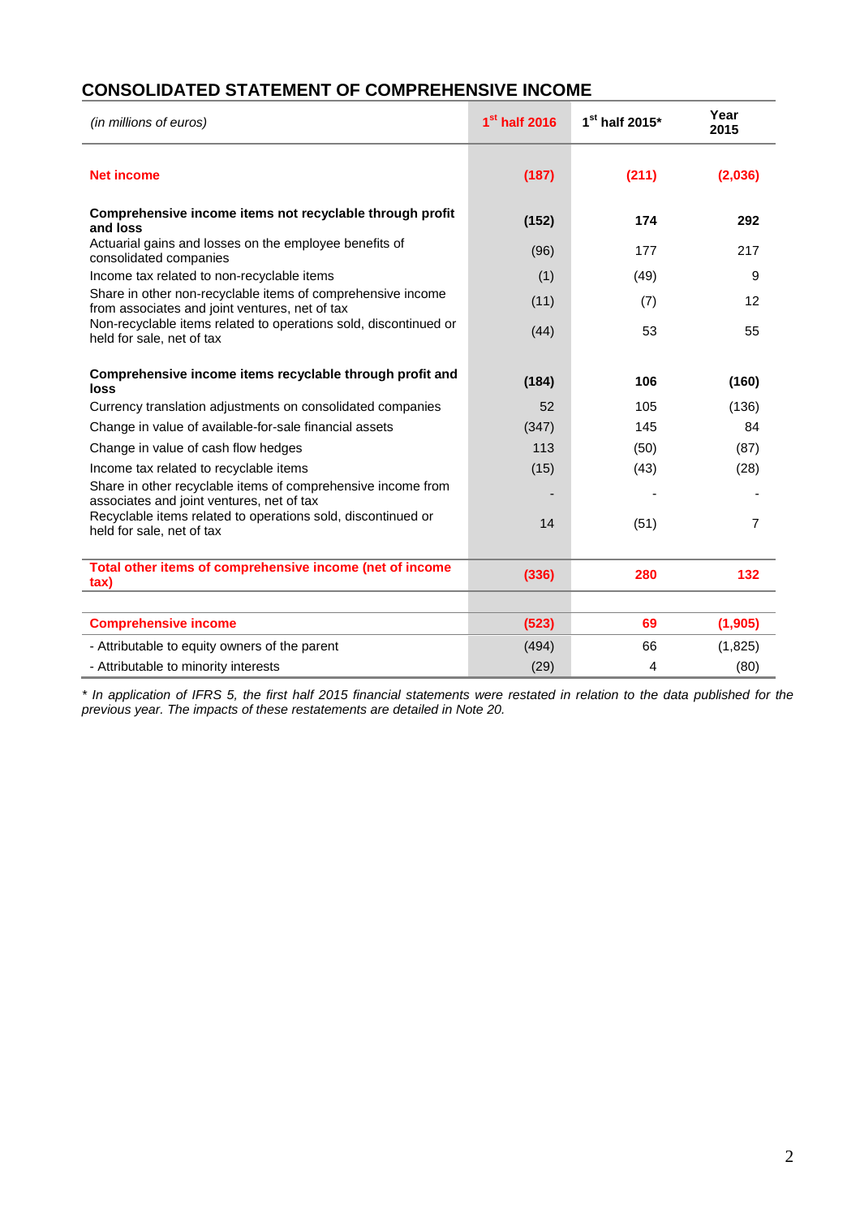## CONSOLIDATED STATEMENT OF COMPREHENSIVE INCOME

| *(in millions of euros)* | 1st half 2016 | 1st half 2015* | Year 2015 |
|---|---|---|---|
| **Net income** | **(187)** | **(211)** | **(2,036)** |
| **Comprehensive income items not recyclable through profit and loss** | **(152)** | **174** | **292** |
| Actuarial gains and losses on the employee benefits of consolidated companies | (96) | 177 | 217 |
| Income tax related to non-recyclable items | (1) | (49) | 9 |
| Share in other non-recyclable items of comprehensive income from associates and joint ventures, net of tax | (11) | (7) | 12 |
| Non-recyclable items related to operations sold, discontinued or held for sale, net of tax | (44) | 53 | 55 |
| **Comprehensive income items recyclable through profit and loss** | **(184)** | **106** | **(160)** |
| Currency translation adjustments on consolidated companies | 52 | 105 | (136) |
| Change in value of available-for-sale financial assets | (347) | 145 | 84 |
| Change in value of cash flow hedges | 113 | (50) | (87) |
| Income tax related to recyclable items | (15) | (43) | (28) |
| Share in other recyclable items of comprehensive income from associates and joint ventures, net of tax | - | - | - |
| Recyclable items related to operations sold, discontinued or held for sale, net of tax | 14 | (51) | 7 |
| **Total other items of comprehensive income (net of income tax)** | **(336)** | **280** | **132** |
| **Comprehensive income** | **(523)** | **69** | **(1,905)** |
| - Attributable to equity owners of the parent | (494) | 66 | (1,825) |
| - Attributable to minority interests | (29) | 4 | (80) |

*\* In application of IFRS 5, the first half 2015 financial statements were restated in relation to the data published for the previous year. The impacts of these restatements are detailed in Note 20.*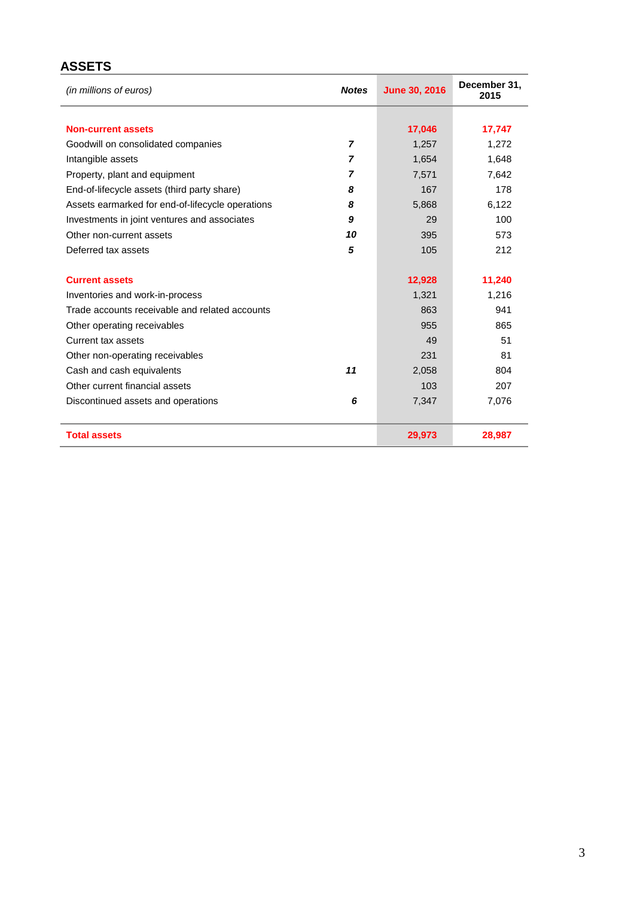## ASSETS

| *(in millions of euros)* | ***Notes*** | **June 30, 2016** | **December 31, 2015** |
|---|---|---|---|
| **Non-current assets** | | **17,046** | **17,747** |
| Goodwill on consolidated companies | ***7*** | 1,257 | 1,272 |
| Intangible assets | ***7*** | 1,654 | 1,648 |
| Property, plant and equipment | ***7*** | 7,571 | 7,642 |
| End-of-lifecycle assets (third party share) | ***8*** | 167 | 178 |
| Assets earmarked for end-of-lifecycle operations | ***8*** | 5,868 | 6,122 |
| Investments in joint ventures and associates | ***9*** | 29 | 100 |
| Other non-current assets | ***10*** | 395 | 573 |
| Deferred tax assets | ***5*** | 105 | 212 |
| **Current assets** | | **12,928** | **11,240** |
| Inventories and work-in-process | | 1,321 | 1,216 |
| Trade accounts receivable and related accounts | | 863 | 941 |
| Other operating receivables | | 955 | 865 |
| Current tax assets | | 49 | 51 |
| Other non-operating receivables | | 231 | 81 |
| Cash and cash equivalents | ***11*** | 2,058 | 804 |
| Other current financial assets | | 103 | 207 |
| Discontinued assets and operations | ***6*** | 7,347 | 7,076 |
| **Total assets** | | **29,973** | **28,987** |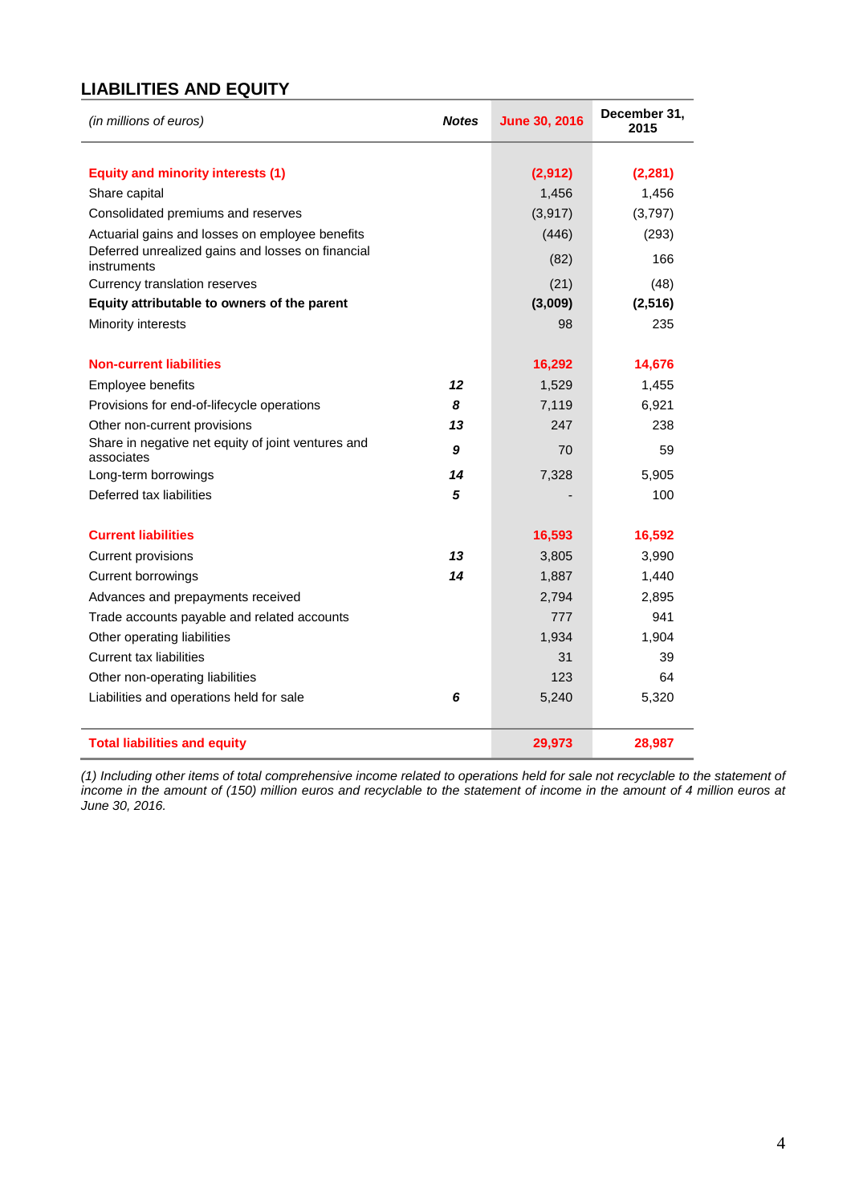## LIABILITIES AND EQUITY

| *(in millions of euros)* | ***Notes*** | **June 30, 2016** | **December 31, 2015** |
|---|---|---|---|
| **Equity and minority interests (1)** | | **(2,912)** | **(2,281)** |
| Share capital | | 1,456 | 1,456 |
| Consolidated premiums and reserves | | (3,917) | (3,797) |
| Actuarial gains and losses on employee benefits | | (446) | (293) |
| Deferred unrealized gains and losses on financial instruments | | (82) | 166 |
| Currency translation reserves | | (21) | (48) |
| **Equity attributable to owners of the parent** | | **(3,009)** | **(2,516)** |
| Minority interests | | 98 | 235 |
| **Non-current liabilities** | | **16,292** | **14,676** |
| Employee benefits | ***12*** | 1,529 | 1,455 |
| Provisions for end-of-lifecycle operations | ***8*** | 7,119 | 6,921 |
| Other non-current provisions | ***13*** | 247 | 238 |
| Share in negative net equity of joint ventures and associates | ***9*** | 70 | 59 |
| Long-term borrowings | ***14*** | 7,328 | 5,905 |
| Deferred tax liabilities | ***5*** | - | 100 |
| **Current liabilities** | | **16,593** | **16,592** |
| Current provisions | ***13*** | 3,805 | 3,990 |
| Current borrowings | ***14*** | 1,887 | 1,440 |
| Advances and prepayments received | | 2,794 | 2,895 |
| Trade accounts payable and related accounts | | 777 | 941 |
| Other operating liabilities | | 1,934 | 1,904 |
| Current tax liabilities | | 31 | 39 |
| Other non-operating liabilities | | 123 | 64 |
| Liabilities and operations held for sale | ***6*** | 5,240 | 5,320 |
| **Total liabilities and equity** | | **29,973** | **28,987** |

*(1) Including other items of total comprehensive income related to operations held for sale not recyclable to the statement of income in the amount of (150) million euros and recyclable to the statement of income in the amount of 4 million euros at June 30, 2016.*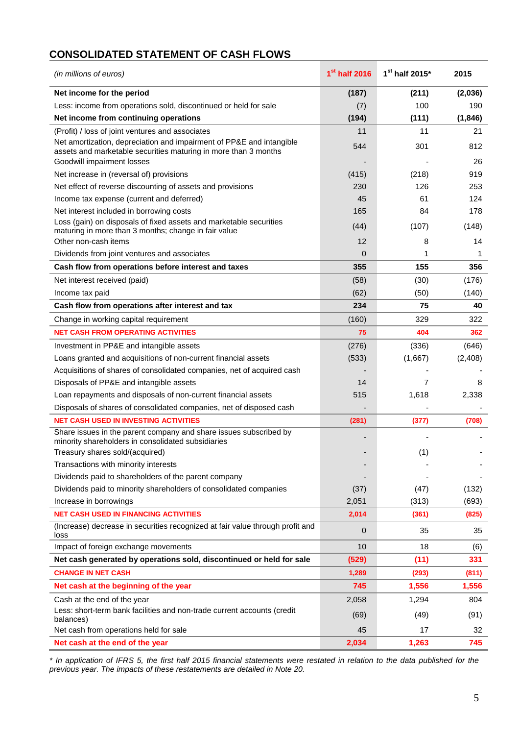## CONSOLIDATED STATEMENT OF CASH FLOWS

| *(in millions of euros)* | 1st half 2016 | 1st half 2015* | 2015 |
|---|---|---|---|
| **Net income for the period** | **(187)** | **(211)** | **(2,036)** |
| Less: income from operations sold, discontinued or held for sale | (7) | 100 | 190 |
| **Net income from continuing operations** | **(194)** | **(111)** | **(1,846)** |
| (Profit) / loss of joint ventures and associates | 11 | 11 | 21 |
| Net amortization, depreciation and impairment of PP&E and intangible assets and marketable securities maturing in more than 3 months | 544 | 301 | 812 |
| Goodwill impairment losses | - | - | 26 |
| Net increase in (reversal of) provisions | (415) | (218) | 919 |
| Net effect of reverse discounting of assets and provisions | 230 | 126 | 253 |
| Income tax expense (current and deferred) | 45 | 61 | 124 |
| Net interest included in borrowing costs | 165 | 84 | 178 |
| Loss (gain) on disposals of fixed assets and marketable securities maturing in more than 3 months; change in fair value | (44) | (107) | (148) |
| Other non-cash items | 12 | 8 | 14 |
| Dividends from joint ventures and associates | 0 | 1 | 1 |
| **Cash flow from operations before interest and taxes** | **355** | **155** | **356** |
| Net interest received (paid) | (58) | (30) | (176) |
| Income tax paid | (62) | (50) | (140) |
| **Cash flow from operations after interest and tax** | **234** | **75** | **40** |
| Change in working capital requirement | (160) | 329 | 322 |
| **NET CASH FROM OPERATING ACTIVITIES** | **75** | **404** | **362** |
| Investment in PP&E and intangible assets | (276) | (336) | (646) |
| Loans granted and acquisitions of non-current financial assets | (533) | (1,667) | (2,408) |
| Acquisitions of shares of consolidated companies, net of acquired cash | - | - | - |
| Disposals of PP&E and intangible assets | 14 | 7 | 8 |
| Loan repayments and disposals of non-current financial assets | 515 | 1,618 | 2,338 |
| Disposals of shares of consolidated companies, net of disposed cash | - | - | - |
| **NET CASH USED IN INVESTING ACTIVITIES** | **(281)** | **(377)** | **(708)** |
| Share issues in the parent company and share issues subscribed by minority shareholders in consolidated subsidiaries | - | - | - |
| Treasury shares sold/(acquired) | - | (1) | - |
| Transactions with minority interests | - | - | - |
| Dividends paid to shareholders of the parent company | - | - | - |
| Dividends paid to minority shareholders of consolidated companies | (37) | (47) | (132) |
| Increase in borrowings | 2,051 | (313) | (693) |
| **NET CASH USED IN FINANCING ACTIVITIES** | **2,014** | **(361)** | **(825)** |
| (Increase) decrease in securities recognized at fair value through profit and loss | 0 | 35 | 35 |
| Impact of foreign exchange movements | 10 | 18 | (6) |
| **Net cash generated by operations sold, discontinued or held for sale** | **(529)** | **(11)** | **331** |
| **CHANGE IN NET CASH** | **1,289** | **(293)** | **(811)** |
| **Net cash at the beginning of the year** | **745** | **1,556** | **1,556** |
| Cash at the end of the year | 2,058 | 1,294 | 804 |
| Less: short-term bank facilities and non-trade current accounts (credit balances) | (69) | (49) | (91) |
| Net cash from operations held for sale | 45 | 17 | 32 |
| **Net cash at the end of the year** | **2,034** | **1,263** | **745** |

*\* In application of IFRS 5, the first half 2015 financial statements were restated in relation to the data published for the previous year. The impacts of these restatements are detailed in Note 20.*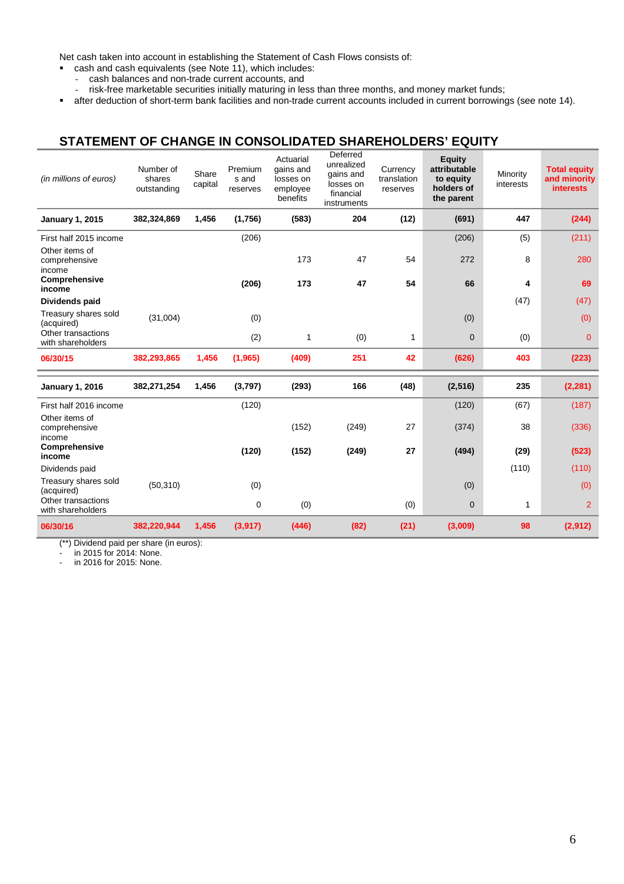Net cash taken into account in establishing the Statement of Cash Flows consists of:

- cash and cash equivalents (see Note 11), which includes:
  - cash balances and non-trade current accounts, and
  - risk-free marketable securities initially maturing in less than three months, and money market funds;
- after deduction of short-term bank facilities and non-trade current accounts included in current borrowings (see note 14).

## STATEMENT OF CHANGE IN CONSOLIDATED SHAREHOLDERS' EQUITY

| *(in millions of euros)* | Number of shares outstanding | Share capital | Premiums and reserves | Actuarial gains and losses on employee benefits | Deferred unrealized gains and losses on financial instruments | Currency translation reserves | **Equity attributable to equity holders of the parent** | Minority interests | **Total equity and minority interests** |
|---|---|---|---|---|---|---|---|---|---|
| **January 1, 2015** | **382,324,869** | **1,456** | **(1,756)** | **(583)** | **204** | **(12)** | **(691)** | **447** | **(244)** |
| First half 2015 income | | | (206) | | | | (206) | (5) | (211) |
| Other items of comprehensive income | | | | 173 | 47 | 54 | 272 | 8 | 280 |
| **Comprehensive income** | | | **(206)** | **173** | **47** | **54** | **66** | **4** | **69** |
| **Dividends paid** | | | | | | | | (47) | (47) |
| Treasury shares sold (acquired) | (31,004) | | (0) | | | | (0) | | (0) |
| Other transactions with shareholders | | | (2) | 1 | (0) | 1 | 0 | (0) | 0 |
| **06/30/15** | **382,293,865** | **1,456** | **(1,965)** | **(409)** | **251** | **42** | **(626)** | **403** | **(223)** |
| **January 1, 2016** | **382,271,254** | **1,456** | **(3,797)** | **(293)** | **166** | **(48)** | **(2,516)** | **235** | **(2,281)** |
| First half 2016 income | | | (120) | | | | (120) | (67) | (187) |
| Other items of comprehensive income | | | | (152) | (249) | 27 | (374) | 38 | (336) |
| **Comprehensive income** | | | **(120)** | **(152)** | **(249)** | **27** | **(494)** | **(29)** | **(523)** |
| Dividends paid | | | | | | | | (110) | (110) |
| Treasury shares sold (acquired) | (50,310) | | (0) | | | | (0) | | (0) |
| Other transactions with shareholders | | | 0 | (0) | | (0) | 0 | 1 | 2 |
| **06/30/16** | **382,220,944** | **1,456** | **(3,917)** | **(446)** | **(82)** | **(21)** | **(3,009)** | **98** | **(2,912)** |

(**) Dividend paid per share (in euros):
- in 2015 for 2014: None.
- in 2016 for 2015: None.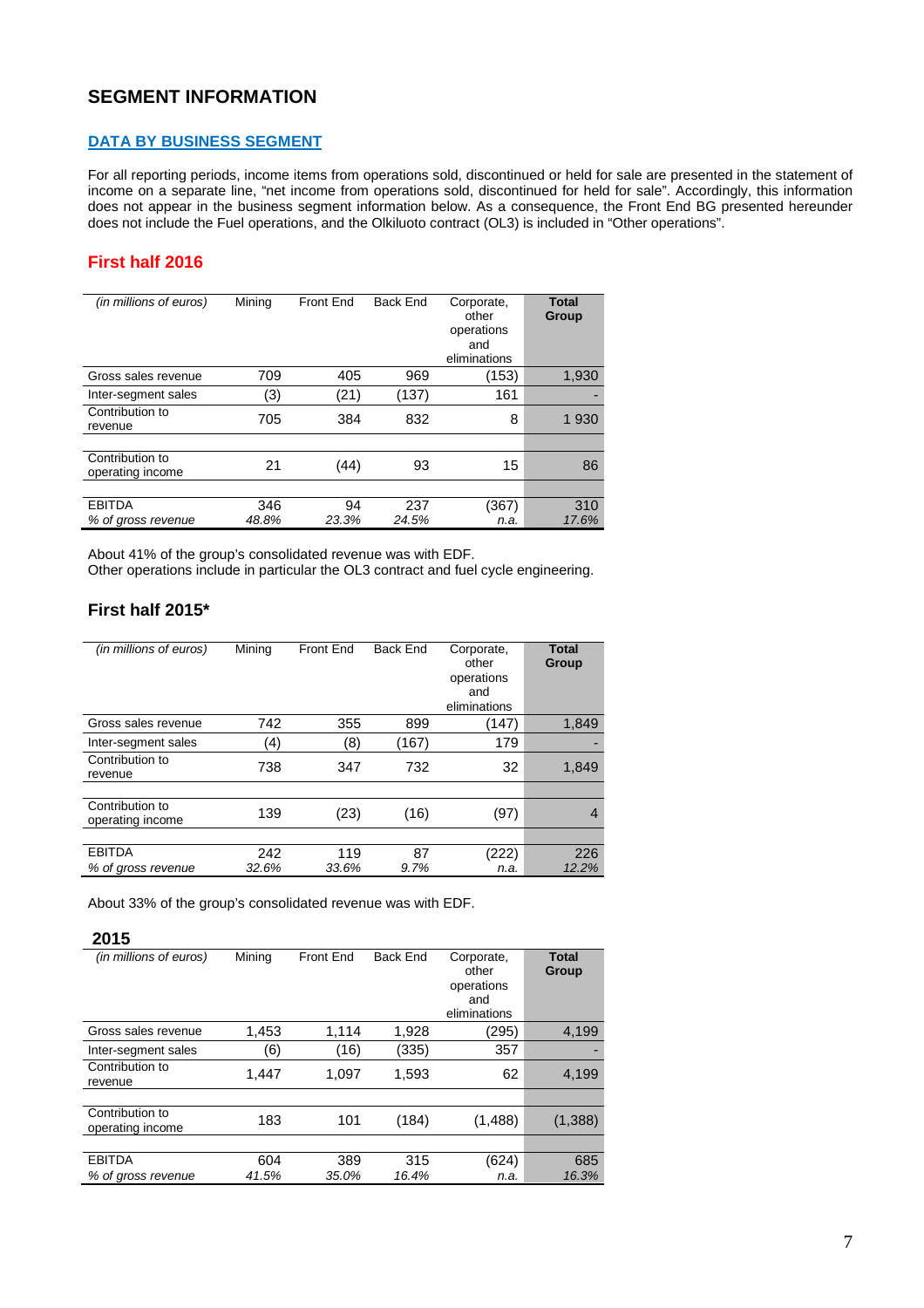## SEGMENT INFORMATION

### DATA BY BUSINESS SEGMENT

For all reporting periods, income items from operations sold, discontinued or held for sale are presented in the statement of income on a separate line, "net income from operations sold, discontinued for held for sale". Accordingly, this information does not appear in the business segment information below. As a consequence, the Front End BG presented hereunder does not include the Fuel operations, and the Olkiluoto contract (OL3) is included in "Other operations".

### First half 2016

| *(in millions of euros)* | Mining | Front End | Back End | Corporate, other operations and eliminations | **Total Group** |
|---|---|---|---|---|---|
| Gross sales revenue | 709 | 405 | 969 | (153) | 1,930 |
| Inter-segment sales | (3) | (21) | (137) | 161 | - |
| Contribution to revenue | 705 | 384 | 832 | 8 | 1 930 |
| | | | | | |
| Contribution to operating income | 21 | (44) | 93 | 15 | 86 |
| | | | | | |
| EBITDA | 346 | 94 | 237 | (367) | 310 |
| *% of gross revenue* | *48.8%* | *23.3%* | *24.5%* | *n.a.* | *17.6%* |

About 41% of the group's consolidated revenue was with EDF.
Other operations include in particular the OL3 contract and fuel cycle engineering.

### First half 2015*

| *(in millions of euros)* | Mining | Front End | Back End | Corporate, other operations and eliminations | **Total Group** |
|---|---|---|---|---|---|
| Gross sales revenue | 742 | 355 | 899 | (147) | 1,849 |
| Inter-segment sales | (4) | (8) | (167) | 179 | - |
| Contribution to revenue | 738 | 347 | 732 | 32 | 1,849 |
| | | | | | |
| Contribution to operating income | 139 | (23) | (16) | (97) | 4 |
| | | | | | |
| EBITDA | 242 | 119 | 87 | (222) | 226 |
| *% of gross revenue* | *32.6%* | *33.6%* | *9.7%* | *n.a.* | *12.2%* |

About 33% of the group's consolidated revenue was with EDF.

### 2015

| *(in millions of euros)* | Mining | Front End | Back End | Corporate, other operations and eliminations | **Total Group** |
|---|---|---|---|---|---|
| Gross sales revenue | 1,453 | 1,114 | 1,928 | (295) | 4,199 |
| Inter-segment sales | (6) | (16) | (335) | 357 | - |
| Contribution to revenue | 1,447 | 1,097 | 1,593 | 62 | 4,199 |
| | | | | | |
| Contribution to operating income | 183 | 101 | (184) | (1,488) | (1,388) |
| | | | | | |
| EBITDA | 604 | 389 | 315 | (624) | 685 |
| *% of gross revenue* | *41.5%* | *35.0%* | *16.4%* | *n.a.* | *16.3%* |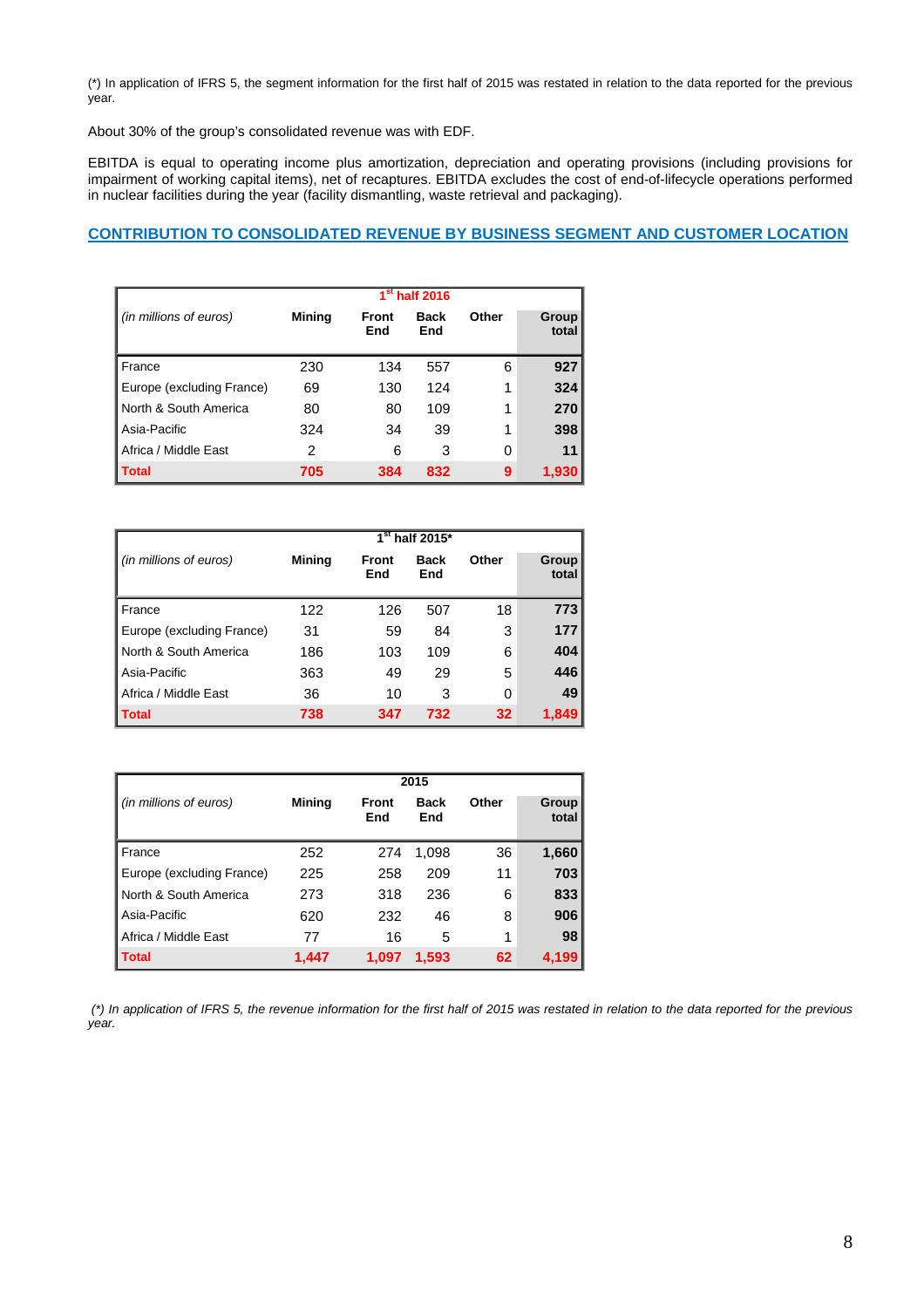(*) In application of IFRS 5, the segment information for the first half of 2015 was restated in relation to the data reported for the previous year.

About 30% of the group's consolidated revenue was with EDF.

EBITDA is equal to operating income plus amortization, depreciation and operating provisions (including provisions for impairment of working capital items), net of recaptures. EBITDA excludes the cost of end-of-lifecycle operations performed in nuclear facilities during the year (facility dismantling, waste retrieval and packaging).

## CONTRIBUTION TO CONSOLIDATED REVENUE BY BUSINESS SEGMENT AND CUSTOMER LOCATION

| | 1st half 2016 | | | | |
|---|---|---|---|---|---|
| *(in millions of euros)* | **Mining** | **Front End** | **Back End** | **Other** | **Group total** |
| France | 230 | 134 | 557 | 6 | **927** |
| Europe (excluding France) | 69 | 130 | 124 | 1 | **324** |
| North & South America | 80 | 80 | 109 | 1 | **270** |
| Asia-Pacific | 324 | 34 | 39 | 1 | **398** |
| Africa / Middle East | 2 | 6 | 3 | 0 | **11** |
| **Total** | **705** | **384** | **832** | **9** | **1,930** |

| | 1st half 2015* | | | | |
|---|---|---|---|---|---|
| *(in millions of euros)* | **Mining** | **Front End** | **Back End** | **Other** | **Group total** |
| France | 122 | 126 | 507 | 18 | **773** |
| Europe (excluding France) | 31 | 59 | 84 | 3 | **177** |
| North & South America | 186 | 103 | 109 | 6 | **404** |
| Asia-Pacific | 363 | 49 | 29 | 5 | **446** |
| Africa / Middle East | 36 | 10 | 3 | 0 | **49** |
| **Total** | **738** | **347** | **732** | **32** | **1,849** |

| | 2015 | | | | |
|---|---|---|---|---|---|
| *(in millions of euros)* | **Mining** | **Front End** | **Back End** | **Other** | **Group total** |
| France | 252 | 274 | 1,098 | 36 | **1,660** |
| Europe (excluding France) | 225 | 258 | 209 | 11 | **703** |
| North & South America | 273 | 318 | 236 | 6 | **833** |
| Asia-Pacific | 620 | 232 | 46 | 8 | **906** |
| Africa / Middle East | 77 | 16 | 5 | 1 | **98** |
| **Total** | **1,447** | **1,097** | **1,593** | **62** | **4,199** |

*(\*) In application of IFRS 5, the revenue information for the first half of 2015 was restated in relation to the data reported for the previous year.*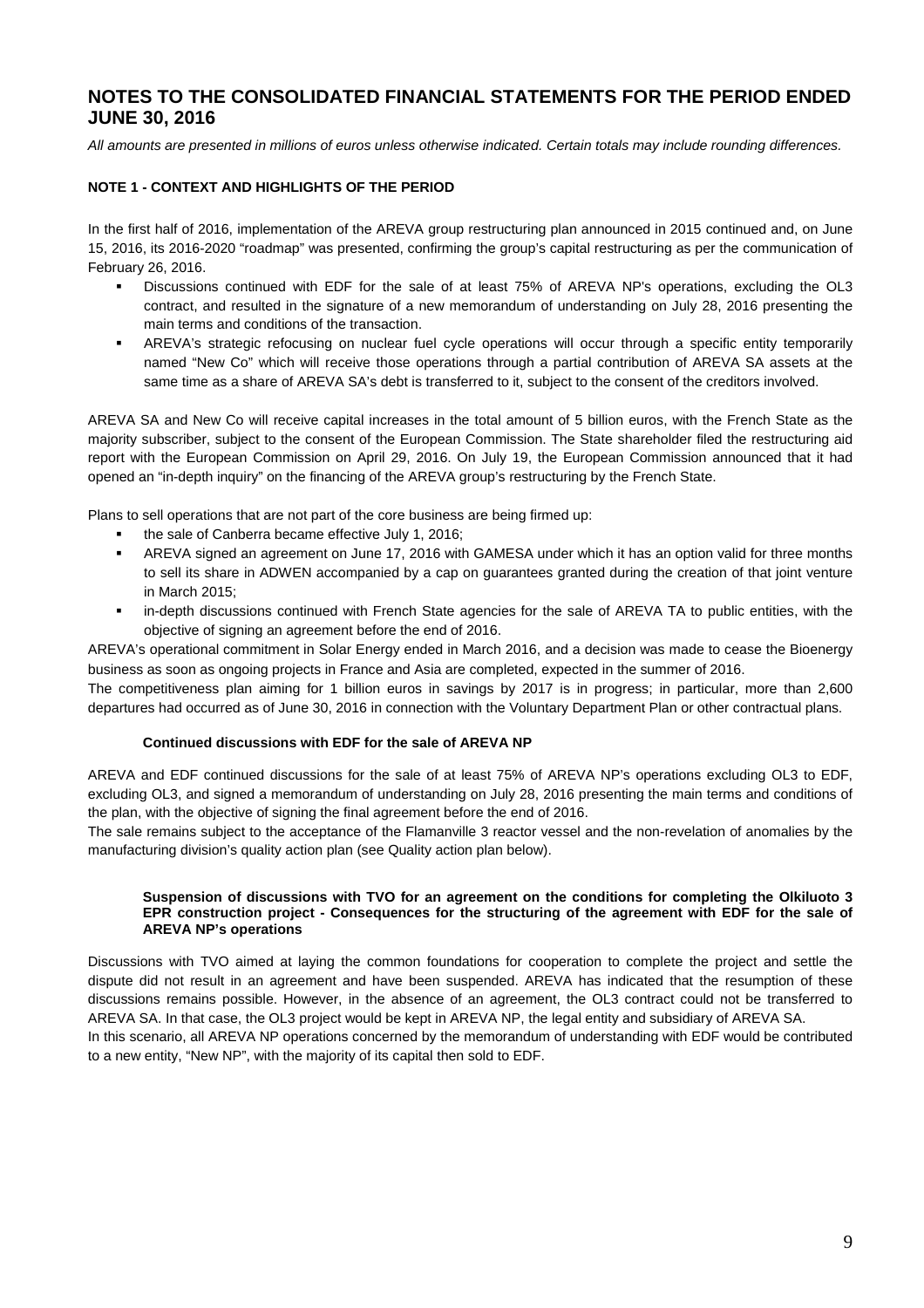# NOTES TO THE CONSOLIDATED FINANCIAL STATEMENTS FOR THE PERIOD ENDED JUNE 30, 2016

*All amounts are presented in millions of euros unless otherwise indicated. Certain totals may include rounding differences.*

## NOTE 1 - CONTEXT AND HIGHLIGHTS OF THE PERIOD

In the first half of 2016, implementation of the AREVA group restructuring plan announced in 2015 continued and, on June 15, 2016, its 2016-2020 "roadmap" was presented, confirming the group's capital restructuring as per the communication of February 26, 2016.

- Discussions continued with EDF for the sale of at least 75% of AREVA NP's operations, excluding the OL3 contract, and resulted in the signature of a new memorandum of understanding on July 28, 2016 presenting the main terms and conditions of the transaction.
- AREVA's strategic refocusing on nuclear fuel cycle operations will occur through a specific entity temporarily named "New Co" which will receive those operations through a partial contribution of AREVA SA assets at the same time as a share of AREVA SA's debt is transferred to it, subject to the consent of the creditors involved.

AREVA SA and New Co will receive capital increases in the total amount of 5 billion euros, with the French State as the majority subscriber, subject to the consent of the European Commission. The State shareholder filed the restructuring aid report with the European Commission on April 29, 2016. On July 19, the European Commission announced that it had opened an "in-depth inquiry" on the financing of the AREVA group's restructuring by the French State.

Plans to sell operations that are not part of the core business are being firmed up:

- the sale of Canberra became effective July 1, 2016;
- AREVA signed an agreement on June 17, 2016 with GAMESA under which it has an option valid for three months to sell its share in ADWEN accompanied by a cap on guarantees granted during the creation of that joint venture in March 2015;
- in-depth discussions continued with French State agencies for the sale of AREVA TA to public entities, with the objective of signing an agreement before the end of 2016.

AREVA's operational commitment in Solar Energy ended in March 2016, and a decision was made to cease the Bioenergy business as soon as ongoing projects in France and Asia are completed, expected in the summer of 2016.

The competitiveness plan aiming for 1 billion euros in savings by 2017 is in progress; in particular, more than 2,600 departures had occurred as of June 30, 2016 in connection with the Voluntary Department Plan or other contractual plans.

### Continued discussions with EDF for the sale of AREVA NP

AREVA and EDF continued discussions for the sale of at least 75% of AREVA NP's operations excluding OL3 to EDF, excluding OL3, and signed a memorandum of understanding on July 28, 2016 presenting the main terms and conditions of the plan, with the objective of signing the final agreement before the end of 2016.

The sale remains subject to the acceptance of the Flamanville 3 reactor vessel and the non-revelation of anomalies by the manufacturing division's quality action plan (see Quality action plan below).

### Suspension of discussions with TVO for an agreement on the conditions for completing the Olkiluoto 3 EPR construction project - Consequences for the structuring of the agreement with EDF for the sale of AREVA NP's operations

Discussions with TVO aimed at laying the common foundations for cooperation to complete the project and settle the dispute did not result in an agreement and have been suspended. AREVA has indicated that the resumption of these discussions remains possible. However, in the absence of an agreement, the OL3 contract could not be transferred to AREVA SA. In that case, the OL3 project would be kept in AREVA NP, the legal entity and subsidiary of AREVA SA.

In this scenario, all AREVA NP operations concerned by the memorandum of understanding with EDF would be contributed to a new entity, "New NP", with the majority of its capital then sold to EDF.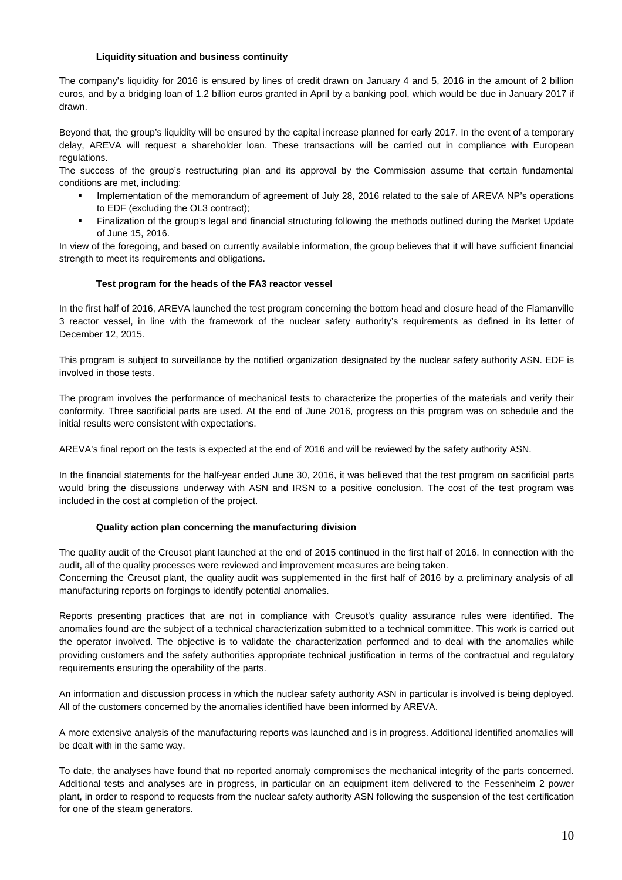#### Liquidity situation and business continuity

The company's liquidity for 2016 is ensured by lines of credit drawn on January 4 and 5, 2016 in the amount of 2 billion euros, and by a bridging loan of 1.2 billion euros granted in April by a banking pool, which would be due in January 2017 if drawn.

Beyond that, the group's liquidity will be ensured by the capital increase planned for early 2017. In the event of a temporary delay, AREVA will request a shareholder loan. These transactions will be carried out in compliance with European regulations.

The success of the group's restructuring plan and its approval by the Commission assume that certain fundamental conditions are met, including:

- Implementation of the memorandum of agreement of July 28, 2016 related to the sale of AREVA NP's operations to EDF (excluding the OL3 contract);
- Finalization of the group's legal and financial structuring following the methods outlined during the Market Update of June 15, 2016.

In view of the foregoing, and based on currently available information, the group believes that it will have sufficient financial strength to meet its requirements and obligations.

#### Test program for the heads of the FA3 reactor vessel

In the first half of 2016, AREVA launched the test program concerning the bottom head and closure head of the Flamanville 3 reactor vessel, in line with the framework of the nuclear safety authority's requirements as defined in its letter of December 12, 2015.

This program is subject to surveillance by the notified organization designated by the nuclear safety authority ASN. EDF is involved in those tests.

The program involves the performance of mechanical tests to characterize the properties of the materials and verify their conformity. Three sacrificial parts are used. At the end of June 2016, progress on this program was on schedule and the initial results were consistent with expectations.

AREVA's final report on the tests is expected at the end of 2016 and will be reviewed by the safety authority ASN.

In the financial statements for the half-year ended June 30, 2016, it was believed that the test program on sacrificial parts would bring the discussions underway with ASN and IRSN to a positive conclusion. The cost of the test program was included in the cost at completion of the project.

#### Quality action plan concerning the manufacturing division

The quality audit of the Creusot plant launched at the end of 2015 continued in the first half of 2016. In connection with the audit, all of the quality processes were reviewed and improvement measures are being taken.
Concerning the Creusot plant, the quality audit was supplemented in the first half of 2016 by a preliminary analysis of all manufacturing reports on forgings to identify potential anomalies.

Reports presenting practices that are not in compliance with Creusot's quality assurance rules were identified. The anomalies found are the subject of a technical characterization submitted to a technical committee. This work is carried out the operator involved. The objective is to validate the characterization performed and to deal with the anomalies while providing customers and the safety authorities appropriate technical justification in terms of the contractual and regulatory requirements ensuring the operability of the parts.

An information and discussion process in which the nuclear safety authority ASN in particular is involved is being deployed. All of the customers concerned by the anomalies identified have been informed by AREVA.

A more extensive analysis of the manufacturing reports was launched and is in progress. Additional identified anomalies will be dealt with in the same way.

To date, the analyses have found that no reported anomaly compromises the mechanical integrity of the parts concerned. Additional tests and analyses are in progress, in particular on an equipment item delivered to the Fessenheim 2 power plant, in order to respond to requests from the nuclear safety authority ASN following the suspension of the test certification for one of the steam generators.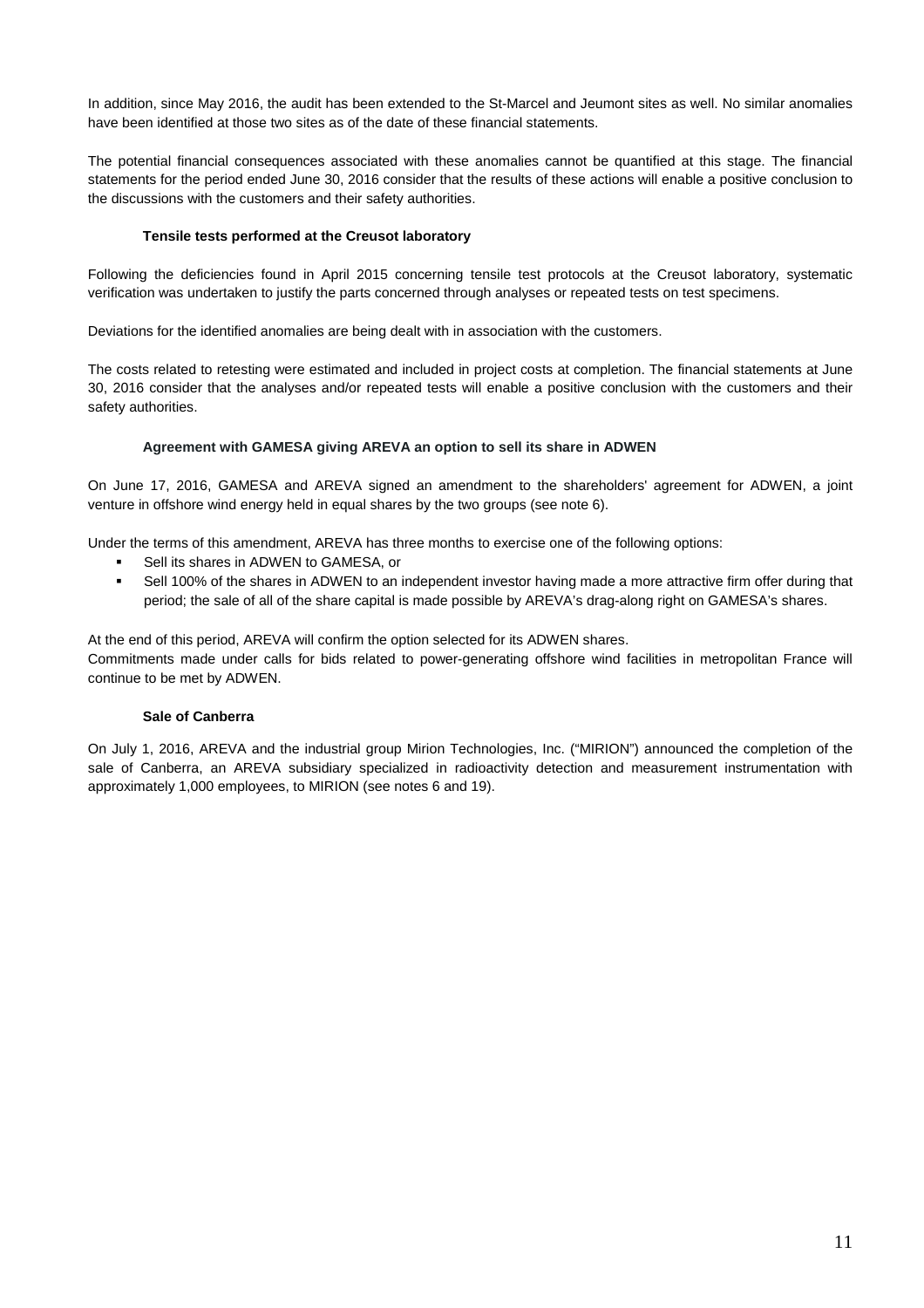In addition, since May 2016, the audit has been extended to the St-Marcel and Jeumont sites as well. No similar anomalies have been identified at those two sites as of the date of these financial statements.

The potential financial consequences associated with these anomalies cannot be quantified at this stage. The financial statements for the period ended June 30, 2016 consider that the results of these actions will enable a positive conclusion to the discussions with the customers and their safety authorities.

**Tensile tests performed at the Creusot laboratory**

Following the deficiencies found in April 2015 concerning tensile test protocols at the Creusot laboratory, systematic verification was undertaken to justify the parts concerned through analyses or repeated tests on test specimens.

Deviations for the identified anomalies are being dealt with in association with the customers.

The costs related to retesting were estimated and included in project costs at completion. The financial statements at June 30, 2016 consider that the analyses and/or repeated tests will enable a positive conclusion with the customers and their safety authorities.

**Agreement with GAMESA giving AREVA an option to sell its share in ADWEN**

On June 17, 2016, GAMESA and AREVA signed an amendment to the shareholders' agreement for ADWEN, a joint venture in offshore wind energy held in equal shares by the two groups (see note 6).

Under the terms of this amendment, AREVA has three months to exercise one of the following options:

- Sell its shares in ADWEN to GAMESA, or
- Sell 100% of the shares in ADWEN to an independent investor having made a more attractive firm offer during that period; the sale of all of the share capital is made possible by AREVA's drag-along right on GAMESA's shares.

At the end of this period, AREVA will confirm the option selected for its ADWEN shares.
Commitments made under calls for bids related to power-generating offshore wind facilities in metropolitan France will continue to be met by ADWEN.

**Sale of Canberra**

On July 1, 2016, AREVA and the industrial group Mirion Technologies, Inc. ("MIRION") announced the completion of the sale of Canberra, an AREVA subsidiary specialized in radioactivity detection and measurement instrumentation with approximately 1,000 employees, to MIRION (see notes 6 and 19).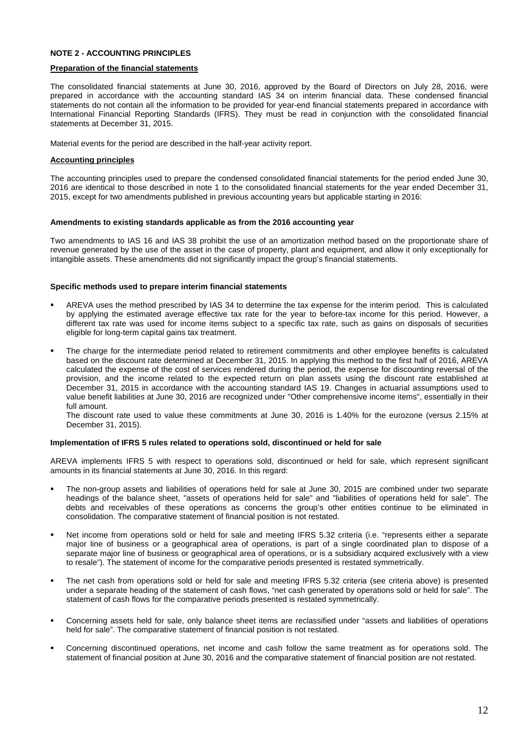## NOTE 2 - ACCOUNTING PRINCIPLES

### Preparation of the financial statements

The consolidated financial statements at June 30, 2016, approved by the Board of Directors on July 28, 2016, were prepared in accordance with the accounting standard IAS 34 on interim financial data. These condensed financial statements do not contain all the information to be provided for year-end financial statements prepared in accordance with International Financial Reporting Standards (IFRS). They must be read in conjunction with the consolidated financial statements at December 31, 2015.

Material events for the period are described in the half-year activity report.

### Accounting principles

The accounting principles used to prepare the condensed consolidated financial statements for the period ended June 30, 2016 are identical to those described in note 1 to the consolidated financial statements for the year ended December 31, 2015, except for two amendments published in previous accounting years but applicable starting in 2016:

#### Amendments to existing standards applicable as from the 2016 accounting year

Two amendments to IAS 16 and IAS 38 prohibit the use of an amortization method based on the proportionate share of revenue generated by the use of the asset in the case of property, plant and equipment, and allow it only exceptionally for intangible assets. These amendments did not significantly impact the group's financial statements.

#### Specific methods used to prepare interim financial statements

- AREVA uses the method prescribed by IAS 34 to determine the tax expense for the interim period. This is calculated by applying the estimated average effective tax rate for the year to before-tax income for this period. However, a different tax rate was used for income items subject to a specific tax rate, such as gains on disposals of securities eligible for long-term capital gains tax treatment.
- The charge for the intermediate period related to retirement commitments and other employee benefits is calculated based on the discount rate determined at December 31, 2015. In applying this method to the first half of 2016, AREVA calculated the expense of the cost of services rendered during the period, the expense for discounting reversal of the provision, and the income related to the expected return on plan assets using the discount rate established at December 31, 2015 in accordance with the accounting standard IAS 19. Changes in actuarial assumptions used to value benefit liabilities at June 30, 2016 are recognized under "Other comprehensive income items", essentially in their full amount.
  The discount rate used to value these commitments at June 30, 2016 is 1.40% for the eurozone (versus 2.15% at December 31, 2015).

#### Implementation of IFRS 5 rules related to operations sold, discontinued or held for sale

AREVA implements IFRS 5 with respect to operations sold, discontinued or held for sale, which represent significant amounts in its financial statements at June 30, 2016. In this regard:

- The non-group assets and liabilities of operations held for sale at June 30, 2015 are combined under two separate headings of the balance sheet, "assets of operations held for sale" and "liabilities of operations held for sale". The debts and receivables of these operations as concerns the group's other entities continue to be eliminated in consolidation. The comparative statement of financial position is not restated.
- Net income from operations sold or held for sale and meeting IFRS 5.32 criteria (i.e. "represents either a separate major line of business or a geographical area of operations, is part of a single coordinated plan to dispose of a separate major line of business or geographical area of operations, or is a subsidiary acquired exclusively with a view to resale"). The statement of income for the comparative periods presented is restated symmetrically.
- The net cash from operations sold or held for sale and meeting IFRS 5.32 criteria (see criteria above) is presented under a separate heading of the statement of cash flows, "net cash generated by operations sold or held for sale". The statement of cash flows for the comparative periods presented is restated symmetrically.
- Concerning assets held for sale, only balance sheet items are reclassified under "assets and liabilities of operations held for sale". The comparative statement of financial position is not restated.
- Concerning discontinued operations, net income and cash follow the same treatment as for operations sold. The statement of financial position at June 30, 2016 and the comparative statement of financial position are not restated.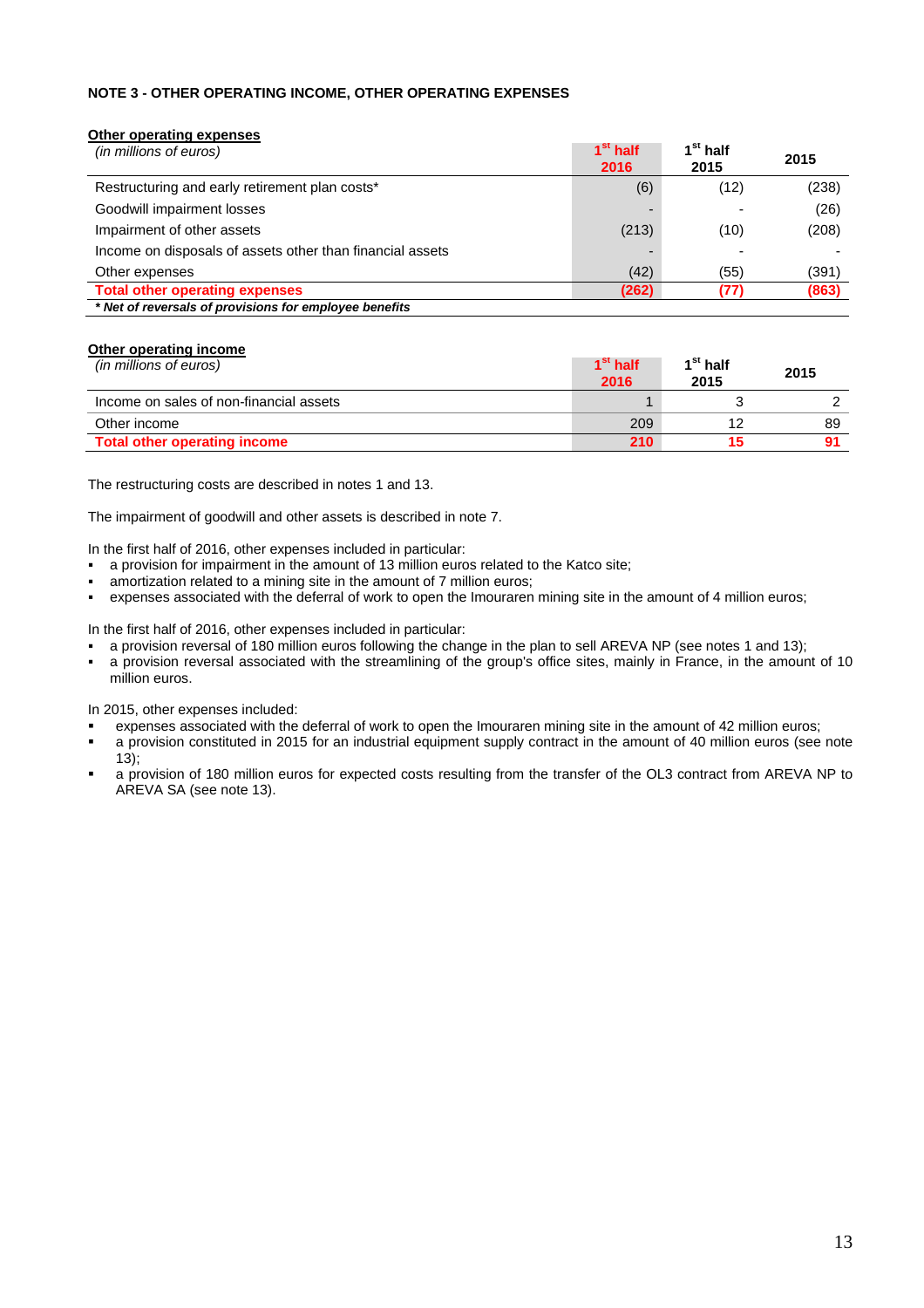## NOTE 3 - OTHER OPERATING INCOME, OTHER OPERATING EXPENSES

### Other operating expenses

| *(in millions of euros)* | 1st half 2016 | 1st half 2015 | 2015 |
|---|---|---|---|
| Restructuring and early retirement plan costs* | (6) | (12) | (238) |
| Goodwill impairment losses | - | - | (26) |
| Impairment of other assets | (213) | (10) | (208) |
| Income on disposals of assets other than financial assets | - | - | - |
| Other expenses | (42) | (55) | (391) |
| **Total other operating expenses** | **(262)** | **(77)** | **(863)** |

***Net of reversals of provisions for employee benefits***

### Other operating income

| *(in millions of euros)* | 1st half 2016 | 1st half 2015 | 2015 |
|---|---|---|---|
| Income on sales of non-financial assets | 1 | 3 | 2 |
| Other income | 209 | 12 | 89 |
| **Total other operating income** | **210** | **15** | **91** |

The restructuring costs are described in notes 1 and 13.

The impairment of goodwill and other assets is described in note 7.

In the first half of 2016, other expenses included in particular:

- a provision for impairment in the amount of 13 million euros related to the Katco site;
- amortization related to a mining site in the amount of 7 million euros;
- expenses associated with the deferral of work to open the Imouraren mining site in the amount of 4 million euros;

In the first half of 2016, other expenses included in particular:

- a provision reversal of 180 million euros following the change in the plan to sell AREVA NP (see notes 1 and 13);
- a provision reversal associated with the streamlining of the group's office sites, mainly in France, in the amount of 10 million euros.

In 2015, other expenses included:

- expenses associated with the deferral of work to open the Imouraren mining site in the amount of 42 million euros;
- a provision constituted in 2015 for an industrial equipment supply contract in the amount of 40 million euros (see note 13);
- a provision of 180 million euros for expected costs resulting from the transfer of the OL3 contract from AREVA NP to AREVA SA (see note 13).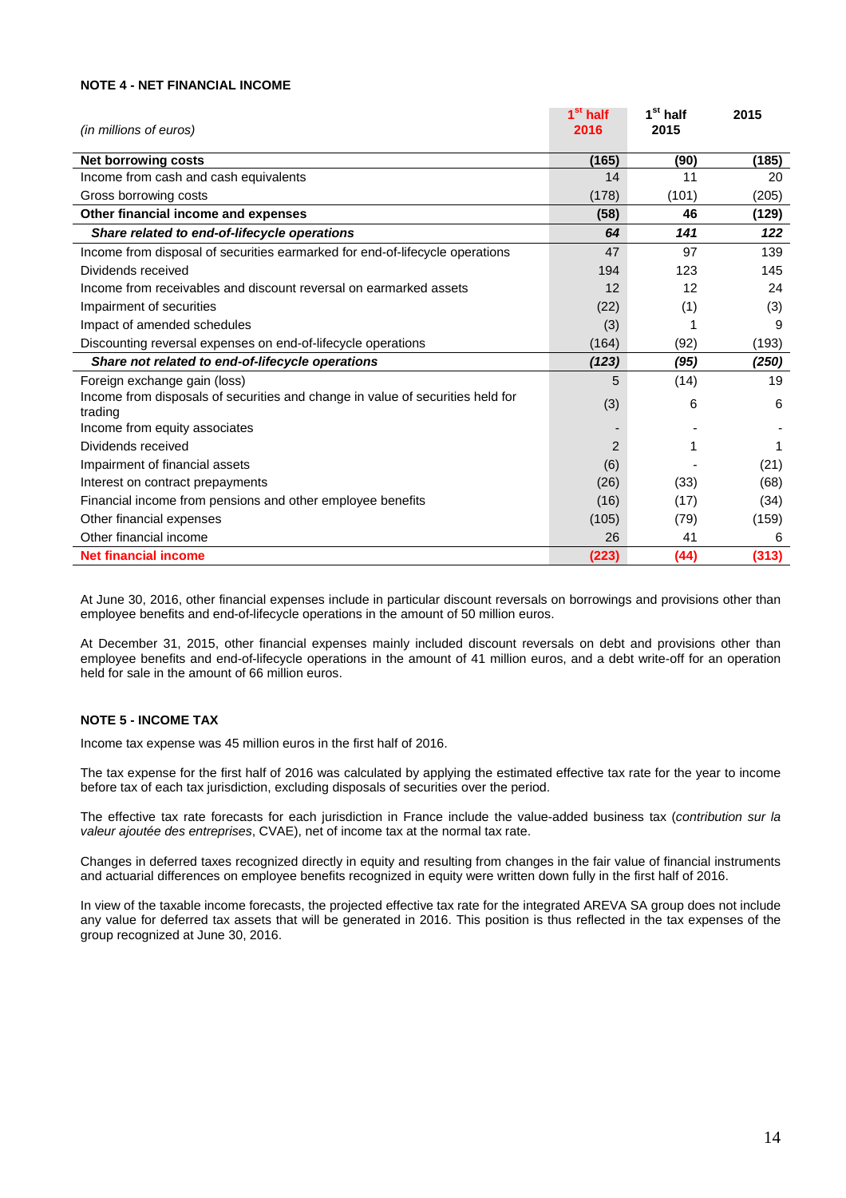#### NOTE 4 - NET FINANCIAL INCOME

| *(in millions of euros)* | 1st half 2016 | 1st half 2015 | 2015 |
|---|---|---|---|
| **Net borrowing costs** | **(165)** | **(90)** | **(185)** |
| Income from cash and cash equivalents | 14 | 11 | 20 |
| Gross borrowing costs | (178) | (101) | (205) |
| **Other financial income and expenses** | **(58)** | **46** | **(129)** |
| ***Share related to end-of-lifecycle operations*** | ***64*** | ***141*** | ***122*** |
| Income from disposal of securities earmarked for end-of-lifecycle operations | 47 | 97 | 139 |
| Dividends received | 194 | 123 | 145 |
| Income from receivables and discount reversal on earmarked assets | 12 | 12 | 24 |
| Impairment of securities | (22) | (1) | (3) |
| Impact of amended schedules | (3) | 1 | 9 |
| Discounting reversal expenses on end-of-lifecycle operations | (164) | (92) | (193) |
| ***Share not related to end-of-lifecycle operations*** | ***(123)*** | ***(95)*** | ***(250)*** |
| Foreign exchange gain (loss) | 5 | (14) | 19 |
| Income from disposals of securities and change in value of securities held for trading | (3) | 6 | 6 |
| Income from equity associates | - | - | - |
| Dividends received | 2 | 1 | 1 |
| Impairment of financial assets | (6) | - | (21) |
| Interest on contract prepayments | (26) | (33) | (68) |
| Financial income from pensions and other employee benefits | (16) | (17) | (34) |
| Other financial expenses | (105) | (79) | (159) |
| Other financial income | 26 | 41 | 6 |
| **Net financial income** | **(223)** | **(44)** | **(313)** |

At June 30, 2016, other financial expenses include in particular discount reversals on borrowings and provisions other than employee benefits and end-of-lifecycle operations in the amount of 50 million euros.

At December 31, 2015, other financial expenses mainly included discount reversals on debt and provisions other than employee benefits and end-of-lifecycle operations in the amount of 41 million euros, and a debt write-off for an operation held for sale in the amount of 66 million euros.

#### NOTE 5 - INCOME TAX

Income tax expense was 45 million euros in the first half of 2016.

The tax expense for the first half of 2016 was calculated by applying the estimated effective tax rate for the year to income before tax of each tax jurisdiction, excluding disposals of securities over the period.

The effective tax rate forecasts for each jurisdiction in France include the value-added business tax (*contribution sur la valeur ajoutée des entreprises*, CVAE), net of income tax at the normal tax rate.

Changes in deferred taxes recognized directly in equity and resulting from changes in the fair value of financial instruments and actuarial differences on employee benefits recognized in equity were written down fully in the first half of 2016.

In view of the taxable income forecasts, the projected effective tax rate for the integrated AREVA SA group does not include any value for deferred tax assets that will be generated in 2016. This position is thus reflected in the tax expenses of the group recognized at June 30, 2016.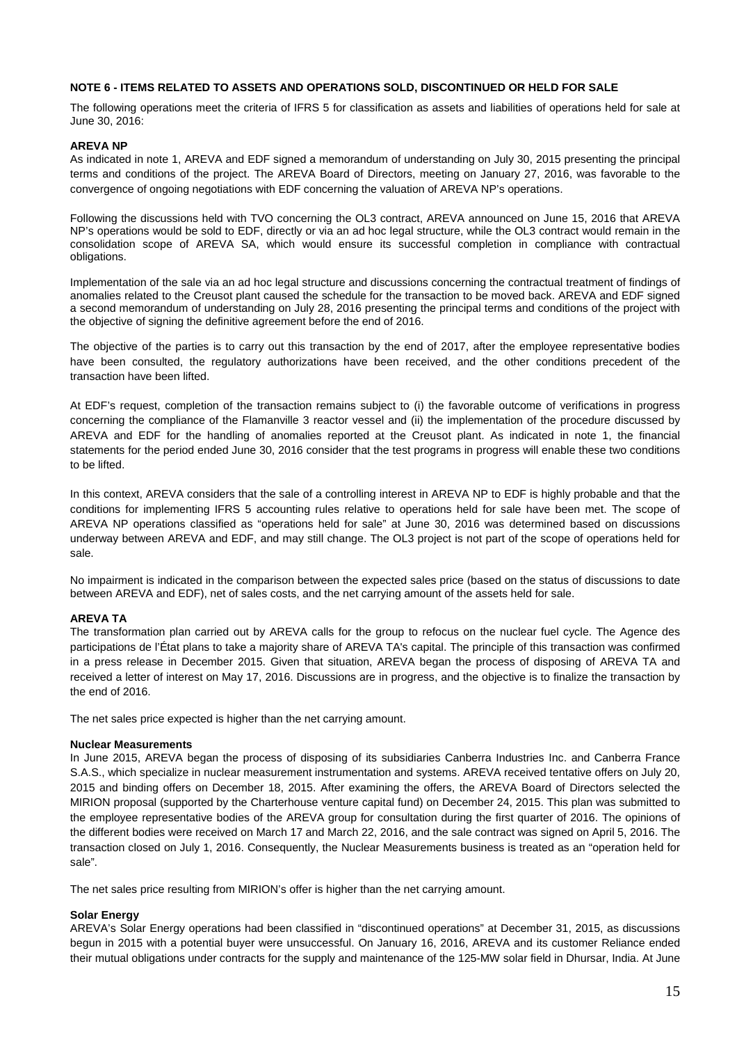## NOTE 6 - ITEMS RELATED TO ASSETS AND OPERATIONS SOLD, DISCONTINUED OR HELD FOR SALE

The following operations meet the criteria of IFRS 5 for classification as assets and liabilities of operations held for sale at June 30, 2016:

### AREVA NP

As indicated in note 1, AREVA and EDF signed a memorandum of understanding on July 30, 2015 presenting the principal terms and conditions of the project. The AREVA Board of Directors, meeting on January 27, 2016, was favorable to the convergence of ongoing negotiations with EDF concerning the valuation of AREVA NP's operations.

Following the discussions held with TVO concerning the OL3 contract, AREVA announced on June 15, 2016 that AREVA NP's operations would be sold to EDF, directly or via an ad hoc legal structure, while the OL3 contract would remain in the consolidation scope of AREVA SA, which would ensure its successful completion in compliance with contractual obligations.

Implementation of the sale via an ad hoc legal structure and discussions concerning the contractual treatment of findings of anomalies related to the Creusot plant caused the schedule for the transaction to be moved back. AREVA and EDF signed a second memorandum of understanding on July 28, 2016 presenting the principal terms and conditions of the project with the objective of signing the definitive agreement before the end of 2016.

The objective of the parties is to carry out this transaction by the end of 2017, after the employee representative bodies have been consulted, the regulatory authorizations have been received, and the other conditions precedent of the transaction have been lifted.

At EDF's request, completion of the transaction remains subject to (i) the favorable outcome of verifications in progress concerning the compliance of the Flamanville 3 reactor vessel and (ii) the implementation of the procedure discussed by AREVA and EDF for the handling of anomalies reported at the Creusot plant. As indicated in note 1, the financial statements for the period ended June 30, 2016 consider that the test programs in progress will enable these two conditions to be lifted.

In this context, AREVA considers that the sale of a controlling interest in AREVA NP to EDF is highly probable and that the conditions for implementing IFRS 5 accounting rules relative to operations held for sale have been met. The scope of AREVA NP operations classified as "operations held for sale" at June 30, 2016 was determined based on discussions underway between AREVA and EDF, and may still change. The OL3 project is not part of the scope of operations held for sale.

No impairment is indicated in the comparison between the expected sales price (based on the status of discussions to date between AREVA and EDF), net of sales costs, and the net carrying amount of the assets held for sale.

### AREVA TA

The transformation plan carried out by AREVA calls for the group to refocus on the nuclear fuel cycle. The Agence des participations de l'État plans to take a majority share of AREVA TA's capital. The principle of this transaction was confirmed in a press release in December 2015. Given that situation, AREVA began the process of disposing of AREVA TA and received a letter of interest on May 17, 2016. Discussions are in progress, and the objective is to finalize the transaction by the end of 2016.

The net sales price expected is higher than the net carrying amount.

### Nuclear Measurements

In June 2015, AREVA began the process of disposing of its subsidiaries Canberra Industries Inc. and Canberra France S.A.S., which specialize in nuclear measurement instrumentation and systems. AREVA received tentative offers on July 20, 2015 and binding offers on December 18, 2015. After examining the offers, the AREVA Board of Directors selected the MIRION proposal (supported by the Charterhouse venture capital fund) on December 24, 2015. This plan was submitted to the employee representative bodies of the AREVA group for consultation during the first quarter of 2016. The opinions of the different bodies were received on March 17 and March 22, 2016, and the sale contract was signed on April 5, 2016. The transaction closed on July 1, 2016. Consequently, the Nuclear Measurements business is treated as an "operation held for sale".

The net sales price resulting from MIRION's offer is higher than the net carrying amount.

### Solar Energy

AREVA's Solar Energy operations had been classified in "discontinued operations" at December 31, 2015, as discussions begun in 2015 with a potential buyer were unsuccessful. On January 16, 2016, AREVA and its customer Reliance ended their mutual obligations under contracts for the supply and maintenance of the 125-MW solar field in Dhursar, India. At June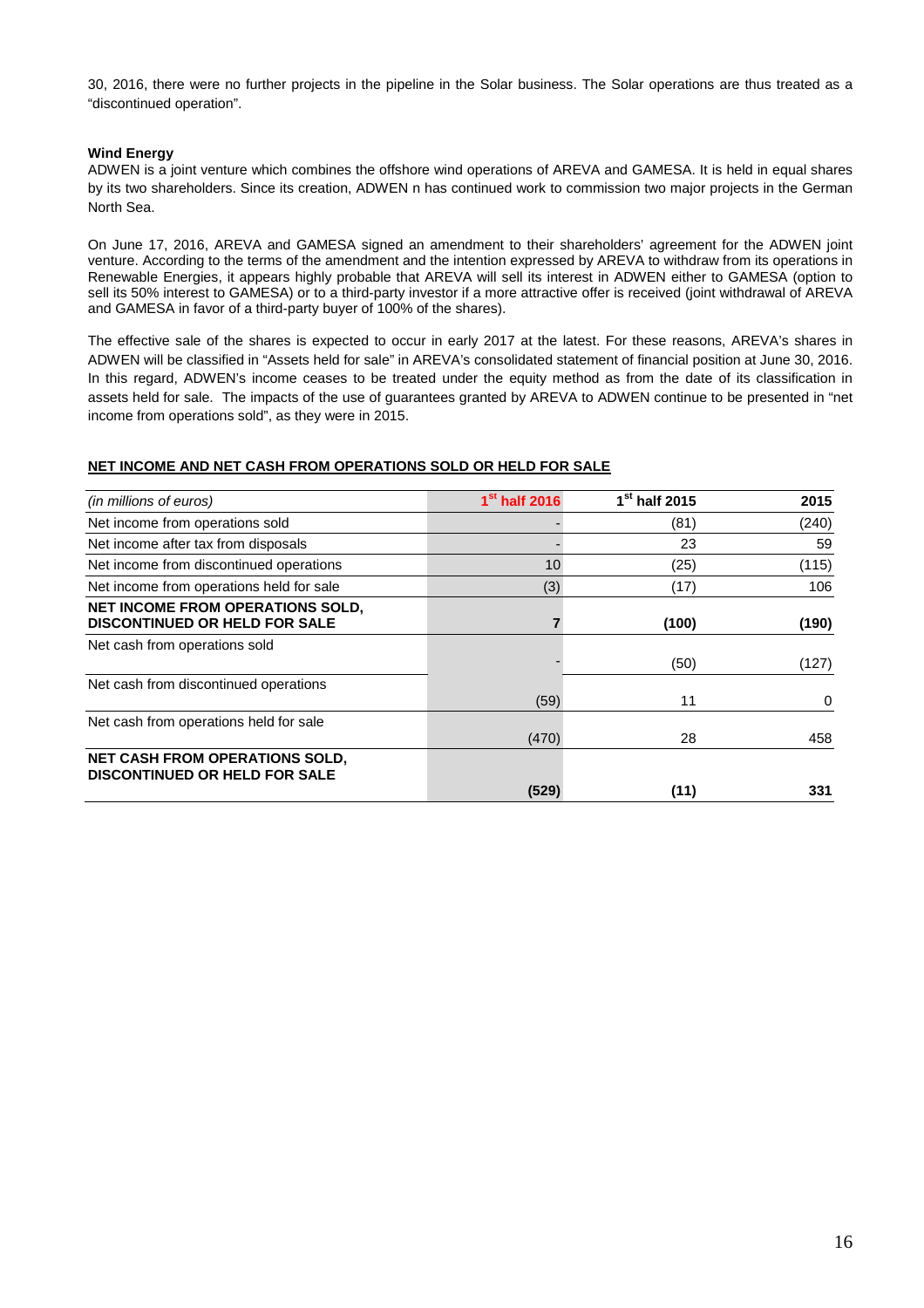30, 2016, there were no further projects in the pipeline in the Solar business. The Solar operations are thus treated as a "discontinued operation".

**Wind Energy**

ADWEN is a joint venture which combines the offshore wind operations of AREVA and GAMESA. It is held in equal shares by its two shareholders. Since its creation, ADWEN n has continued work to commission two major projects in the German North Sea.

On June 17, 2016, AREVA and GAMESA signed an amendment to their shareholders' agreement for the ADWEN joint venture. According to the terms of the amendment and the intention expressed by AREVA to withdraw from its operations in Renewable Energies, it appears highly probable that AREVA will sell its interest in ADWEN either to GAMESA (option to sell its 50% interest to GAMESA) or to a third-party investor if a more attractive offer is received (joint withdrawal of AREVA and GAMESA in favor of a third-party buyer of 100% of the shares).

The effective sale of the shares is expected to occur in early 2017 at the latest. For these reasons, AREVA's shares in ADWEN will be classified in "Assets held for sale" in AREVA's consolidated statement of financial position at June 30, 2016. In this regard, ADWEN's income ceases to be treated under the equity method as from the date of its classification in assets held for sale. The impacts of the use of guarantees granted by AREVA to ADWEN continue to be presented in "net income from operations sold", as they were in 2015.

**NET INCOME AND NET CASH FROM OPERATIONS SOLD OR HELD FOR SALE**

| *(in millions of euros)* | 1st half 2016 | 1st half 2015 | 2015 |
|---|---|---|---|
| Net income from operations sold | - | (81) | (240) |
| Net income after tax from disposals | - | 23 | 59 |
| Net income from discontinued operations | 10 | (25) | (115) |
| Net income from operations held for sale | (3) | (17) | 106 |
| **NET INCOME FROM OPERATIONS SOLD, DISCONTINUED OR HELD FOR SALE** | **7** | **(100)** | **(190)** |
| Net cash from operations sold | - | (50) | (127) |
| Net cash from discontinued operations | (59) | 11 | 0 |
| Net cash from operations held for sale | (470) | 28 | 458 |
| **NET CASH FROM OPERATIONS SOLD, DISCONTINUED OR HELD FOR SALE** | **(529)** | **(11)** | **331** |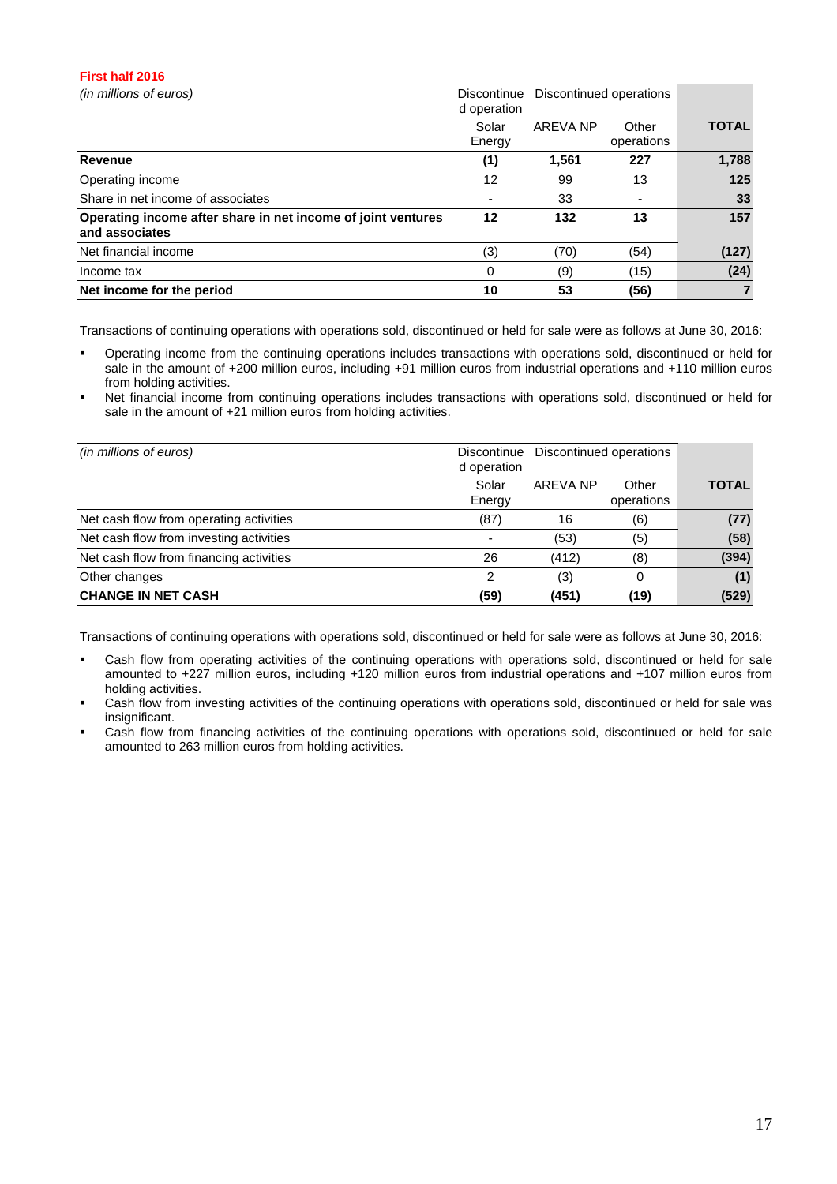**First half 2016**

| *(in millions of euros)* | Discontinued operation | Discontinued operations | | |
|---|---|---|---|---|
| | Solar Energy | AREVA NP | Other operations | **TOTAL** |
| **Revenue** | **(1)** | **1,561** | **227** | **1,788** |
| Operating income | 12 | 99 | 13 | **125** |
| Share in net income of associates | - | 33 | - | **33** |
| **Operating income after share in net income of joint ventures and associates** | **12** | **132** | **13** | **157** |
| Net financial income | (3) | (70) | (54) | **(127)** |
| Income tax | 0 | (9) | (15) | **(24)** |
| **Net income for the period** | **10** | **53** | **(56)** | **7** |

Transactions of continuing operations with operations sold, discontinued or held for sale were as follows at June 30, 2016:

- Operating income from the continuing operations includes transactions with operations sold, discontinued or held for sale in the amount of +200 million euros, including +91 million euros from industrial operations and +110 million euros from holding activities.
- Net financial income from continuing operations includes transactions with operations sold, discontinued or held for sale in the amount of +21 million euros from holding activities.

| *(in millions of euros)* | Discontinued operation | Discontinued operations | | |
|---|---|---|---|---|
| | Solar Energy | AREVA NP | Other operations | **TOTAL** |
| Net cash flow from operating activities | (87) | 16 | (6) | **(77)** |
| Net cash flow from investing activities | - | (53) | (5) | **(58)** |
| Net cash flow from financing activities | 26 | (412) | (8) | **(394)** |
| Other changes | 2 | (3) | 0 | **(1)** |
| **CHANGE IN NET CASH** | **(59)** | **(451)** | **(19)** | **(529)** |

Transactions of continuing operations with operations sold, discontinued or held for sale were as follows at June 30, 2016:

- Cash flow from operating activities of the continuing operations with operations sold, discontinued or held for sale amounted to +227 million euros, including +120 million euros from industrial operations and +107 million euros from holding activities.
- Cash flow from investing activities of the continuing operations with operations sold, discontinued or held for sale was insignificant.
- Cash flow from financing activities of the continuing operations with operations sold, discontinued or held for sale amounted to 263 million euros from holding activities.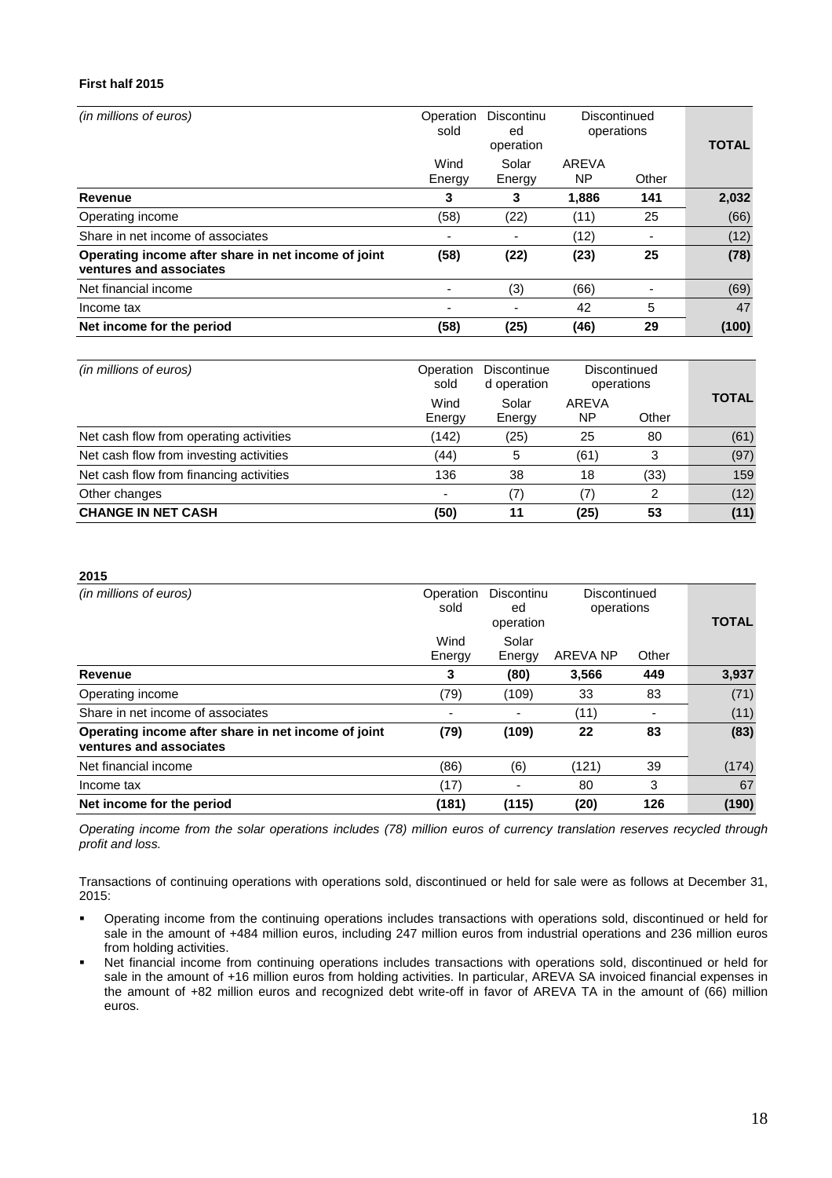**First half 2015**

| *(in millions of euros)* | Operation sold | Discontinued operation | Discontinued operations | | TOTAL |
|---|---|---|---|---|---|
| | Wind Energy | Solar Energy | AREVA NP | Other | |
| **Revenue** | **3** | **3** | **1,886** | **141** | **2,032** |
| Operating income | (58) | (22) | (11) | 25 | (66) |
| Share in net income of associates | - | - | (12) | - | (12) |
| **Operating income after share in net income of joint ventures and associates** | **(58)** | **(22)** | **(23)** | **25** | **(78)** |
| Net financial income | - | (3) | (66) | - | (69) |
| Income tax | - | - | 42 | 5 | 47 |
| **Net income for the period** | **(58)** | **(25)** | **(46)** | **29** | **(100)** |

| *(in millions of euros)* | Operation sold | Discontinued operation | Discontinued operations | | TOTAL |
|---|---|---|---|---|---|
| | Wind Energy | Solar Energy | AREVA NP | Other | |
| Net cash flow from operating activities | (142) | (25) | 25 | 80 | (61) |
| Net cash flow from investing activities | (44) | 5 | (61) | 3 | (97) |
| Net cash flow from financing activities | 136 | 38 | 18 | (33) | 159 |
| Other changes | - | (7) | (7) | 2 | (12) |
| **CHANGE IN NET CASH** | **(50)** | **11** | **(25)** | **53** | **(11)** |

**2015**

| *(in millions of euros)* | Operation sold | Discontinued operation | Discontinued operations | | TOTAL |
|---|---|---|---|---|---|
| | Wind Energy | Solar Energy | AREVA NP | Other | |
| **Revenue** | **3** | **(80)** | **3,566** | **449** | **3,937** |
| Operating income | (79) | (109) | 33 | 83 | (71) |
| Share in net income of associates | - | - | (11) | - | (11) |
| **Operating income after share in net income of joint ventures and associates** | **(79)** | **(109)** | **22** | **83** | **(83)** |
| Net financial income | (86) | (6) | (121) | 39 | (174) |
| Income tax | (17) | - | 80 | 3 | 67 |
| **Net income for the period** | **(181)** | **(115)** | **(20)** | **126** | **(190)** |

*Operating income from the solar operations includes (78) million euros of currency translation reserves recycled through profit and loss.*

Transactions of continuing operations with operations sold, discontinued or held for sale were as follows at December 31, 2015:

- Operating income from the continuing operations includes transactions with operations sold, discontinued or held for sale in the amount of +484 million euros, including 247 million euros from industrial operations and 236 million euros from holding activities.
- Net financial income from continuing operations includes transactions with operations sold, discontinued or held for sale in the amount of +16 million euros from holding activities. In particular, AREVA SA invoiced financial expenses in the amount of +82 million euros and recognized debt write-off in favor of AREVA TA in the amount of (66) million euros.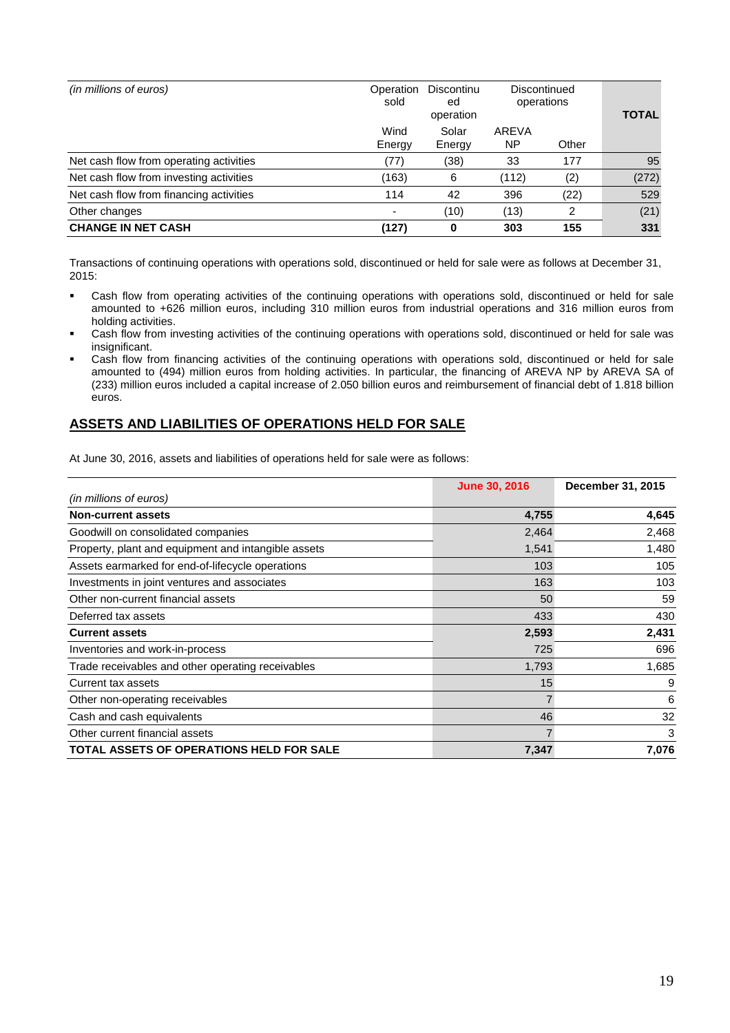| *(in millions of euros)* | Operation sold | Discontinued operation | Discontinued operations | | TOTAL |
|---|---|---|---|---|---|
| | Wind Energy | Solar Energy | AREVA NP | Other | |
| Net cash flow from operating activities | (77) | (38) | 33 | 177 | 95 |
| Net cash flow from investing activities | (163) | 6 | (112) | (2) | (272) |
| Net cash flow from financing activities | 114 | 42 | 396 | (22) | 529 |
| Other changes | - | (10) | (13) | 2 | (21) |
| **CHANGE IN NET CASH** | **(127)** | **0** | **303** | **155** | **331** |

Transactions of continuing operations with operations sold, discontinued or held for sale were as follows at December 31, 2015:

- Cash flow from operating activities of the continuing operations with operations sold, discontinued or held for sale amounted to +626 million euros, including 310 million euros from industrial operations and 316 million euros from holding activities.
- Cash flow from investing activities of the continuing operations with operations sold, discontinued or held for sale was insignificant.
- Cash flow from financing activities of the continuing operations with operations sold, discontinued or held for sale amounted to (494) million euros from holding activities. In particular, the financing of AREVA NP by AREVA SA of (233) million euros included a capital increase of 2.050 billion euros and reimbursement of financial debt of 1.818 billion euros.

## ASSETS AND LIABILITIES OF OPERATIONS HELD FOR SALE

At June 30, 2016, assets and liabilities of operations held for sale were as follows:

| *(in millions of euros)* | June 30, 2016 | December 31, 2015 |
|---|---|---|
| **Non-current assets** | **4,755** | **4,645** |
| Goodwill on consolidated companies | 2,464 | 2,468 |
| Property, plant and equipment and intangible assets | 1,541 | 1,480 |
| Assets earmarked for end-of-lifecycle operations | 103 | 105 |
| Investments in joint ventures and associates | 163 | 103 |
| Other non-current financial assets | 50 | 59 |
| Deferred tax assets | 433 | 430 |
| **Current assets** | **2,593** | **2,431** |
| Inventories and work-in-process | 725 | 696 |
| Trade receivables and other operating receivables | 1,793 | 1,685 |
| Current tax assets | 15 | 9 |
| Other non-operating receivables | 7 | 6 |
| Cash and cash equivalents | 46 | 32 |
| Other current financial assets | 7 | 3 |
| **TOTAL ASSETS OF OPERATIONS HELD FOR SALE** | **7,347** | **7,076** |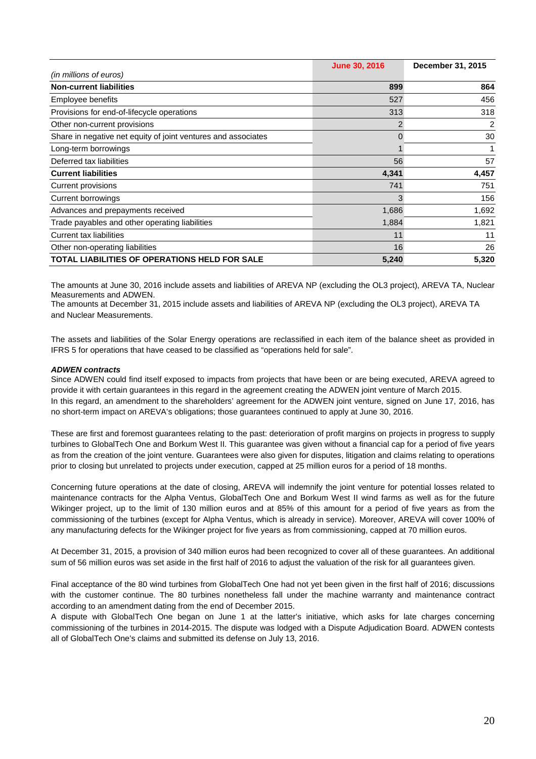| (in millions of euros) | June 30, 2016 | December 31, 2015 |
| --- | --- | --- |
| **Non-current liabilities** | **899** | **864** |
| Employee benefits | 527 | 456 |
| Provisions for end-of-lifecycle operations | 313 | 318 |
| Other non-current provisions | 2 | 2 |
| Share in negative net equity of joint ventures and associates | 0 | 30 |
| Long-term borrowings | 1 | 1 |
| Deferred tax liabilities | 56 | 57 |
| **Current liabilities** | **4,341** | **4,457** |
| Current provisions | 741 | 751 |
| Current borrowings | 3 | 156 |
| Advances and prepayments received | 1,686 | 1,692 |
| Trade payables and other operating liabilities | 1,884 | 1,821 |
| Current tax liabilities | 11 | 11 |
| Other non-operating liabilities | 16 | 26 |
| **TOTAL LIABILITIES OF OPERATIONS HELD FOR SALE** | **5,240** | **5,320** |

The amounts at June 30, 2016 include assets and liabilities of AREVA NP (excluding the OL3 project), AREVA TA, Nuclear Measurements and ADWEN.
The amounts at December 31, 2015 include assets and liabilities of AREVA NP (excluding the OL3 project), AREVA TA and Nuclear Measurements.

The assets and liabilities of the Solar Energy operations are reclassified in each item of the balance sheet as provided in IFRS 5 for operations that have ceased to be classified as "operations held for sale".

***ADWEN contracts***

Since ADWEN could find itself exposed to impacts from projects that have been or are being executed, AREVA agreed to provide it with certain guarantees in this regard in the agreement creating the ADWEN joint venture of March 2015.
In this regard, an amendment to the shareholders' agreement for the ADWEN joint venture, signed on June 17, 2016, has no short-term impact on AREVA's obligations; those guarantees continued to apply at June 30, 2016.

These are first and foremost guarantees relating to the past: deterioration of profit margins on projects in progress to supply turbines to GlobalTech One and Borkum West II. This guarantee was given without a financial cap for a period of five years as from the creation of the joint venture. Guarantees were also given for disputes, litigation and claims relating to operations prior to closing but unrelated to projects under execution, capped at 25 million euros for a period of 18 months.

Concerning future operations at the date of closing, AREVA will indemnify the joint venture for potential losses related to maintenance contracts for the Alpha Ventus, GlobalTech One and Borkum West II wind farms as well as for the future Wikinger project, up to the limit of 130 million euros and at 85% of this amount for a period of five years as from the commissioning of the turbines (except for Alpha Ventus, which is already in service). Moreover, AREVA will cover 100% of any manufacturing defects for the Wikinger project for five years as from commissioning, capped at 70 million euros.

At December 31, 2015, a provision of 340 million euros had been recognized to cover all of these guarantees. An additional sum of 56 million euros was set aside in the first half of 2016 to adjust the valuation of the risk for all guarantees given.

Final acceptance of the 80 wind turbines from GlobalTech One had not yet been given in the first half of 2016; discussions with the customer continue. The 80 turbines nonetheless fall under the machine warranty and maintenance contract according to an amendment dating from the end of December 2015.
A dispute with GlobalTech One began on June 1 at the latter's initiative, which asks for late charges concerning commissioning of the turbines in 2014-2015. The dispute was lodged with a Dispute Adjudication Board. ADWEN contests all of GlobalTech One's claims and submitted its defense on July 13, 2016.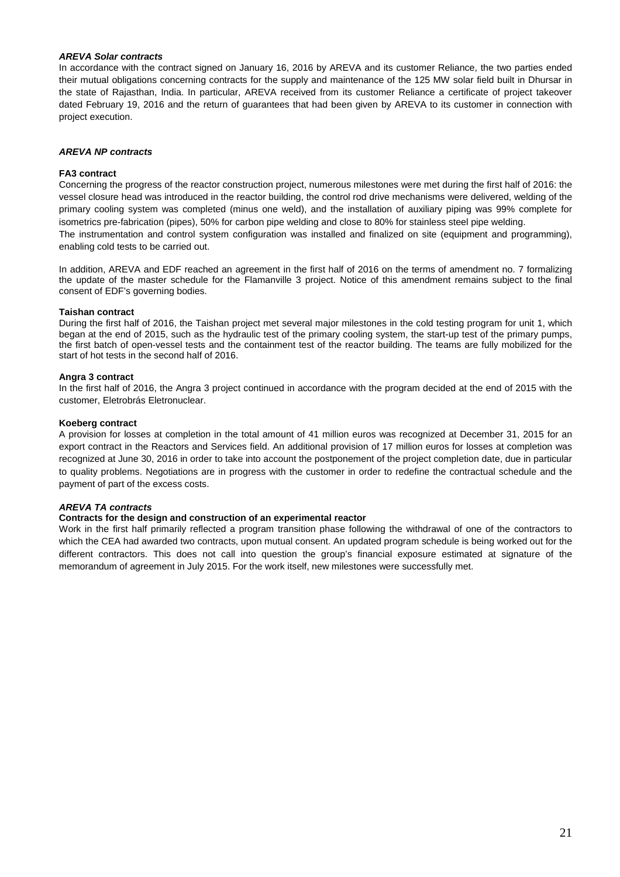***AREVA Solar contracts***

In accordance with the contract signed on January 16, 2016 by AREVA and its customer Reliance, the two parties ended their mutual obligations concerning contracts for the supply and maintenance of the 125 MW solar field built in Dhursar in the state of Rajasthan, India. In particular, AREVA received from its customer Reliance a certificate of project takeover dated February 19, 2016 and the return of guarantees that had been given by AREVA to its customer in connection with project execution.

***AREVA NP contracts***

**FA3 contract**

Concerning the progress of the reactor construction project, numerous milestones were met during the first half of 2016: the vessel closure head was introduced in the reactor building, the control rod drive mechanisms were delivered, welding of the primary cooling system was completed (minus one weld), and the installation of auxiliary piping was 99% complete for isometrics pre-fabrication (pipes), 50% for carbon pipe welding and close to 80% for stainless steel pipe welding.

The instrumentation and control system configuration was installed and finalized on site (equipment and programming), enabling cold tests to be carried out.

In addition, AREVA and EDF reached an agreement in the first half of 2016 on the terms of amendment no. 7 formalizing the update of the master schedule for the Flamanville 3 project. Notice of this amendment remains subject to the final consent of EDF's governing bodies.

**Taishan contract**

During the first half of 2016, the Taishan project met several major milestones in the cold testing program for unit 1, which began at the end of 2015, such as the hydraulic test of the primary cooling system, the start-up test of the primary pumps, the first batch of open-vessel tests and the containment test of the reactor building. The teams are fully mobilized for the start of hot tests in the second half of 2016.

**Angra 3 contract**

In the first half of 2016, the Angra 3 project continued in accordance with the program decided at the end of 2015 with the customer, Eletrobrás Eletronuclear.

**Koeberg contract**

A provision for losses at completion in the total amount of 41 million euros was recognized at December 31, 2015 for an export contract in the Reactors and Services field. An additional provision of 17 million euros for losses at completion was recognized at June 30, 2016 in order to take into account the postponement of the project completion date, due in particular to quality problems. Negotiations are in progress with the customer in order to redefine the contractual schedule and the payment of part of the excess costs.

***AREVA TA contracts***

**Contracts for the design and construction of an experimental reactor**

Work in the first half primarily reflected a program transition phase following the withdrawal of one of the contractors to which the CEA had awarded two contracts, upon mutual consent. An updated program schedule is being worked out for the different contractors. This does not call into question the group's financial exposure estimated at signature of the memorandum of agreement in July 2015. For the work itself, new milestones were successfully met.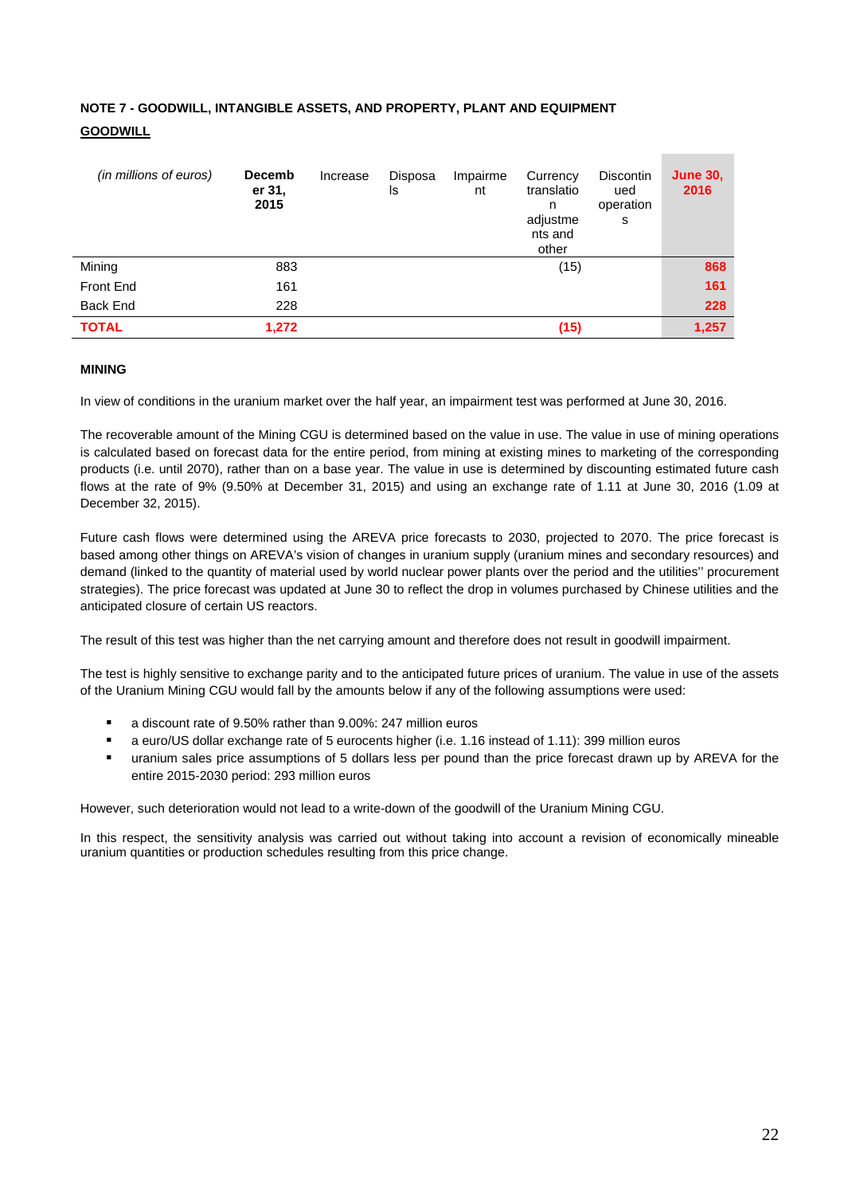# NOTE 7 - GOODWILL, INTANGIBLE ASSETS, AND PROPERTY, PLANT AND EQUIPMENT

## GOODWILL

| *(in millions of euros)* | **December 31, 2015** | Increase | Disposals | Impairment | Currency translation adjustments and other | Discontinued operations | **June 30, 2016** |
|---|---|---|---|---|---|---|---|
| Mining | 883 | | | | (15) | | **868** |
| Front End | 161 | | | | | | **161** |
| Back End | 228 | | | | | | **228** |
| **TOTAL** | **1,272** | | | | **(15)** | | **1,257** |

### MINING

In view of conditions in the uranium market over the half year, an impairment test was performed at June 30, 2016.

The recoverable amount of the Mining CGU is determined based on the value in use. The value in use of mining operations is calculated based on forecast data for the entire period, from mining at existing mines to marketing of the corresponding products (i.e. until 2070), rather than on a base year. The value in use is determined by discounting estimated future cash flows at the rate of 9% (9.50% at December 31, 2015) and using an exchange rate of 1.11 at June 30, 2016 (1.09 at December 32, 2015).

Future cash flows were determined using the AREVA price forecasts to 2030, projected to 2070. The price forecast is based among other things on AREVA's vision of changes in uranium supply (uranium mines and secondary resources) and demand (linked to the quantity of material used by world nuclear power plants over the period and the utilities'' procurement strategies). The price forecast was updated at June 30 to reflect the drop in volumes purchased by Chinese utilities and the anticipated closure of certain US reactors.

The result of this test was higher than the net carrying amount and therefore does not result in goodwill impairment.

The test is highly sensitive to exchange parity and to the anticipated future prices of uranium. The value in use of the assets of the Uranium Mining CGU would fall by the amounts below if any of the following assumptions were used:

- a discount rate of 9.50% rather than 9.00%: 247 million euros
- a euro/US dollar exchange rate of 5 eurocents higher (i.e. 1.16 instead of 1.11): 399 million euros
- uranium sales price assumptions of 5 dollars less per pound than the price forecast drawn up by AREVA for the entire 2015-2030 period: 293 million euros

However, such deterioration would not lead to a write-down of the goodwill of the Uranium Mining CGU.

In this respect, the sensitivity analysis was carried out without taking into account a revision of economically mineable uranium quantities or production schedules resulting from this price change.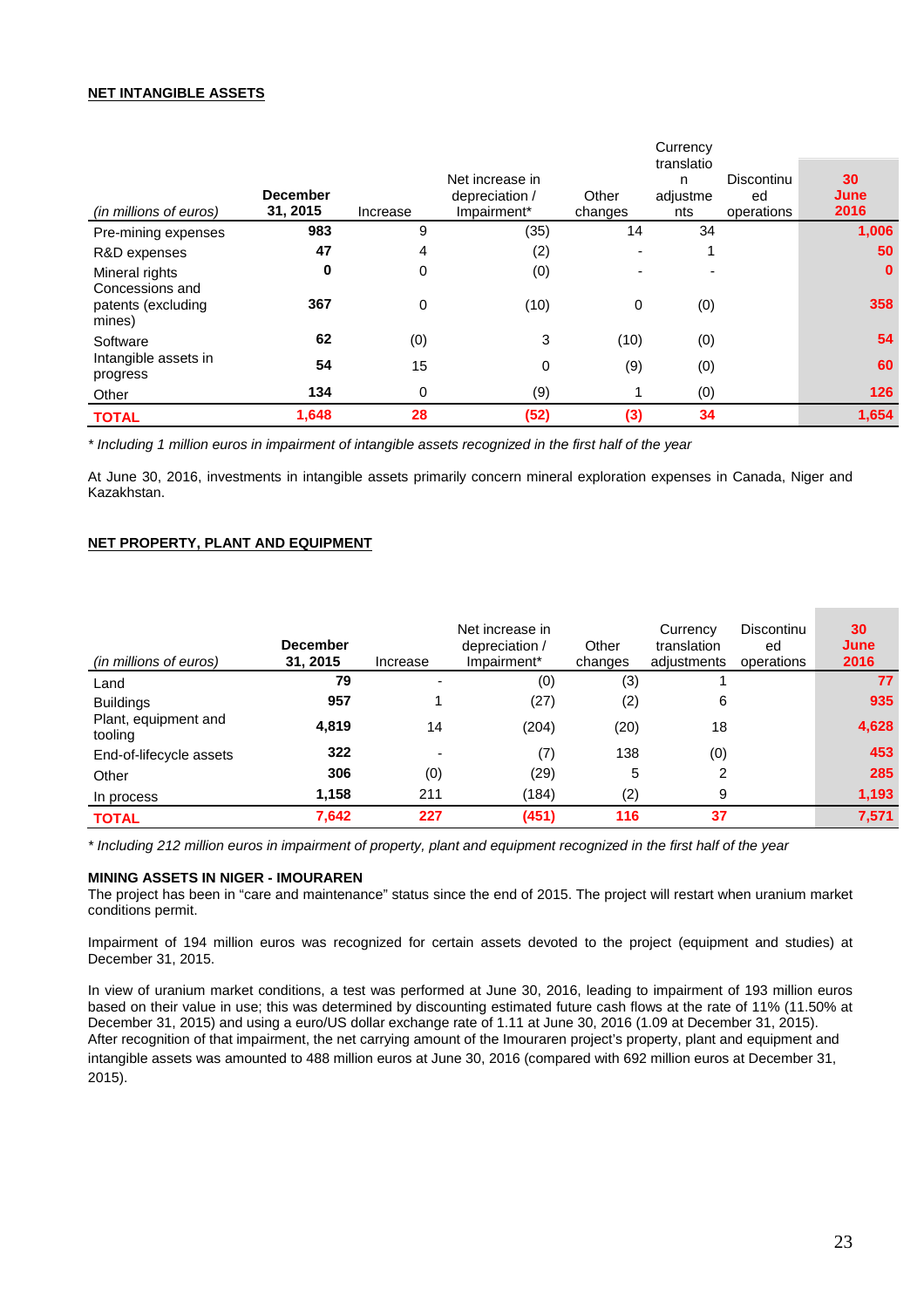**NET INTANGIBLE ASSETS**

| *(in millions of euros)* | **December 31, 2015** | Increase | Net increase in depreciation / Impairment* | Other changes | Currency translation adjustments | Discontinued operations | **30 June 2016** |
|---|---|---|---|---|---|---|---|
| Pre-mining expenses | **983** | 9 | (35) | 14 | 34 | | **1,006** |
| R&D expenses | **47** | 4 | (2) | - | 1 | | **50** |
| Mineral rights | **0** | 0 | (0) | - | - | | **0** |
| Concessions and patents (excluding mines) | **367** | 0 | (10) | 0 | (0) | | **358** |
| Software | **62** | (0) | 3 | (10) | (0) | | **54** |
| Intangible assets in progress | **54** | 15 | 0 | (9) | (0) | | **60** |
| Other | **134** | 0 | (9) | 1 | (0) | | **126** |
| **TOTAL** | **1,648** | **28** | **(52)** | **(3)** | **34** | | **1,654** |

*\* Including 1 million euros in impairment of intangible assets recognized in the first half of the year*

At June 30, 2016, investments in intangible assets primarily concern mineral exploration expenses in Canada, Niger and Kazakhstan.

**NET PROPERTY, PLANT AND EQUIPMENT**

| *(in millions of euros)* | **December 31, 2015** | Increase | Net increase in depreciation / Impairment* | Other changes | Currency translation adjustments | Discontinued operations | **30 June 2016** |
|---|---|---|---|---|---|---|---|
| Land | **79** | - | (0) | (3) | 1 | | **77** |
| Buildings | **957** | 1 | (27) | (2) | 6 | | **935** |
| Plant, equipment and tooling | **4,819** | 14 | (204) | (20) | 18 | | **4,628** |
| End-of-lifecycle assets | **322** | - | (7) | 138 | (0) | | **453** |
| Other | **306** | (0) | (29) | 5 | 2 | | **285** |
| In process | **1,158** | 211 | (184) | (2) | 9 | | **1,193** |
| **TOTAL** | **7,642** | **227** | **(451)** | **116** | **37** | | **7,571** |

*\* Including 212 million euros in impairment of property, plant and equipment recognized in the first half of the year*

**MINING ASSETS IN NIGER - IMOURAREN**

The project has been in "care and maintenance" status since the end of 2015. The project will restart when uranium market conditions permit.

Impairment of 194 million euros was recognized for certain assets devoted to the project (equipment and studies) at December 31, 2015.

In view of uranium market conditions, a test was performed at June 30, 2016, leading to impairment of 193 million euros based on their value in use; this was determined by discounting estimated future cash flows at the rate of 11% (11.50% at December 31, 2015) and using a euro/US dollar exchange rate of 1.11 at June 30, 2016 (1.09 at December 31, 2015). After recognition of that impairment, the net carrying amount of the Imouraren project's property, plant and equipment and intangible assets was amounted to 488 million euros at June 30, 2016 (compared with 692 million euros at December 31, 2015).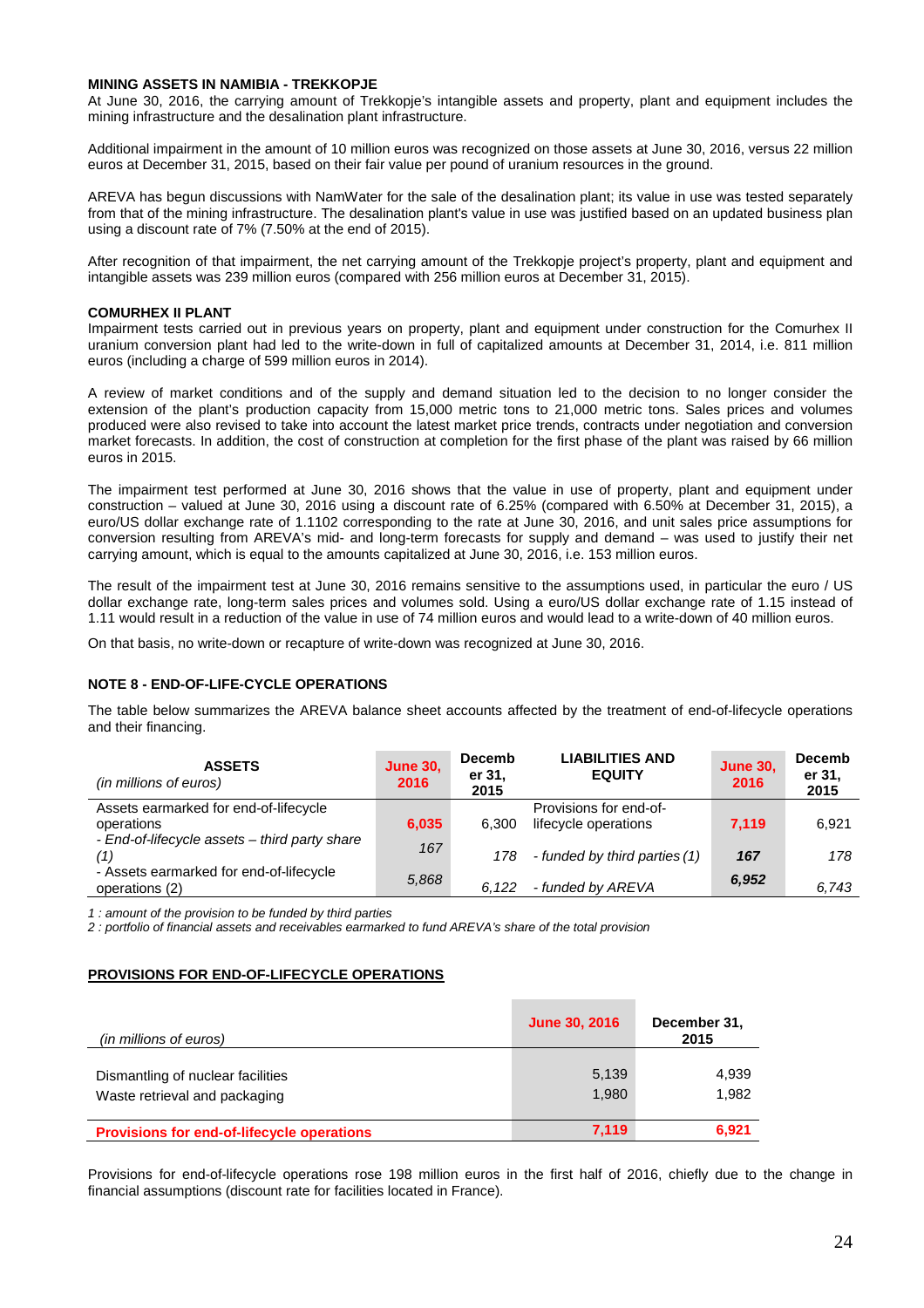**MINING ASSETS IN NAMIBIA - TREKKOPJE**

At June 30, 2016, the carrying amount of Trekkopje's intangible assets and property, plant and equipment includes the mining infrastructure and the desalination plant infrastructure.

Additional impairment in the amount of 10 million euros was recognized on those assets at June 30, 2016, versus 22 million euros at December 31, 2015, based on their fair value per pound of uranium resources in the ground.

AREVA has begun discussions with NamWater for the sale of the desalination plant; its value in use was tested separately from that of the mining infrastructure. The desalination plant's value in use was justified based on an updated business plan using a discount rate of 7% (7.50% at the end of 2015).

After recognition of that impairment, the net carrying amount of the Trekkopje project's property, plant and equipment and intangible assets was 239 million euros (compared with 256 million euros at December 31, 2015).

**COMURHEX II PLANT**

Impairment tests carried out in previous years on property, plant and equipment under construction for the Comurhex II uranium conversion plant had led to the write-down in full of capitalized amounts at December 31, 2014, i.e. 811 million euros (including a charge of 599 million euros in 2014).

A review of market conditions and of the supply and demand situation led to the decision to no longer consider the extension of the plant's production capacity from 15,000 metric tons to 21,000 metric tons. Sales prices and volumes produced were also revised to take into account the latest market price trends, contracts under negotiation and conversion market forecasts. In addition, the cost of construction at completion for the first phase of the plant was raised by 66 million euros in 2015.

The impairment test performed at June 30, 2016 shows that the value in use of property, plant and equipment under construction – valued at June 30, 2016 using a discount rate of 6.25% (compared with 6.50% at December 31, 2015), a euro/US dollar exchange rate of 1.1102 corresponding to the rate at June 30, 2016, and unit sales price assumptions for conversion resulting from AREVA's mid- and long-term forecasts for supply and demand – was used to justify their net carrying amount, which is equal to the amounts capitalized at June 30, 2016, i.e. 153 million euros.

The result of the impairment test at June 30, 2016 remains sensitive to the assumptions used, in particular the euro / US dollar exchange rate, long-term sales prices and volumes sold. Using a euro/US dollar exchange rate of 1.15 instead of 1.11 would result in a reduction of the value in use of 74 million euros and would lead to a write-down of 40 million euros.

On that basis, no write-down or recapture of write-down was recognized at June 30, 2016.

## NOTE 8 - END-OF-LIFE-CYCLE OPERATIONS

The table below summarizes the AREVA balance sheet accounts affected by the treatment of end-of-lifecycle operations and their financing.

| **ASSETS** *(in millions of euros)* | **June 30, 2016** | **December 31, 2015** | **LIABILITIES AND EQUITY** | **June 30, 2016** | **December 31, 2015** |
|---|---|---|---|---|---|
| Assets earmarked for end-of-lifecycle operations | **6,035** | 6,300 | Provisions for end-of-lifecycle operations | **7,119** | 6,921 |
| *- End-of-lifecycle assets – third party share (1)* | *167* | *178* | *- funded by third parties (1)* | ***167*** | *178* |
| - Assets earmarked for end-of-lifecycle operations (2) | *5,868* | *6,122* | *- funded by AREVA* | ***6,952*** | *6,743* |

*1 : amount of the provision to be funded by third parties*

*2 : portfolio of financial assets and receivables earmarked to fund AREVA's share of the total provision*

**PROVISIONS FOR END-OF-LIFECYCLE OPERATIONS**

| *(in millions of euros)* | **June 30, 2016** | **December 31, 2015** |
|---|---|---|
| Dismantling of nuclear facilities | 5,139 | 4,939 |
| Waste retrieval and packaging | 1,980 | 1,982 |
| **Provisions for end-of-lifecycle operations** | **7,119** | **6,921** |

Provisions for end-of-lifecycle operations rose 198 million euros in the first half of 2016, chiefly due to the change in financial assumptions (discount rate for facilities located in France).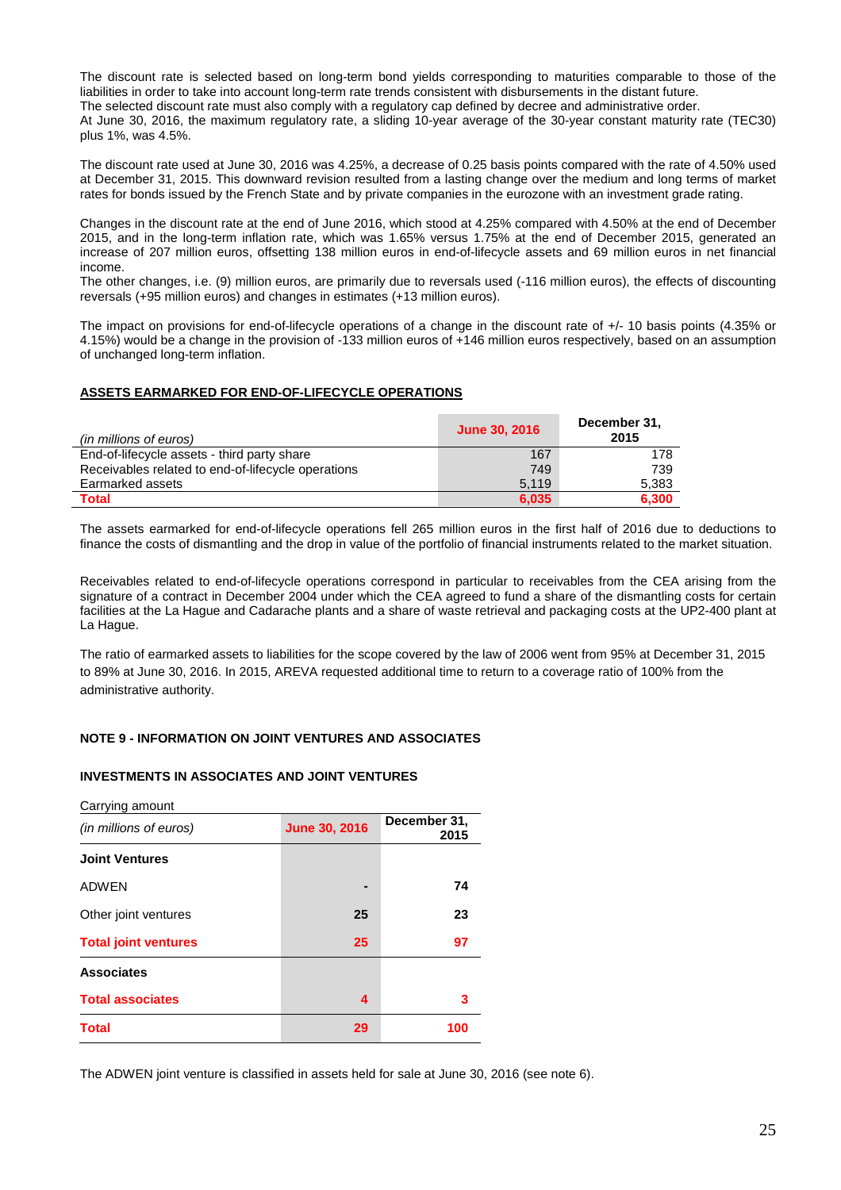The discount rate is selected based on long-term bond yields corresponding to maturities comparable to those of the liabilities in order to take into account long-term rate trends consistent with disbursements in the distant future.
The selected discount rate must also comply with a regulatory cap defined by decree and administrative order.
At June 30, 2016, the maximum regulatory rate, a sliding 10-year average of the 30-year constant maturity rate (TEC30) plus 1%, was 4.5%.

The discount rate used at June 30, 2016 was 4.25%, a decrease of 0.25 basis points compared with the rate of 4.50% used at December 31, 2015. This downward revision resulted from a lasting change over the medium and long terms of market rates for bonds issued by the French State and by private companies in the eurozone with an investment grade rating.

Changes in the discount rate at the end of June 2016, which stood at 4.25% compared with 4.50% at the end of December 2015, and in the long-term inflation rate, which was 1.65% versus 1.75% at the end of December 2015, generated an increase of 207 million euros, offsetting 138 million euros in end-of-lifecycle assets and 69 million euros in net financial income.
The other changes, i.e. (9) million euros, are primarily due to reversals used (-116 million euros), the effects of discounting reversals (+95 million euros) and changes in estimates (+13 million euros).

The impact on provisions for end-of-lifecycle operations of a change in the discount rate of +/- 10 basis points (4.35% or 4.15%) would be a change in the provision of -133 million euros of +146 million euros respectively, based on an assumption of unchanged long-term inflation.

**ASSETS EARMARKED FOR END-OF-LIFECYCLE OPERATIONS**

| *(in millions of euros)* | June 30, 2016 | December 31, 2015 |
|---|---|---|
| End-of-lifecycle assets - third party share | 167 | 178 |
| Receivables related to end-of-lifecycle operations | 749 | 739 |
| Earmarked assets | 5,119 | 5,383 |
| **Total** | **6,035** | **6,300** |

The assets earmarked for end-of-lifecycle operations fell 265 million euros in the first half of 2016 due to deductions to finance the costs of dismantling and the drop in value of the portfolio of financial instruments related to the market situation.

Receivables related to end-of-lifecycle operations correspond in particular to receivables from the CEA arising from the signature of a contract in December 2004 under which the CEA agreed to fund a share of the dismantling costs for certain facilities at the La Hague and Cadarache plants and a share of waste retrieval and packaging costs at the UP2-400 plant at La Hague.

The ratio of earmarked assets to liabilities for the scope covered by the law of 2006 went from 95% at December 31, 2015 to 89% at June 30, 2016. In 2015, AREVA requested additional time to return to a coverage ratio of 100% from the administrative authority.

## NOTE 9 - INFORMATION ON JOINT VENTURES AND ASSOCIATES

### INVESTMENTS IN ASSOCIATES AND JOINT VENTURES

Carrying amount

| *(in millions of euros)* | June 30, 2016 | December 31, 2015 |
|---|---|---|
| **Joint Ventures** | | |
| ADWEN | **-** | **74** |
| Other joint ventures | **25** | **23** |
| **Total joint ventures** | **25** | **97** |
| **Associates** | | |
| **Total associates** | **4** | **3** |
| **Total** | **29** | **100** |

The ADWEN joint venture is classified in assets held for sale at June 30, 2016 (see note 6).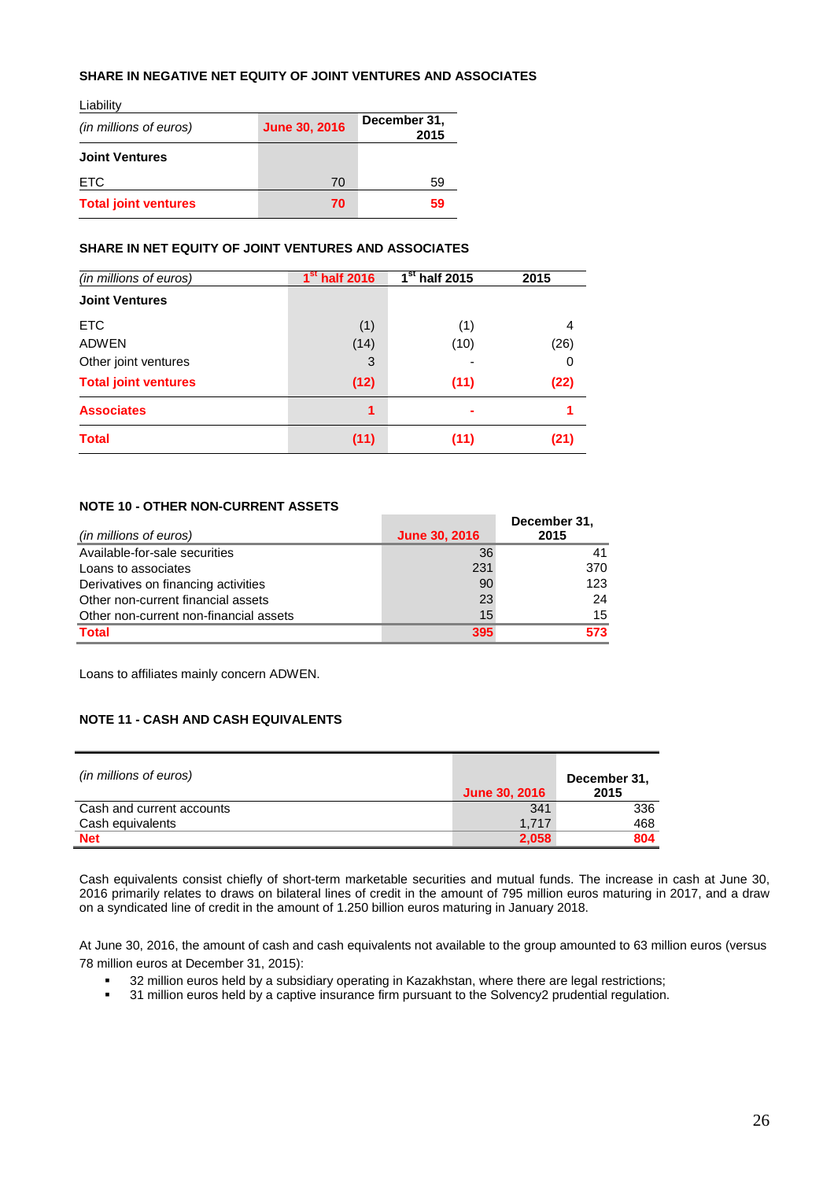#### SHARE IN NEGATIVE NET EQUITY OF JOINT VENTURES AND ASSOCIATES

Liability

| *(in millions of euros)* | June 30, 2016 | December 31, 2015 |
|---|---|---|
| **Joint Ventures** | | |
| ETC | 70 | 59 |
| **Total joint ventures** | **70** | **59** |

#### SHARE IN NET EQUITY OF JOINT VENTURES AND ASSOCIATES

| *(in millions of euros)* | 1st half 2016 | 1st half 2015 | 2015 |
|---|---|---|---|
| **Joint Ventures** | | | |
| ETC | (1) | (1) | 4 |
| ADWEN | (14) | (10) | (26) |
| Other joint ventures | 3 | - | 0 |
| **Total joint ventures** | **(12)** | **(11)** | **(22)** |
| **Associates** | **1** | **-** | **1** |
| **Total** | **(11)** | **(11)** | **(21)** |

#### NOTE 10 - OTHER NON-CURRENT ASSETS

| *(in millions of euros)* | June 30, 2016 | December 31, 2015 |
|---|---|---|
| Available-for-sale securities | 36 | 41 |
| Loans to associates | 231 | 370 |
| Derivatives on financing activities | 90 | 123 |
| Other non-current financial assets | 23 | 24 |
| Other non-current non-financial assets | 15 | 15 |
| **Total** | **395** | **573** |

Loans to affiliates mainly concern ADWEN.

#### NOTE 11 - CASH AND CASH EQUIVALENTS

| *(in millions of euros)* | June 30, 2016 | December 31, 2015 |
|---|---|---|
| Cash and current accounts | 341 | 336 |
| Cash equivalents | 1,717 | 468 |
| **Net** | **2,058** | **804** |

Cash equivalents consist chiefly of short-term marketable securities and mutual funds. The increase in cash at June 30, 2016 primarily relates to draws on bilateral lines of credit in the amount of 795 million euros maturing in 2017, and a draw on a syndicated line of credit in the amount of 1.250 billion euros maturing in January 2018.

At June 30, 2016, the amount of cash and cash equivalents not available to the group amounted to 63 million euros (versus 78 million euros at December 31, 2015):

- 32 million euros held by a subsidiary operating in Kazakhstan, where there are legal restrictions;
- 31 million euros held by a captive insurance firm pursuant to the Solvency2 prudential regulation.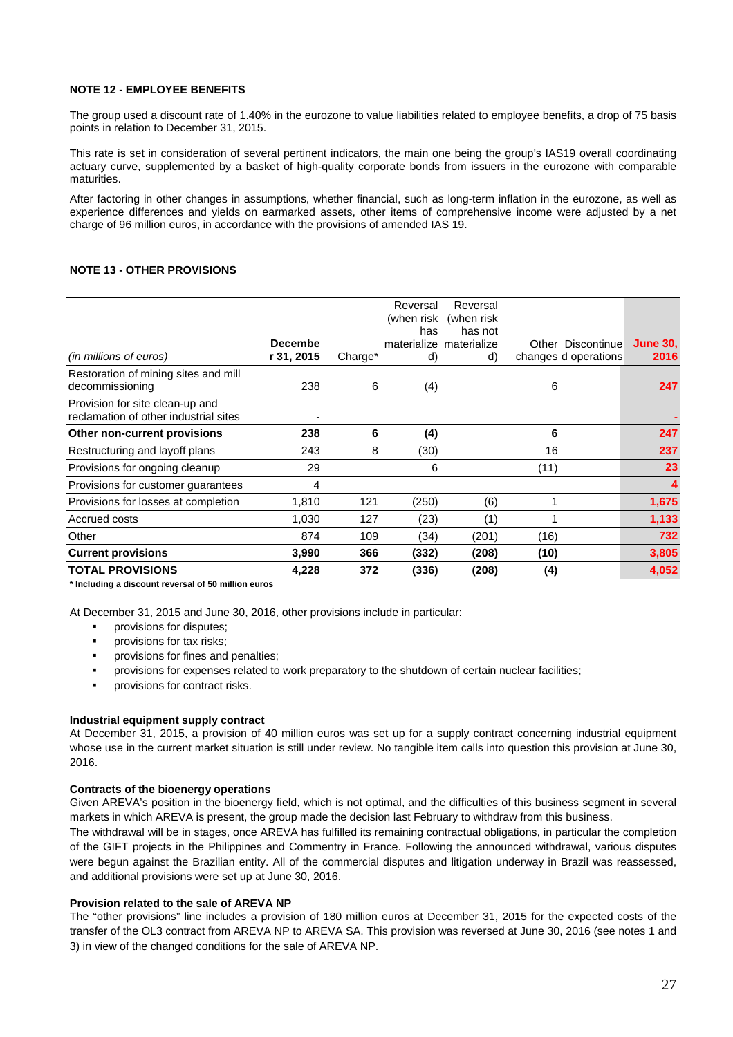### NOTE 12 - EMPLOYEE BENEFITS

The group used a discount rate of 1.40% in the eurozone to value liabilities related to employee benefits, a drop of 75 basis points in relation to December 31, 2015.

This rate is set in consideration of several pertinent indicators, the main one being the group's IAS19 overall coordinating actuary curve, supplemented by a basket of high-quality corporate bonds from issuers in the eurozone with comparable maturities.

After factoring in other changes in assumptions, whether financial, such as long-term inflation in the eurozone, as well as experience differences and yields on earmarked assets, other items of comprehensive income were adjusted by a net charge of 96 million euros, in accordance with the provisions of amended IAS 19.

### NOTE 13 - OTHER PROVISIONS

| *(in millions of euros)* | **December 31, 2015** | Charge* | Reversal (when risk has materialized) | Reversal (when risk has not materialized) | Other changes | Discontinued operations | **June 30, 2016** |
|---|---|---|---|---|---|---|---|
| Restoration of mining sites and mill decommissioning | 238 | 6 | (4) | | 6 | | **247** |
| Provision for site clean-up and reclamation of other industrial sites | - | | | | | | **-** |
| **Other non-current provisions** | **238** | **6** | **(4)** | | **6** | | **247** |
| Restructuring and layoff plans | 243 | 8 | (30) | | 16 | | **237** |
| Provisions for ongoing cleanup | 29 | | 6 | | (11) | | **23** |
| Provisions for customer guarantees | 4 | | | | | | **4** |
| Provisions for losses at completion | 1,810 | 121 | (250) | (6) | 1 | | **1,675** |
| Accrued costs | 1,030 | 127 | (23) | (1) | 1 | | **1,133** |
| Other | 874 | 109 | (34) | (201) | (16) | | **732** |
| **Current provisions** | **3,990** | **366** | **(332)** | **(208)** | **(10)** | | **3,805** |
| **TOTAL PROVISIONS** | **4,228** | **372** | **(336)** | **(208)** | **(4)** | | **4,052** |

**\* Including a discount reversal of 50 million euros**

At December 31, 2015 and June 30, 2016, other provisions include in particular:

- provisions for disputes;
- provisions for tax risks;
- provisions for fines and penalties;
- provisions for expenses related to work preparatory to the shutdown of certain nuclear facilities;
- provisions for contract risks.

**Industrial equipment supply contract**

At December 31, 2015, a provision of 40 million euros was set up for a supply contract concerning industrial equipment whose use in the current market situation is still under review. No tangible item calls into question this provision at June 30, 2016.

**Contracts of the bioenergy operations**

Given AREVA's position in the bioenergy field, which is not optimal, and the difficulties of this business segment in several markets in which AREVA is present, the group made the decision last February to withdraw from this business.

The withdrawal will be in stages, once AREVA has fulfilled its remaining contractual obligations, in particular the completion of the GIFT projects in the Philippines and Commentry in France. Following the announced withdrawal, various disputes were begun against the Brazilian entity. All of the commercial disputes and litigation underway in Brazil was reassessed, and additional provisions were set up at June 30, 2016.

**Provision related to the sale of AREVA NP**

The "other provisions" line includes a provision of 180 million euros at December 31, 2015 for the expected costs of the transfer of the OL3 contract from AREVA NP to AREVA SA. This provision was reversed at June 30, 2016 (see notes 1 and 3) in view of the changed conditions for the sale of AREVA NP.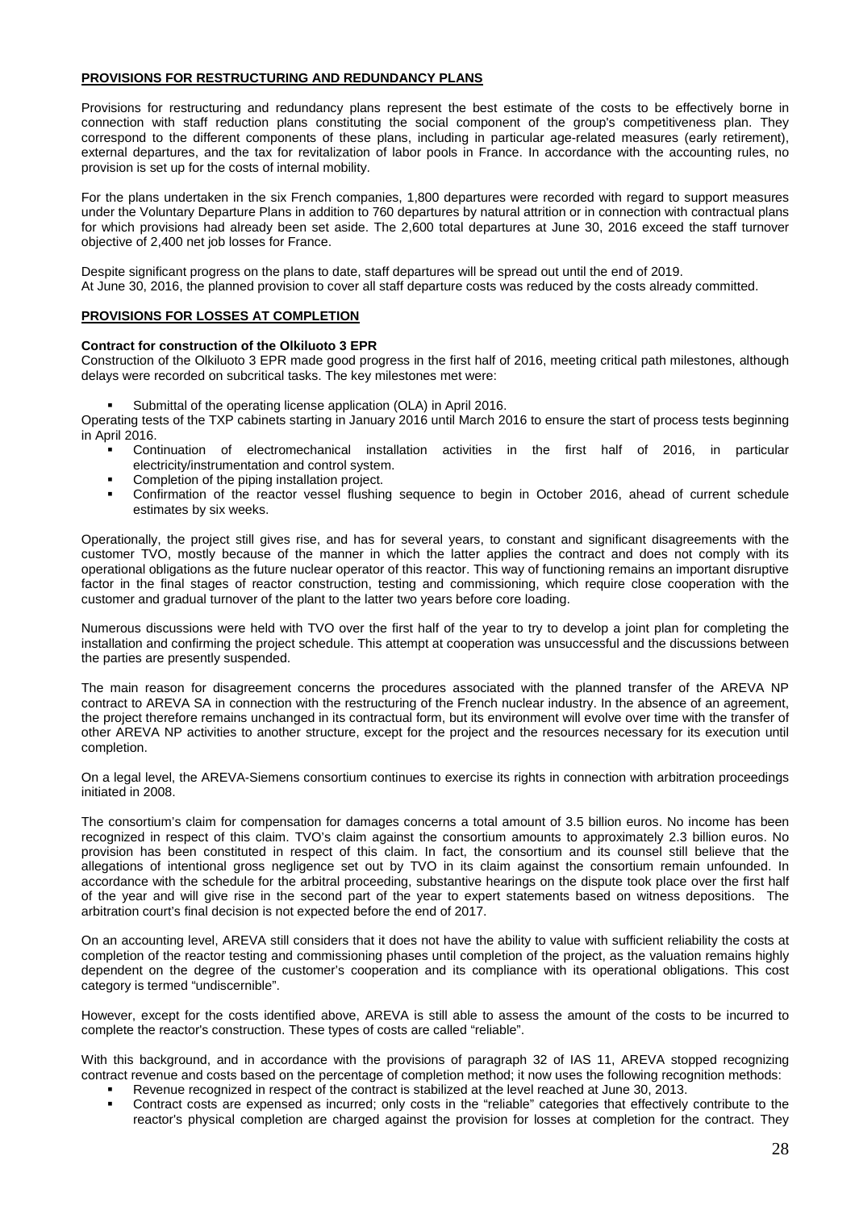**PROVISIONS FOR RESTRUCTURING AND REDUNDANCY PLANS**

Provisions for restructuring and redundancy plans represent the best estimate of the costs to be effectively borne in connection with staff reduction plans constituting the social component of the group's competitiveness plan. They correspond to the different components of these plans, including in particular age-related measures (early retirement), external departures, and the tax for revitalization of labor pools in France. In accordance with the accounting rules, no provision is set up for the costs of internal mobility.

For the plans undertaken in the six French companies, 1,800 departures were recorded with regard to support measures under the Voluntary Departure Plans in addition to 760 departures by natural attrition or in connection with contractual plans for which provisions had already been set aside. The 2,600 total departures at June 30, 2016 exceed the staff turnover objective of 2,400 net job losses for France.

Despite significant progress on the plans to date, staff departures will be spread out until the end of 2019.
At June 30, 2016, the planned provision to cover all staff departure costs was reduced by the costs already committed.

**PROVISIONS FOR LOSSES AT COMPLETION**

**Contract for construction of the Olkiluoto 3 EPR**

Construction of the Olkiluoto 3 EPR made good progress in the first half of 2016, meeting critical path milestones, although delays were recorded on subcritical tasks. The key milestones met were:

- Submittal of the operating license application (OLA) in April 2016.

Operating tests of the TXP cabinets starting in January 2016 until March 2016 to ensure the start of process tests beginning in April 2016.

- Continuation of electromechanical installation activities in the first half of 2016, in particular electricity/instrumentation and control system.
- Completion of the piping installation project.
- Confirmation of the reactor vessel flushing sequence to begin in October 2016, ahead of current schedule estimates by six weeks.

Operationally, the project still gives rise, and has for several years, to constant and significant disagreements with the customer TVO, mostly because of the manner in which the latter applies the contract and does not comply with its operational obligations as the future nuclear operator of this reactor. This way of functioning remains an important disruptive factor in the final stages of reactor construction, testing and commissioning, which require close cooperation with the customer and gradual turnover of the plant to the latter two years before core loading.

Numerous discussions were held with TVO over the first half of the year to try to develop a joint plan for completing the installation and confirming the project schedule. This attempt at cooperation was unsuccessful and the discussions between the parties are presently suspended.

The main reason for disagreement concerns the procedures associated with the planned transfer of the AREVA NP contract to AREVA SA in connection with the restructuring of the French nuclear industry. In the absence of an agreement, the project therefore remains unchanged in its contractual form, but its environment will evolve over time with the transfer of other AREVA NP activities to another structure, except for the project and the resources necessary for its execution until completion.

On a legal level, the AREVA-Siemens consortium continues to exercise its rights in connection with arbitration proceedings initiated in 2008.

The consortium's claim for compensation for damages concerns a total amount of 3.5 billion euros. No income has been recognized in respect of this claim. TVO's claim against the consortium amounts to approximately 2.3 billion euros. No provision has been constituted in respect of this claim. In fact, the consortium and its counsel still believe that the allegations of intentional gross negligence set out by TVO in its claim against the consortium remain unfounded. In accordance with the schedule for the arbitral proceeding, substantive hearings on the dispute took place over the first half of the year and will give rise in the second part of the year to expert statements based on witness depositions. The arbitration court's final decision is not expected before the end of 2017.

On an accounting level, AREVA still considers that it does not have the ability to value with sufficient reliability the costs at completion of the reactor testing and commissioning phases until completion of the project, as the valuation remains highly dependent on the degree of the customer's cooperation and its compliance with its operational obligations. This cost category is termed "undiscernible".

However, except for the costs identified above, AREVA is still able to assess the amount of the costs to be incurred to complete the reactor's construction. These types of costs are called "reliable".

With this background, and in accordance with the provisions of paragraph 32 of IAS 11, AREVA stopped recognizing contract revenue and costs based on the percentage of completion method; it now uses the following recognition methods:

- Revenue recognized in respect of the contract is stabilized at the level reached at June 30, 2013.
- Contract costs are expensed as incurred; only costs in the "reliable" categories that effectively contribute to the reactor's physical completion are charged against the provision for losses at completion for the contract. They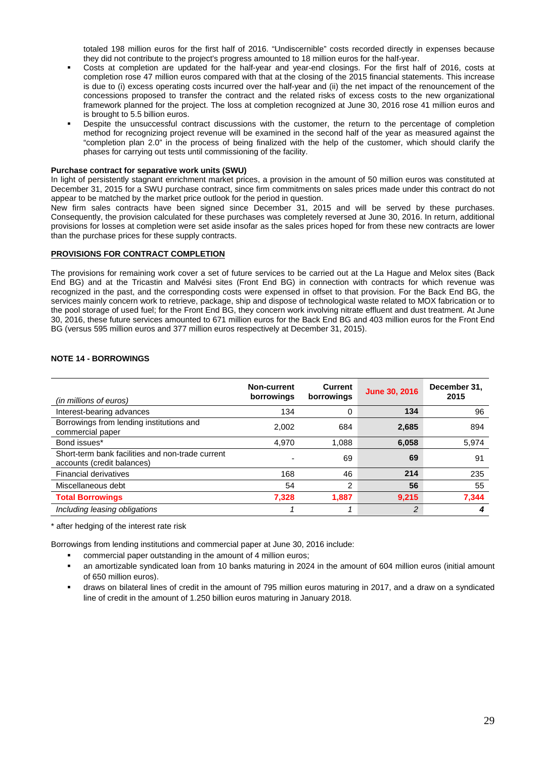totaled 198 million euros for the first half of 2016. "Undiscernible" costs recorded directly in expenses because they did not contribute to the project's progress amounted to 18 million euros for the half-year.

- Costs at completion are updated for the half-year and year-end closings. For the first half of 2016, costs at completion rose 47 million euros compared with that at the closing of the 2015 financial statements. This increase is due to (i) excess operating costs incurred over the half-year and (ii) the net impact of the renouncement of the concessions proposed to transfer the contract and the related risks of excess costs to the new organizational framework planned for the project. The loss at completion recognized at June 30, 2016 rose 41 million euros and is brought to 5.5 billion euros.
- Despite the unsuccessful contract discussions with the customer, the return to the percentage of completion method for recognizing project revenue will be examined in the second half of the year as measured against the "completion plan 2.0" in the process of being finalized with the help of the customer, which should clarify the phases for carrying out tests until commissioning of the facility.

**Purchase contract for separative work units (SWU)**

In light of persistently stagnant enrichment market prices, a provision in the amount of 50 million euros was constituted at December 31, 2015 for a SWU purchase contract, since firm commitments on sales prices made under this contract do not appear to be matched by the market price outlook for the period in question.

New firm sales contracts have been signed since December 31, 2015 and will be served by these purchases. Consequently, the provision calculated for these purchases was completely reversed at June 30, 2016. In return, additional provisions for losses at completion were set aside insofar as the sales prices hoped for from these new contracts are lower than the purchase prices for these supply contracts.

**PROVISIONS FOR CONTRACT COMPLETION**

The provisions for remaining work cover a set of future services to be carried out at the La Hague and Melox sites (Back End BG) and at the Tricastin and Malvési sites (Front End BG) in connection with contracts for which revenue was recognized in the past, and the corresponding costs were expensed in offset to that provision. For the Back End BG, the services mainly concern work to retrieve, package, ship and dispose of technological waste related to MOX fabrication or to the pool storage of used fuel; for the Front End BG, they concern work involving nitrate effluent and dust treatment. At June 30, 2016, these future services amounted to 671 million euros for the Back End BG and 403 million euros for the Front End BG (versus 595 million euros and 377 million euros respectively at December 31, 2015).

## NOTE 14 - BORROWINGS

| *(in millions of euros)* | Non-current borrowings | Current borrowings | June 30, 2016 | December 31, 2015 |
|---|---|---|---|---|
| Interest-bearing advances | 134 | 0 | **134** | 96 |
| Borrowings from lending institutions and commercial paper | 2,002 | 684 | **2,685** | 894 |
| Bond issues* | 4,970 | 1,088 | **6,058** | 5,974 |
| Short-term bank facilities and non-trade current accounts (credit balances) | - | 69 | **69** | 91 |
| Financial derivatives | 168 | 46 | **214** | 235 |
| Miscellaneous debt | 54 | 2 | **56** | 55 |
| **Total Borrowings** | **7,328** | **1,887** | **9,215** | **7,344** |
| *Including leasing obligations* | *1* | *1* | *2* | ***4*** |

\* after hedging of the interest rate risk

Borrowings from lending institutions and commercial paper at June 30, 2016 include:

- commercial paper outstanding in the amount of 4 million euros;
- an amortizable syndicated loan from 10 banks maturing in 2024 in the amount of 604 million euros (initial amount of 650 million euros).
- draws on bilateral lines of credit in the amount of 795 million euros maturing in 2017, and a draw on a syndicated line of credit in the amount of 1.250 billion euros maturing in January 2018.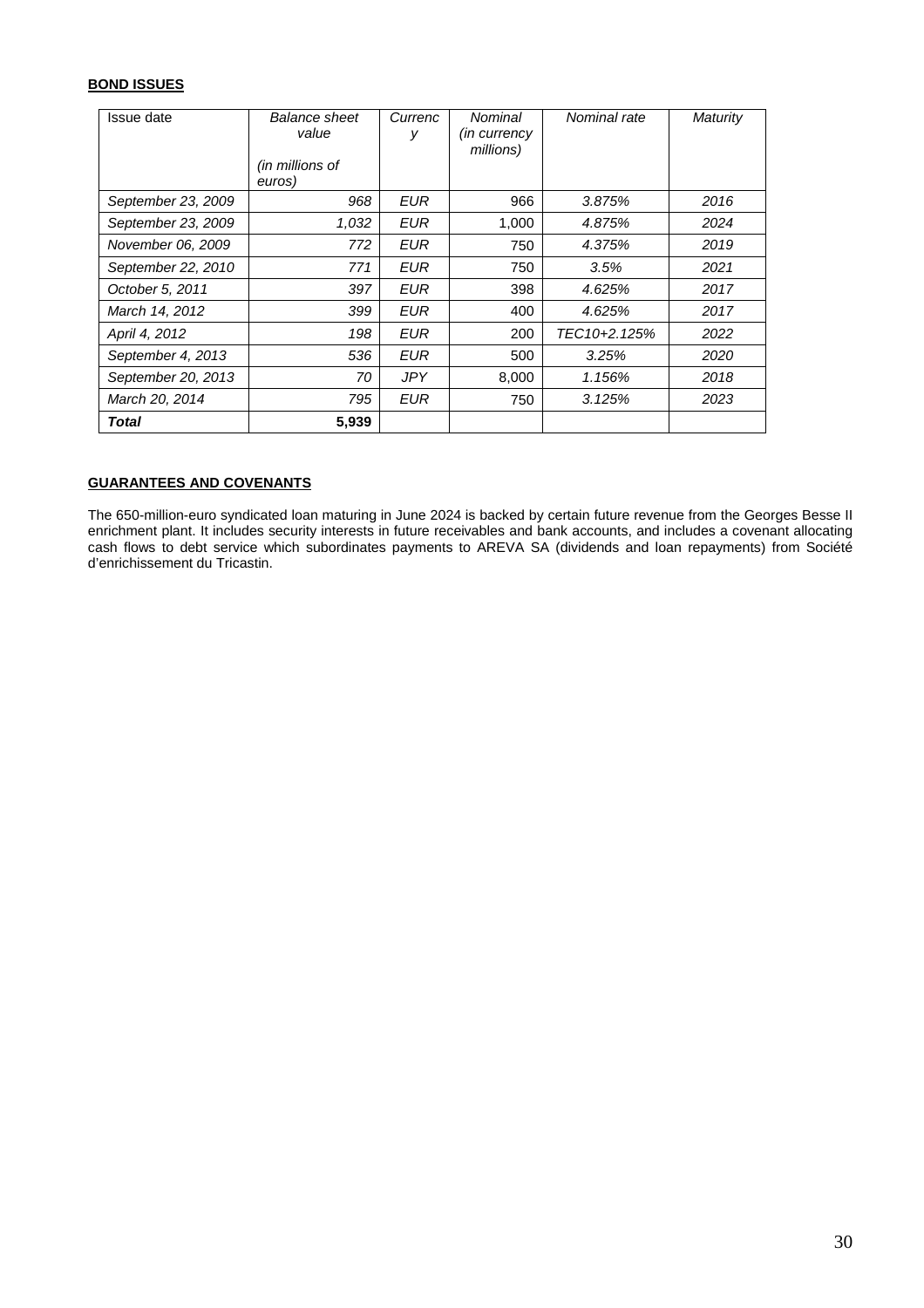**BOND ISSUES**

| Issue date | *Balance sheet value*<br><br>*(in millions of euros)* | *Currency* | *Nominal (in currency millions)* | *Nominal rate* | *Maturity* |
|---|---|---|---|---|---|
| *September 23, 2009* | *968* | *EUR* | 966 | *3.875%* | *2016* |
| *September 23, 2009* | *1,032* | *EUR* | 1,000 | *4.875%* | *2024* |
| *November 06, 2009* | *772* | *EUR* | 750 | *4.375%* | *2019* |
| *September 22, 2010* | *771* | *EUR* | 750 | *3.5%* | *2021* |
| *October 5, 2011* | *397* | *EUR* | 398 | *4.625%* | *2017* |
| *March 14, 2012* | *399* | *EUR* | 400 | *4.625%* | *2017* |
| *April 4, 2012* | *198* | *EUR* | 200 | *TEC10+2.125%* | *2022* |
| *September 4, 2013* | *536* | *EUR* | 500 | *3.25%* | *2020* |
| *September 20, 2013* | *70* | *JPY* | 8,000 | *1.156%* | *2018* |
| *March 20, 2014* | *795* | *EUR* | 750 | *3.125%* | *2023* |
| ***Total*** | **5,939** | | | | |

**GUARANTEES AND COVENANTS**

The 650-million-euro syndicated loan maturing in June 2024 is backed by certain future revenue from the Georges Besse II enrichment plant. It includes security interests in future receivables and bank accounts, and includes a covenant allocating cash flows to debt service which subordinates payments to AREVA SA (dividends and loan repayments) from Société d'enrichissement du Tricastin.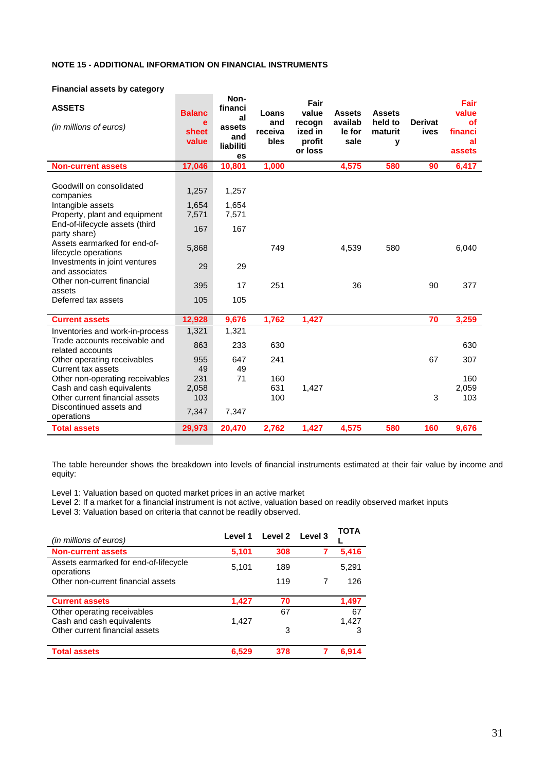## NOTE 15 - ADDITIONAL INFORMATION ON FINANCIAL INSTRUMENTS

**Financial assets by category**

| **ASSETS** *(in millions of euros)* | **Balance sheet value** | **Non-financial assets and liabilities** | **Loans and receivables** | **Fair value recognized in profit or loss** | **Assets available for sale** | **Assets held to maturity** | **Derivatives** | **Fair value of financial assets** |
|---|---|---|---|---|---|---|---|---|
| **Non-current assets** | **17,046** | **10,801** | **1,000** | | **4,575** | **580** | **90** | **6,417** |
| Goodwill on consolidated companies | 1,257 | 1,257 | | | | | | |
| Intangible assets | 1,654 | 1,654 | | | | | | |
| Property, plant and equipment | 7,571 | 7,571 | | | | | | |
| End-of-lifecycle assets (third party share) | 167 | 167 | | | | | | |
| Assets earmarked for end-of-lifecycle operations | 5,868 | | 749 | | 4,539 | 580 | | 6,040 |
| Investments in joint ventures and associates | 29 | 29 | | | | | | |
| Other non-current financial assets | 395 | 17 | 251 | | 36 | | 90 | 377 |
| Deferred tax assets | 105 | 105 | | | | | | |
| **Current assets** | **12,928** | **9,676** | **1,762** | **1,427** | | | **70** | **3,259** |
| Inventories and work-in-process | 1,321 | 1,321 | | | | | | |
| Trade accounts receivable and related accounts | 863 | 233 | 630 | | | | | 630 |
| Other operating receivables | 955 | 647 | 241 | | | | 67 | 307 |
| Current tax assets | 49 | 49 | | | | | | |
| Other non-operating receivables | 231 | 71 | 160 | | | | | 160 |
| Cash and cash equivalents | 2,058 | | 631 | 1,427 | | | | 2,059 |
| Other current financial assets | 103 | | 100 | | | | 3 | 103 |
| Discontinued assets and operations | 7,347 | 7,347 | | | | | | |
| **Total assets** | **29,973** | **20,470** | **2,762** | **1,427** | **4,575** | **580** | **160** | **9,676** |

The table hereunder shows the breakdown into levels of financial instruments estimated at their fair value by income and equity:

Level 1: Valuation based on quoted market prices in an active market
Level 2: If a market for a financial instrument is not active, valuation based on readily observed market inputs
Level 3: Valuation based on criteria that cannot be readily observed.

| *(in millions of euros)* | **Level 1** | **Level 2** | **Level 3** | **TOTAL** |
|---|---|---|---|---|
| **Non-current assets** | **5,101** | **308** | **7** | **5,416** |
| Assets earmarked for end-of-lifecycle operations | 5,101 | 189 | | 5,291 |
| Other non-current financial assets | | 119 | 7 | 126 |
| **Current assets** | **1,427** | **70** | | **1,497** |
| Other operating receivables | | 67 | | 67 |
| Cash and cash equivalents | 1,427 | | | 1,427 |
| Other current financial assets | | 3 | | 3 |
| **Total assets** | **6,529** | **378** | **7** | **6,914** |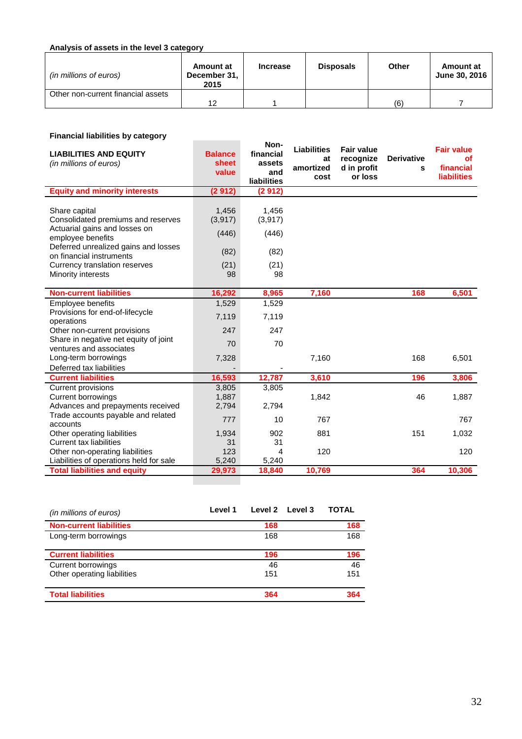**Analysis of assets in the level 3 category**

| *(in millions of euros)* | Amount at December 31, 2015 | Increase | Disposals | Other | Amount at June 30, 2016 |
|---|---|---|---|---|---|
| Other non-current financial assets | 12 | 1 | | (6) | 7 |

**Financial liabilities by category**

| **LIABILITIES AND EQUITY** *(in millions of euros)* | Balance sheet value | Non-financial assets and liabilities | Liabilities at amortized cost | Fair value recognized in profit or loss | Derivatives | Fair value of financial liabilities |
|---|---|---|---|---|---|---|
| **Equity and minority interests** | **(2 912)** | **(2 912)** | | | | |
| Share capital | 1,456 | 1,456 | | | | |
| Consolidated premiums and reserves | (3,917) | (3,917) | | | | |
| Actuarial gains and losses on employee benefits | (446) | (446) | | | | |
| Deferred unrealized gains and losses on financial instruments | (82) | (82) | | | | |
| Currency translation reserves | (21) | (21) | | | | |
| Minority interests | 98 | 98 | | | | |
| **Non-current liabilities** | **16,292** | **8,965** | **7,160** | | **168** | **6,501** |
| Employee benefits | 1,529 | 1,529 | | | | |
| Provisions for end-of-lifecycle operations | 7,119 | 7,119 | | | | |
| Other non-current provisions | 247 | 247 | | | | |
| Share in negative net equity of joint ventures and associates | 70 | 70 | | | | |
| Long-term borrowings | 7,328 | | 7,160 | | 168 | 6,501 |
| Deferred tax liabilities | - | - | | | | |
| **Current liabilities** | **16,593** | **12,787** | **3,610** | | **196** | **3,806** |
| Current provisions | 3,805 | 3,805 | | | | |
| Current borrowings | 1,887 | | 1,842 | | 46 | 1,887 |
| Advances and prepayments received | 2,794 | 2,794 | | | | |
| Trade accounts payable and related accounts | 777 | 10 | 767 | | | 767 |
| Other operating liabilities | 1,934 | 902 | 881 | | 151 | 1,032 |
| Current tax liabilities | 31 | 31 | | | | |
| Other non-operating liabilities | 123 | 4 | 120 | | | 120 |
| Liabilities of operations held for sale | 5,240 | 5,240 | | | | |
| **Total liabilities and equity** | **29,973** | **18,840** | **10,769** | | **364** | **10,306** |

| *(in millions of euros)* | Level 1 | Level 2 | Level 3 | TOTAL |
|---|---|---|---|---|
| **Non-current liabilities** | | **168** | | **168** |
| Long-term borrowings | | 168 | | 168 |
| **Current liabilities** | | **196** | | **196** |
| Current borrowings | | 46 | | 46 |
| Other operating liabilities | | 151 | | 151 |
| **Total liabilities** | | **364** | | **364** |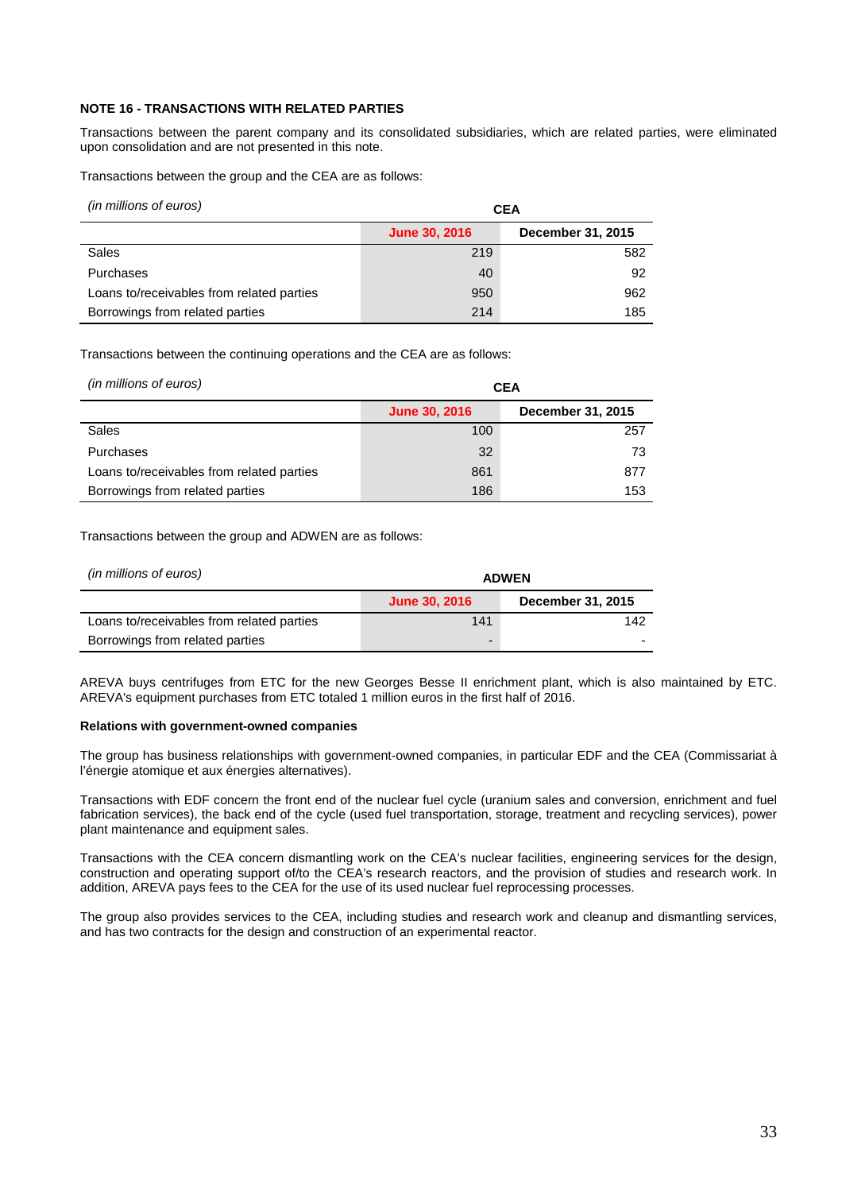## NOTE 16 - TRANSACTIONS WITH RELATED PARTIES

Transactions between the parent company and its consolidated subsidiaries, which are related parties, were eliminated upon consolidation and are not presented in this note.

Transactions between the group and the CEA are as follows:

| *(in millions of euros)* | CEA | |
|---|---|---|
| | June 30, 2016 | December 31, 2015 |
| Sales | 219 | 582 |
| Purchases | 40 | 92 |
| Loans to/receivables from related parties | 950 | 962 |
| Borrowings from related parties | 214 | 185 |

Transactions between the continuing operations and the CEA are as follows:

| *(in millions of euros)* | CEA | |
|---|---|---|
| | June 30, 2016 | December 31, 2015 |
| Sales | 100 | 257 |
| Purchases | 32 | 73 |
| Loans to/receivables from related parties | 861 | 877 |
| Borrowings from related parties | 186 | 153 |

Transactions between the group and ADWEN are as follows:

| *(in millions of euros)* | ADWEN | |
|---|---|---|
| | June 30, 2016 | December 31, 2015 |
| Loans to/receivables from related parties | 141 | 142 |
| Borrowings from related parties | - | - |

AREVA buys centrifuges from ETC for the new Georges Besse II enrichment plant, which is also maintained by ETC. AREVA's equipment purchases from ETC totaled 1 million euros in the first half of 2016.

**Relations with government-owned companies**

The group has business relationships with government-owned companies, in particular EDF and the CEA (Commissariat à l'énergie atomique et aux énergies alternatives).

Transactions with EDF concern the front end of the nuclear fuel cycle (uranium sales and conversion, enrichment and fuel fabrication services), the back end of the cycle (used fuel transportation, storage, treatment and recycling services), power plant maintenance and equipment sales.

Transactions with the CEA concern dismantling work on the CEA's nuclear facilities, engineering services for the design, construction and operating support of/to the CEA's research reactors, and the provision of studies and research work. In addition, AREVA pays fees to the CEA for the use of its used nuclear fuel reprocessing processes.

The group also provides services to the CEA, including studies and research work and cleanup and dismantling services, and has two contracts for the design and construction of an experimental reactor.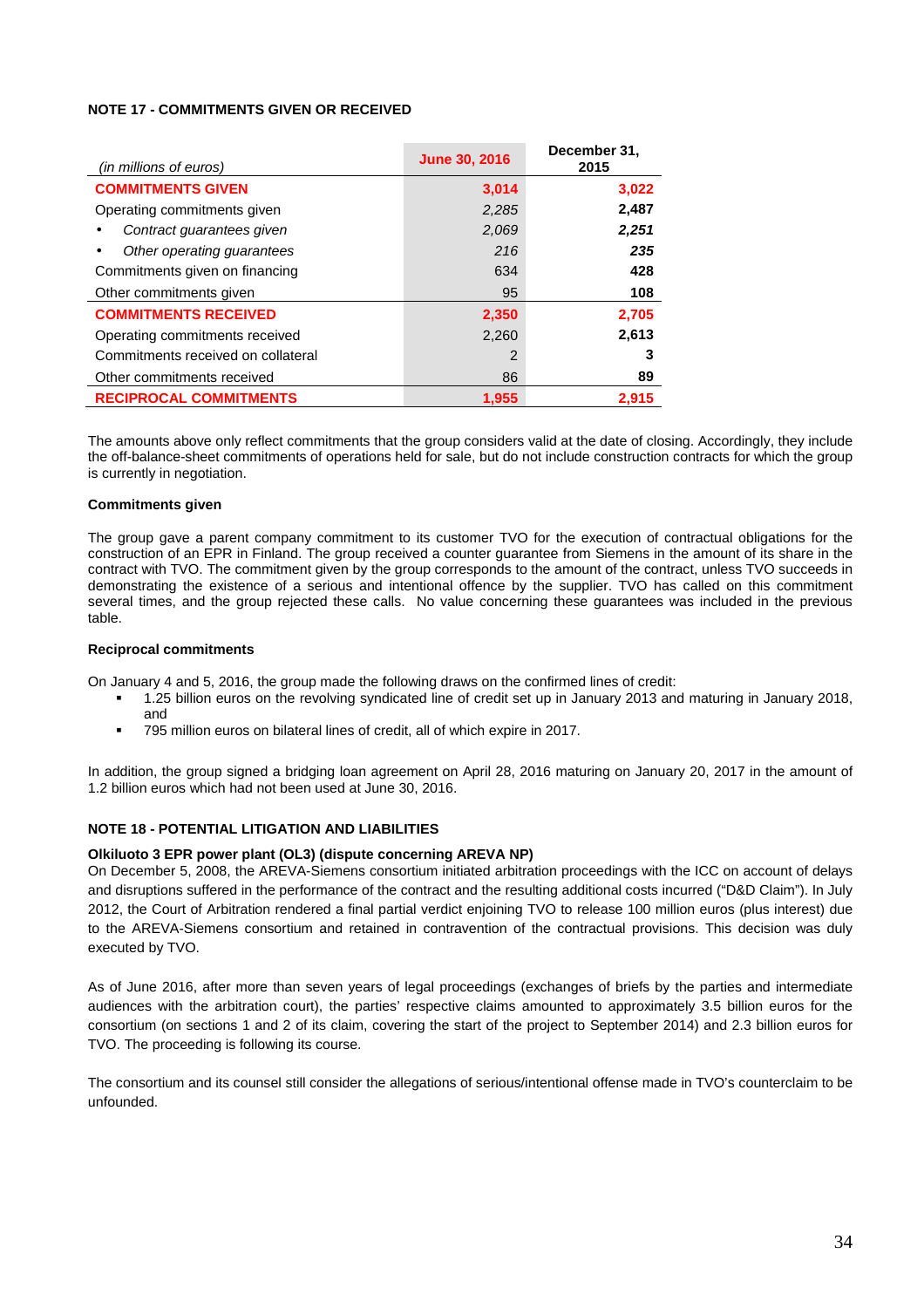## NOTE 17 - COMMITMENTS GIVEN OR RECEIVED

| *(in millions of euros)* | June 30, 2016 | December 31, 2015 |
|---|---|---|
| **COMMITMENTS GIVEN** | **3,014** | **3,022** |
| Operating commitments given | *2,285* | **2,487** |
| • *Contract guarantees given* | *2,069* | ***2,251*** |
| • *Other operating guarantees* | *216* | ***235*** |
| Commitments given on financing | 634 | **428** |
| Other commitments given | 95 | **108** |
| **COMMITMENTS RECEIVED** | **2,350** | **2,705** |
| Operating commitments received | 2,260 | **2,613** |
| Commitments received on collateral | 2 | **3** |
| Other commitments received | 86 | **89** |
| **RECIPROCAL COMMITMENTS** | **1,955** | **2,915** |

The amounts above only reflect commitments that the group considers valid at the date of closing. Accordingly, they include the off-balance-sheet commitments of operations held for sale, but do not include construction contracts for which the group is currently in negotiation.

### Commitments given

The group gave a parent company commitment to its customer TVO for the execution of contractual obligations for the construction of an EPR in Finland. The group received a counter guarantee from Siemens in the amount of its share in the contract with TVO. The commitment given by the group corresponds to the amount of the contract, unless TVO succeeds in demonstrating the existence of a serious and intentional offence by the supplier. TVO has called on this commitment several times, and the group rejected these calls. No value concerning these guarantees was included in the previous table.

### Reciprocal commitments

On January 4 and 5, 2016, the group made the following draws on the confirmed lines of credit:

- 1.25 billion euros on the revolving syndicated line of credit set up in January 2013 and maturing in January 2018, and
- 795 million euros on bilateral lines of credit, all of which expire in 2017.

In addition, the group signed a bridging loan agreement on April 28, 2016 maturing on January 20, 2017 in the amount of 1.2 billion euros which had not been used at June 30, 2016.

## NOTE 18 - POTENTIAL LITIGATION AND LIABILITIES

### Olkiluoto 3 EPR power plant (OL3) (dispute concerning AREVA NP)

On December 5, 2008, the AREVA-Siemens consortium initiated arbitration proceedings with the ICC on account of delays and disruptions suffered in the performance of the contract and the resulting additional costs incurred ("D&D Claim"). In July 2012, the Court of Arbitration rendered a final partial verdict enjoining TVO to release 100 million euros (plus interest) due to the AREVA-Siemens consortium and retained in contravention of the contractual provisions. This decision was duly executed by TVO.

As of June 2016, after more than seven years of legal proceedings (exchanges of briefs by the parties and intermediate audiences with the arbitration court), the parties' respective claims amounted to approximately 3.5 billion euros for the consortium (on sections 1 and 2 of its claim, covering the start of the project to September 2014) and 2.3 billion euros for TVO. The proceeding is following its course.

The consortium and its counsel still consider the allegations of serious/intentional offense made in TVO's counterclaim to be unfounded.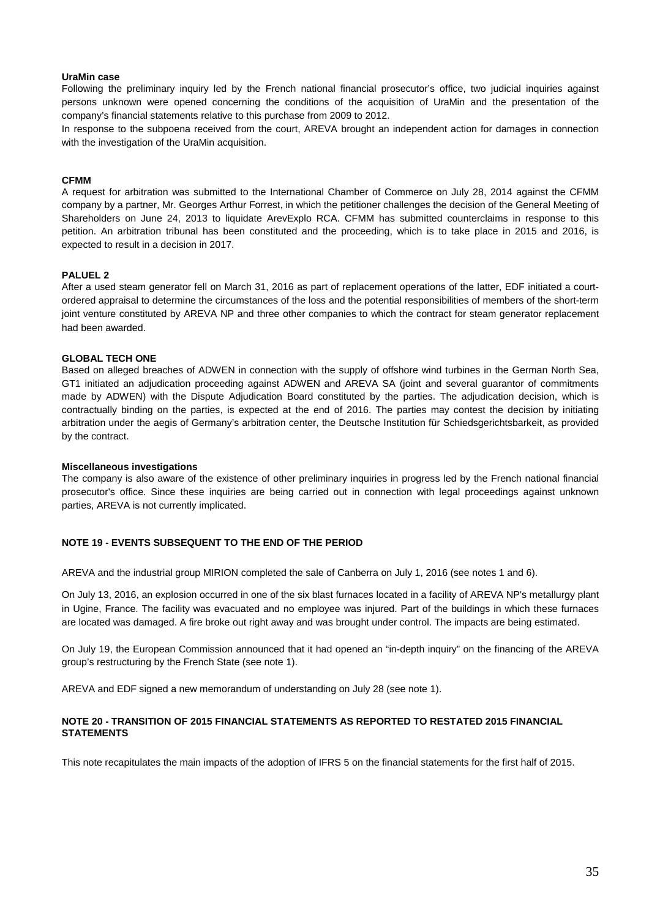**UraMin case**

Following the preliminary inquiry led by the French national financial prosecutor's office, two judicial inquiries against persons unknown were opened concerning the conditions of the acquisition of UraMin and the presentation of the company's financial statements relative to this purchase from 2009 to 2012.

In response to the subpoena received from the court, AREVA brought an independent action for damages in connection with the investigation of the UraMin acquisition.

**CFMM**

A request for arbitration was submitted to the International Chamber of Commerce on July 28, 2014 against the CFMM company by a partner, Mr. Georges Arthur Forrest, in which the petitioner challenges the decision of the General Meeting of Shareholders on June 24, 2013 to liquidate ArevExplo RCA. CFMM has submitted counterclaims in response to this petition. An arbitration tribunal has been constituted and the proceeding, which is to take place in 2015 and 2016, is expected to result in a decision in 2017.

**PALUEL 2**

After a used steam generator fell on March 31, 2016 as part of replacement operations of the latter, EDF initiated a court-ordered appraisal to determine the circumstances of the loss and the potential responsibilities of members of the short-term joint venture constituted by AREVA NP and three other companies to which the contract for steam generator replacement had been awarded.

**GLOBAL TECH ONE**

Based on alleged breaches of ADWEN in connection with the supply of offshore wind turbines in the German North Sea, GT1 initiated an adjudication proceeding against ADWEN and AREVA SA (joint and several guarantor of commitments made by ADWEN) with the Dispute Adjudication Board constituted by the parties. The adjudication decision, which is contractually binding on the parties, is expected at the end of 2016. The parties may contest the decision by initiating arbitration under the aegis of Germany's arbitration center, the Deutsche Institution für Schiedsgerichtsbarkeit, as provided by the contract.

**Miscellaneous investigations**

The company is also aware of the existence of other preliminary inquiries in progress led by the French national financial prosecutor's office. Since these inquiries are being carried out in connection with legal proceedings against unknown parties, AREVA is not currently implicated.

## NOTE 19 - EVENTS SUBSEQUENT TO THE END OF THE PERIOD

AREVA and the industrial group MIRION completed the sale of Canberra on July 1, 2016 (see notes 1 and 6).

On July 13, 2016, an explosion occurred in one of the six blast furnaces located in a facility of AREVA NP's metallurgy plant in Ugine, France. The facility was evacuated and no employee was injured. Part of the buildings in which these furnaces are located was damaged. A fire broke out right away and was brought under control. The impacts are being estimated.

On July 19, the European Commission announced that it had opened an "in-depth inquiry" on the financing of the AREVA group's restructuring by the French State (see note 1).

AREVA and EDF signed a new memorandum of understanding on July 28 (see note 1).

## NOTE 20 - TRANSITION OF 2015 FINANCIAL STATEMENTS AS REPORTED TO RESTATED 2015 FINANCIAL STATEMENTS

This note recapitulates the main impacts of the adoption of IFRS 5 on the financial statements for the first half of 2015.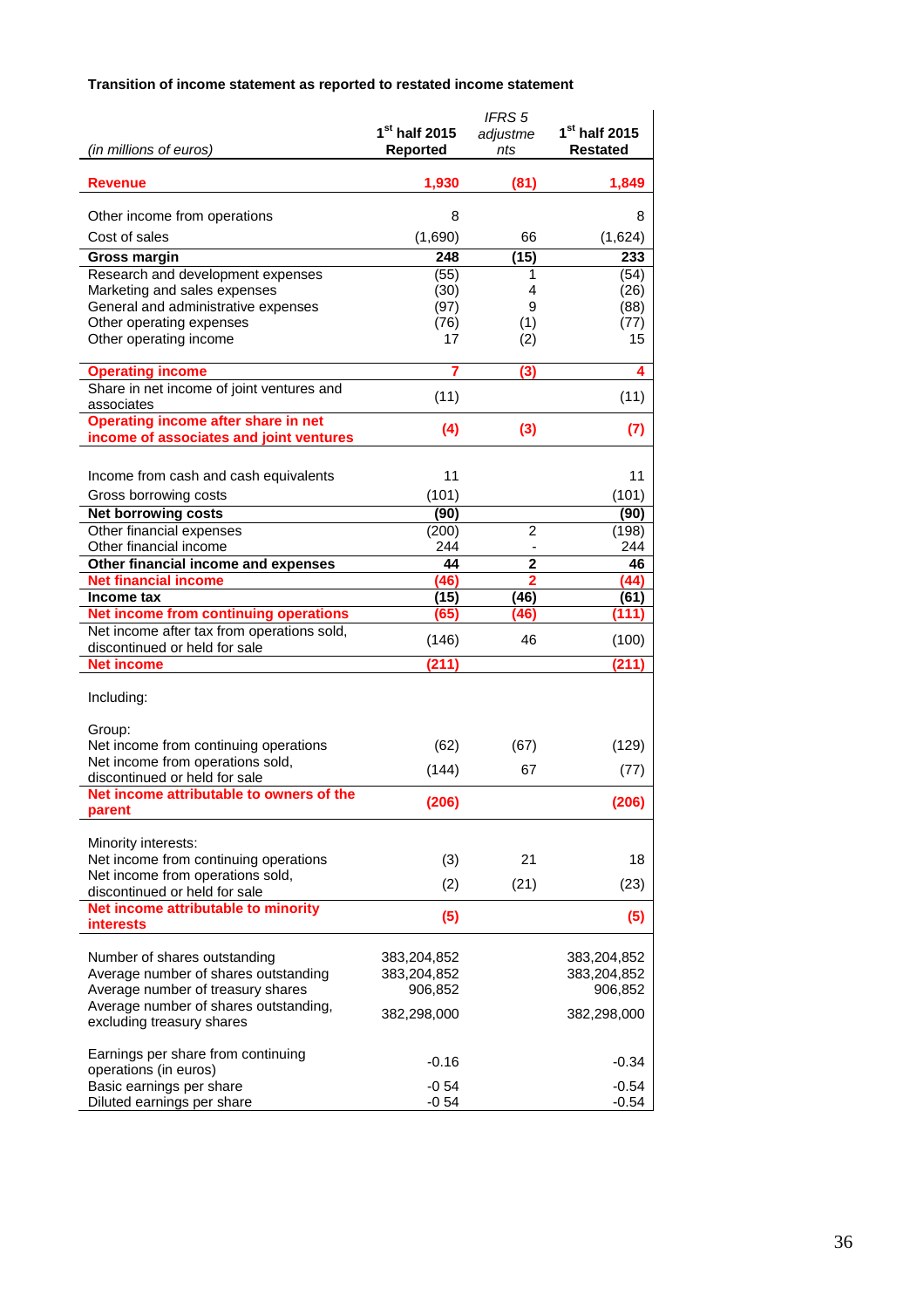**Transition of income statement as reported to restated income statement**

| *(in millions of euros)* | 1st half 2015 Reported | *IFRS 5 adjustments* | 1st half 2015 Restated |
|---|---|---|---|
| **Revenue** | **1,930** | **(81)** | **1,849** |
| Other income from operations | 8 | | 8 |
| Cost of sales | (1,690) | 66 | (1,624) |
| **Gross margin** | **248** | **(15)** | **233** |
| Research and development expenses | (55) | 1 | (54) |
| Marketing and sales expenses | (30) | 4 | (26) |
| General and administrative expenses | (97) | 9 | (88) |
| Other operating expenses | (76) | (1) | (77) |
| Other operating income | 17 | (2) | 15 |
| **Operating income** | **7** | **(3)** | **4** |
| Share in net income of joint ventures and associates | (11) | | (11) |
| **Operating income after share in net income of associates and joint ventures** | **(4)** | **(3)** | **(7)** |
| Income from cash and cash equivalents | 11 | | 11 |
| Gross borrowing costs | (101) | | (101) |
| **Net borrowing costs** | **(90)** | | **(90)** |
| Other financial expenses | (200) | 2 | (198) |
| Other financial income | 244 | - | 244 |
| **Other financial income and expenses** | **44** | **2** | **46** |
| **Net financial income** | **(46)** | **2** | **(44)** |
| **Income tax** | **(15)** | **(46)** | **(61)** |
| **Net income from continuing operations** | **(65)** | **(46)** | **(111)** |
| Net income after tax from operations sold, discontinued or held for sale | (146) | 46 | (100) |
| **Net income** | **(211)** | | **(211)** |
| Including: | | | |
| Group: | | | |
| Net income from continuing operations | (62) | (67) | (129) |
| Net income from operations sold, discontinued or held for sale | (144) | 67 | (77) |
| **Net income attributable to owners of the parent** | **(206)** | | **(206)** |
| Minority interests: | | | |
| Net income from continuing operations | (3) | 21 | 18 |
| Net income from operations sold, discontinued or held for sale | (2) | (21) | (23) |
| **Net income attributable to minority interests** | **(5)** | | **(5)** |
| Number of shares outstanding | 383,204,852 | | 383,204,852 |
| Average number of shares outstanding | 383,204,852 | | 383,204,852 |
| Average number of treasury shares | 906,852 | | 906,852 |
| Average number of shares outstanding, excluding treasury shares | 382,298,000 | | 382,298,000 |
| Earnings per share from continuing operations (in euros) | -0.16 | | -0.34 |
| Basic earnings per share | -0 54 | | -0.54 |
| Diluted earnings per share | -0 54 | | -0.54 |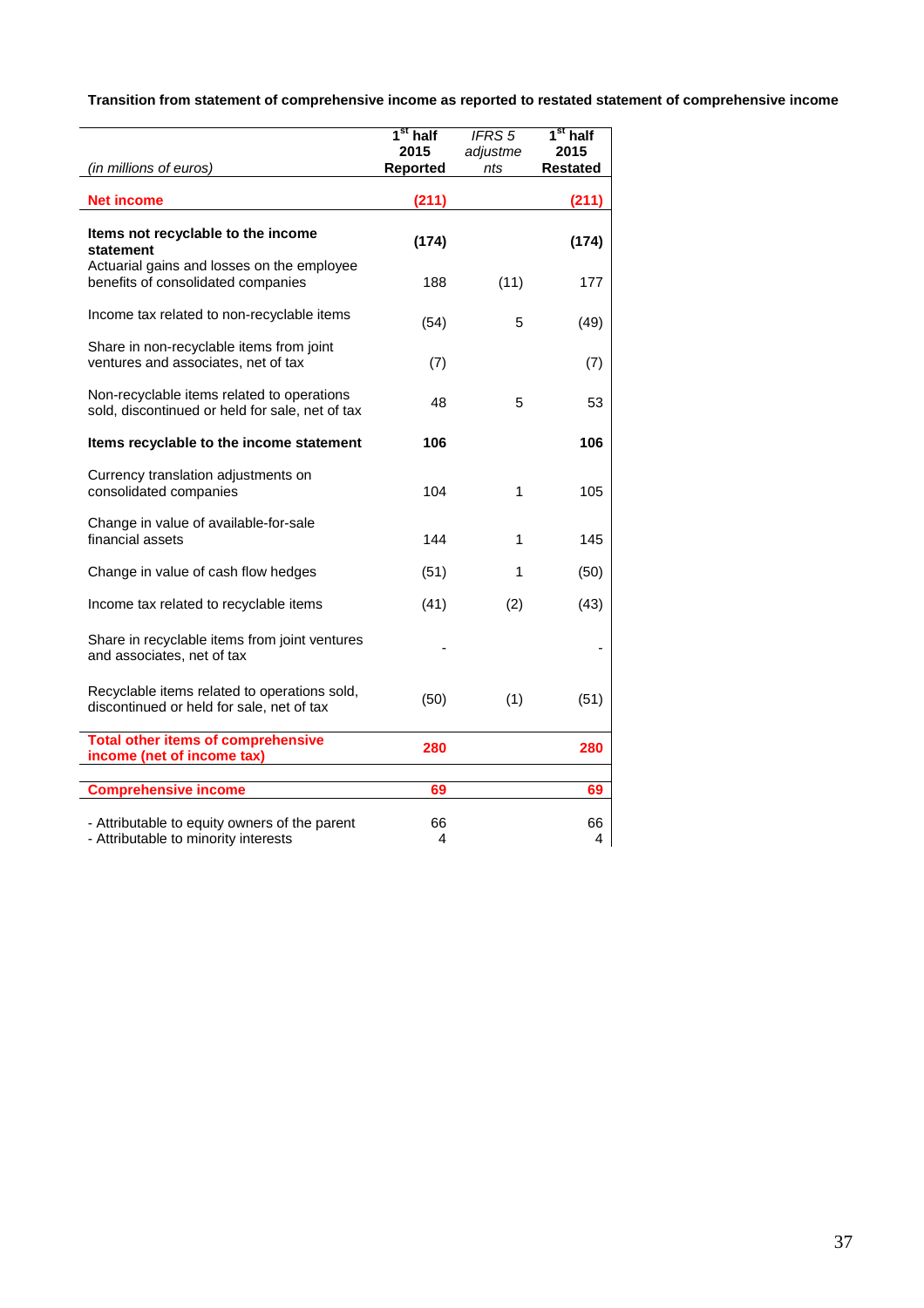**Transition from statement of comprehensive income as reported to restated statement of comprehensive income**

| *(in millions of euros)* | 1st half 2015 Reported | *IFRS 5 adjustments* | 1st half 2015 Restated |
|---|---|---|---|
| **Net income** | **(211)** | | **(211)** |
| **Items not recyclable to the income statement** | **(174)** | | **(174)** |
| Actuarial gains and losses on the employee benefits of consolidated companies | 188 | (11) | 177 |
| Income tax related to non-recyclable items | (54) | 5 | (49) |
| Share in non-recyclable items from joint ventures and associates, net of tax | (7) | | (7) |
| Non-recyclable items related to operations sold, discontinued or held for sale, net of tax | 48 | 5 | 53 |
| **Items recyclable to the income statement** | **106** | | **106** |
| Currency translation adjustments on consolidated companies | 104 | 1 | 105 |
| Change in value of available-for-sale financial assets | 144 | 1 | 145 |
| Change in value of cash flow hedges | (51) | 1 | (50) |
| Income tax related to recyclable items | (41) | (2) | (43) |
| Share in recyclable items from joint ventures and associates, net of tax | - | | - |
| Recyclable items related to operations sold, discontinued or held for sale, net of tax | (50) | (1) | (51) |
| **Total other items of comprehensive income (net of income tax)** | **280** | | **280** |
| **Comprehensive income** | **69** | | **69** |
| - Attributable to equity owners of the parent | 66 | | 66 |
| - Attributable to minority interests | 4 | | 4 |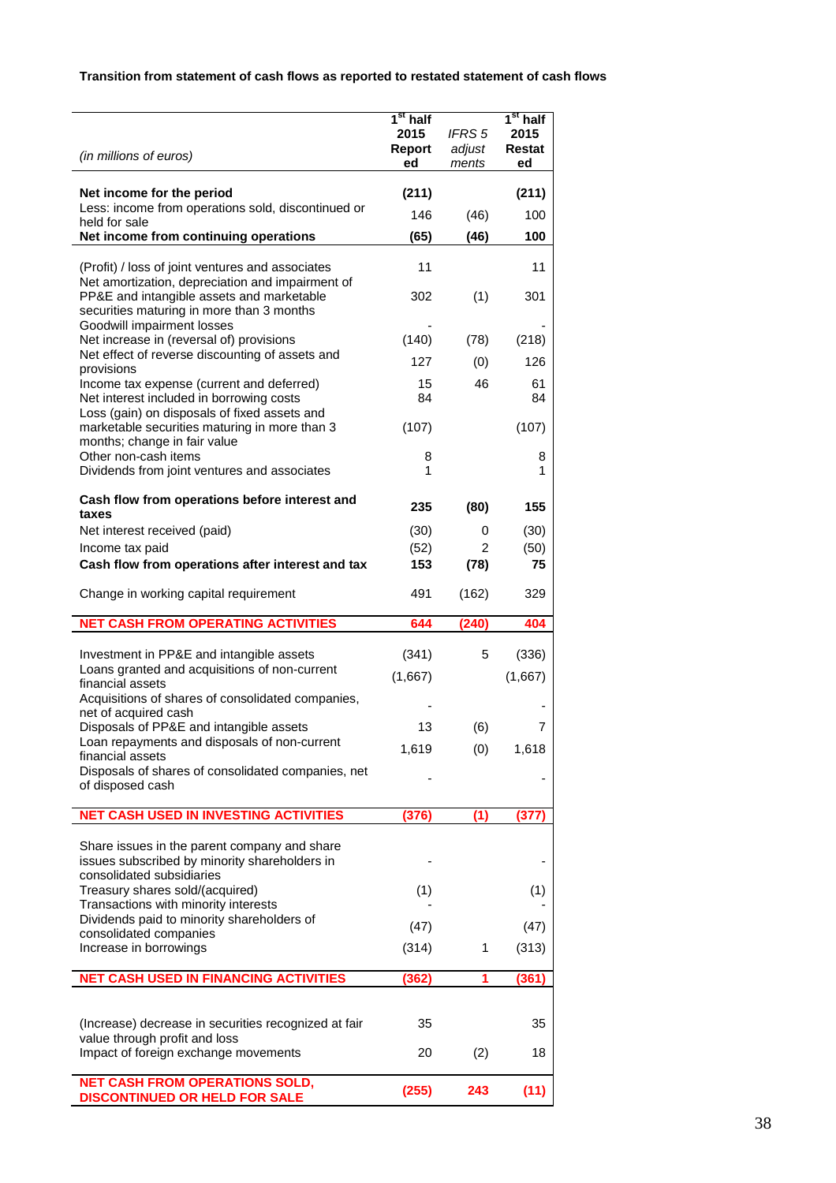**Transition from statement of cash flows as reported to restated statement of cash flows**

| *(in millions of euros)* | 1st half 2015 Reported | *IFRS 5 adjustments* | 1st half 2015 Restated |
|---|---|---|---|
| **Net income for the period** | **(211)** | | **(211)** |
| Less: income from operations sold, discontinued or held for sale | 146 | (46) | 100 |
| **Net income from continuing operations** | **(65)** | **(46)** | **100** |
| (Profit) / loss of joint ventures and associates | 11 | | 11 |
| Net amortization, depreciation and impairment of PP&E and intangible assets and marketable securities maturing in more than 3 months | 302 | (1) | 301 |
| Goodwill impairment losses | - | | - |
| Net increase in (reversal of) provisions | (140) | (78) | (218) |
| Net effect of reverse discounting of assets and provisions | 127 | (0) | 126 |
| Income tax expense (current and deferred) | 15 | 46 | 61 |
| Net interest included in borrowing costs | 84 | | 84 |
| Loss (gain) on disposals of fixed assets and marketable securities maturing in more than 3 months; change in fair value | (107) | | (107) |
| Other non-cash items | 8 | | 8 |
| Dividends from joint ventures and associates | 1 | | 1 |
| **Cash flow from operations before interest and taxes** | **235** | **(80)** | **155** |
| Net interest received (paid) | (30) | 0 | (30) |
| Income tax paid | (52) | 2 | (50) |
| **Cash flow from operations after interest and tax** | **153** | **(78)** | **75** |
| Change in working capital requirement | 491 | (162) | 329 |
| **NET CASH FROM OPERATING ACTIVITIES** | **644** | **(240)** | **404** |
| Investment in PP&E and intangible assets | (341) | 5 | (336) |
| Loans granted and acquisitions of non-current financial assets | (1,667) | | (1,667) |
| Acquisitions of shares of consolidated companies, net of acquired cash | - | | - |
| Disposals of PP&E and intangible assets | 13 | (6) | 7 |
| Loan repayments and disposals of non-current financial assets | 1,619 | (0) | 1,618 |
| Disposals of shares of consolidated companies, net of disposed cash | - | | - |
| **NET CASH USED IN INVESTING ACTIVITIES** | **(376)** | **(1)** | **(377)** |
| Share issues in the parent company and share issues subscribed by minority shareholders in consolidated subsidiaries | - | | - |
| Treasury shares sold/(acquired) | (1) | | (1) |
| Transactions with minority interests | - | | - |
| Dividends paid to minority shareholders of consolidated companies | (47) | | (47) |
| Increase in borrowings | (314) | 1 | (313) |
| **NET CASH USED IN FINANCING ACTIVITIES** | **(362)** | **1** | **(361)** |
| (Increase) decrease in securities recognized at fair value through profit and loss | 35 | | 35 |
| Impact of foreign exchange movements | 20 | (2) | 18 |
| **NET CASH FROM OPERATIONS SOLD, DISCONTINUED OR HELD FOR SALE** | **(255)** | **243** | **(11)** |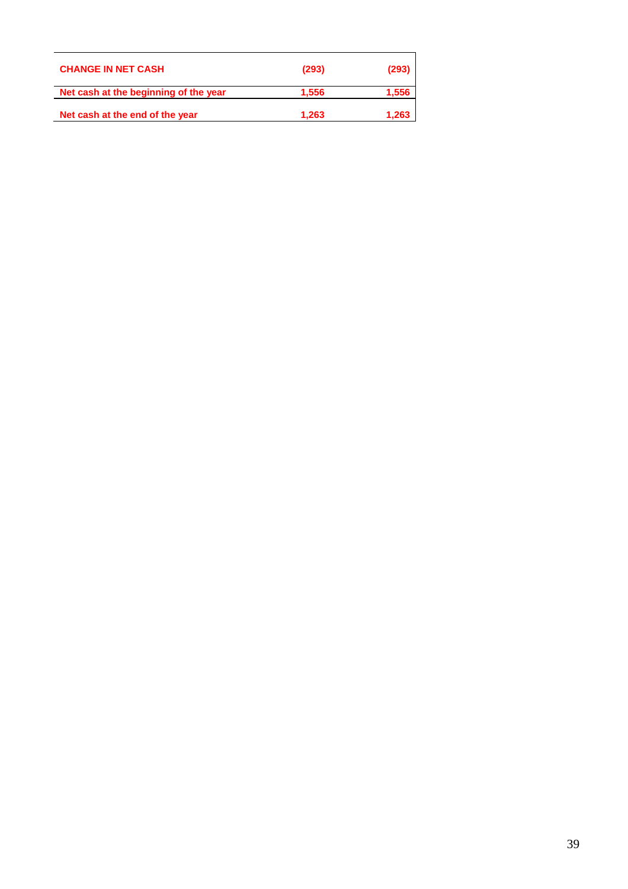| | | |
|---|---|---|
| **CHANGE IN NET CASH** | **(293)** | **(293)** |
| **Net cash at the beginning of the year** | **1,556** | **1,556** |
| **Net cash at the end of the year** | **1,263** | **1,263** |